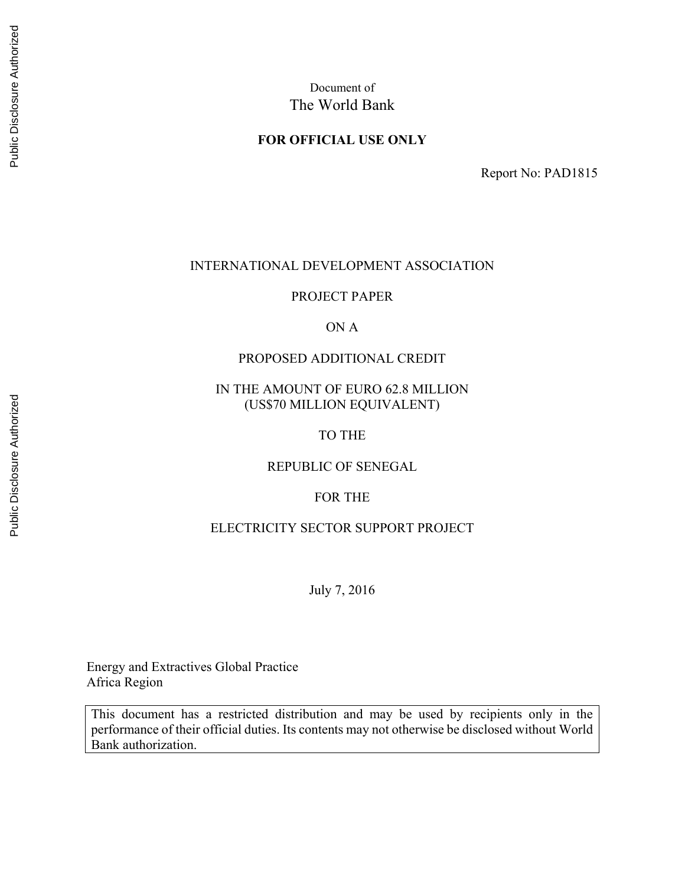Document of
The World Bank

**FOR OFFICIAL USE ONLY**

Report No: PAD1815

INTERNATIONAL DEVELOPMENT ASSOCIATION

PROJECT PAPER

ON A

PROPOSED ADDITIONAL CREDIT

IN THE AMOUNT OF EURO 62.8 MILLION
(US$70 MILLION EQUIVALENT)

TO THE

REPUBLIC OF SENEGAL

FOR THE

ELECTRICITY SECTOR SUPPORT PROJECT

July 7, 2016

Energy and Extractives Global Practice
Africa Region

This document has a restricted distribution and may be used by recipients only in the performance of their official duties. Its contents may not otherwise be disclosed without World Bank authorization.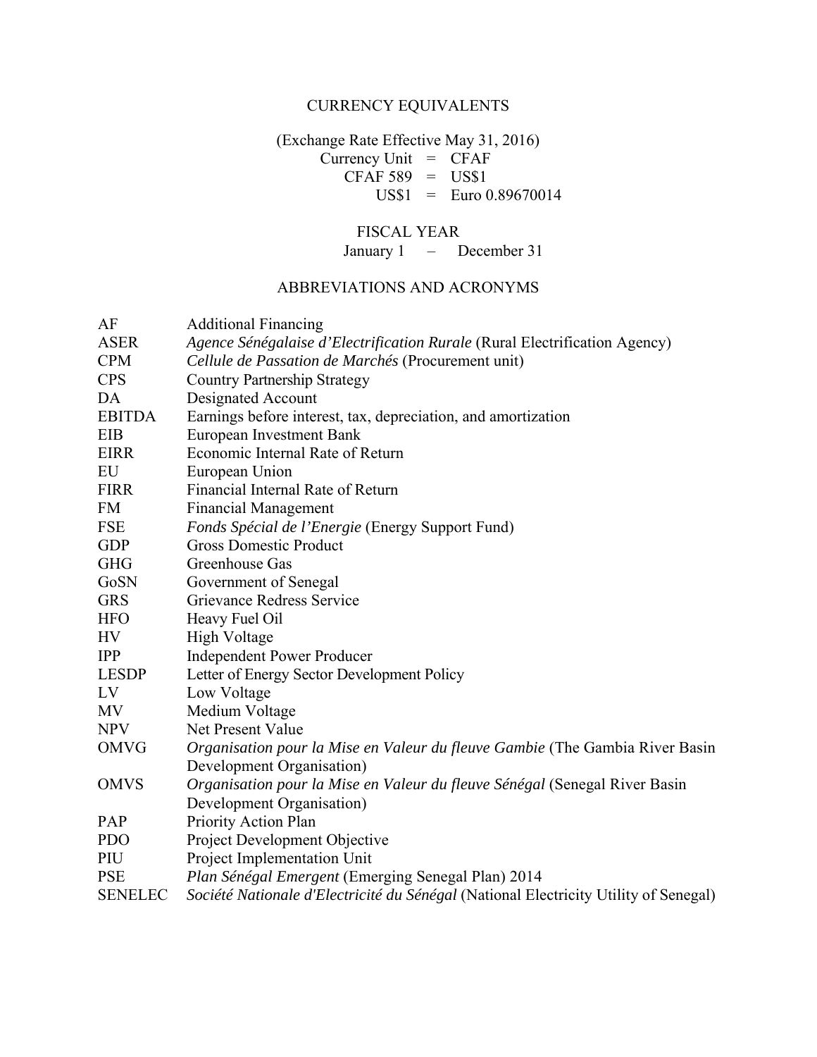## CURRENCY EQUIVALENTS

(Exchange Rate Effective May 31, 2016)

Currency Unit = CFAF

CFAF 589 = US$1

US$1 = Euro 0.89670014

## FISCAL YEAR

January 1 – December 31

## ABBREVIATIONS AND ACRONYMS

| | |
|---|---|
| AF | Additional Financing |
| ASER | *Agence Sénégalaise d'Electrification Rurale* (Rural Electrification Agency) |
| CPM | *Cellule de Passation de Marchés* (Procurement unit) |
| CPS | Country Partnership Strategy |
| DA | Designated Account |
| EBITDA | Earnings before interest, tax, depreciation, and amortization |
| EIB | European Investment Bank |
| EIRR | Economic Internal Rate of Return |
| EU | European Union |
| FIRR | Financial Internal Rate of Return |
| FM | Financial Management |
| FSE | *Fonds Spécial de l'Energie* (Energy Support Fund) |
| GDP | Gross Domestic Product |
| GHG | Greenhouse Gas |
| GoSN | Government of Senegal |
| GRS | Grievance Redress Service |
| HFO | Heavy Fuel Oil |
| HV | High Voltage |
| IPP | Independent Power Producer |
| LESDP | Letter of Energy Sector Development Policy |
| LV | Low Voltage |
| MV | Medium Voltage |
| NPV | Net Present Value |
| OMVG | *Organisation pour la Mise en Valeur du fleuve Gambie* (The Gambia River Basin Development Organisation) |
| OMVS | *Organisation pour la Mise en Valeur du fleuve Sénégal* (Senegal River Basin Development Organisation) |
| PAP | Priority Action Plan |
| PDO | Project Development Objective |
| PIU | Project Implementation Unit |
| PSE | *Plan Sénégal Emergent* (Emerging Senegal Plan) 2014 |
| SENELEC | *Société Nationale d'Electricité du Sénégal* (National Electricity Utility of Senegal) |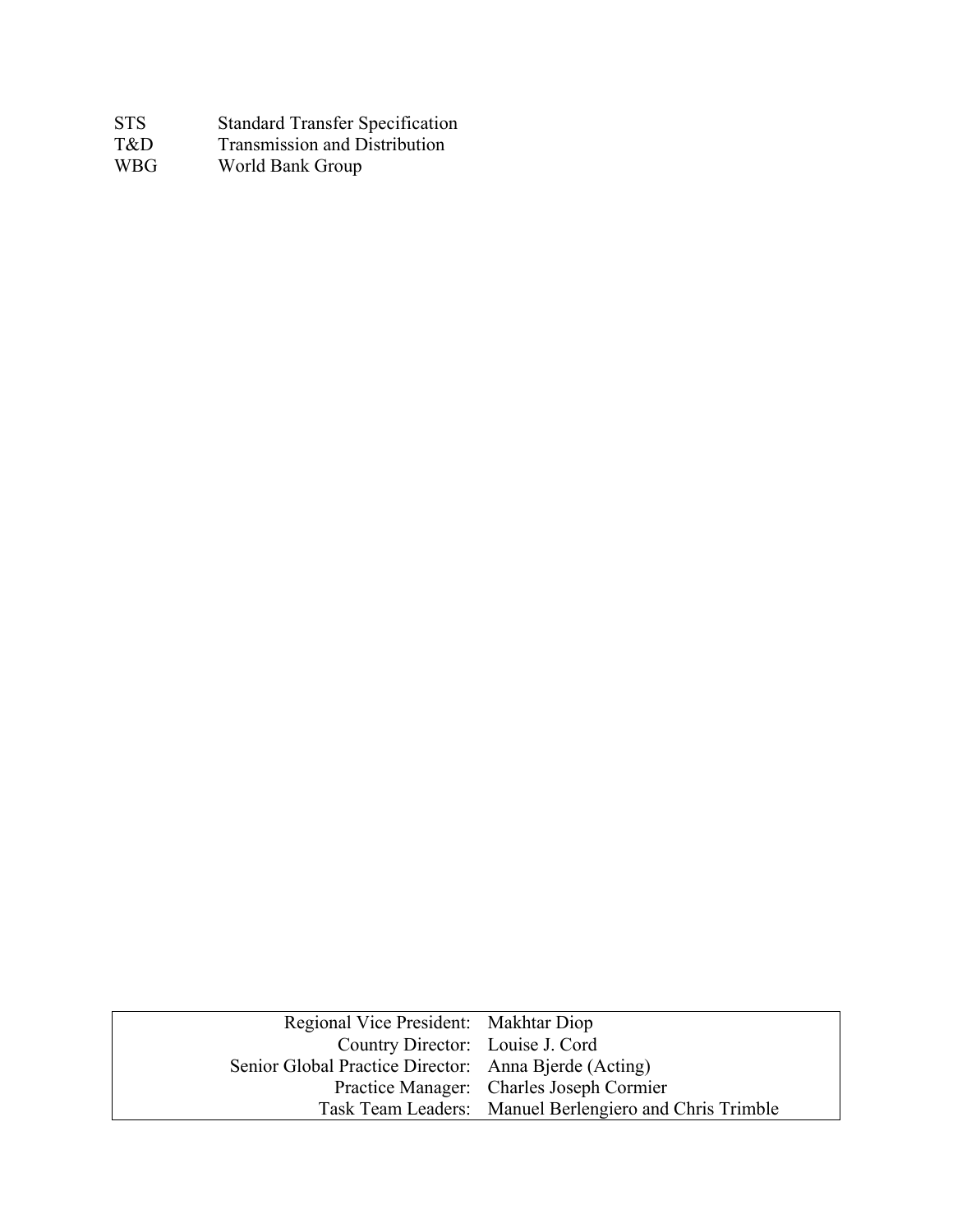| | |
|---|---|
| STS | Standard Transfer Specification |
| T&D | Transmission and Distribution |
| WBG | World Bank Group |

| | |
|---|---|
| Regional Vice President: | Makhtar Diop |
| Country Director: | Louise J. Cord |
| Senior Global Practice Director: | Anna Bjerde (Acting) |
| Practice Manager: | Charles Joseph Cormier |
| Task Team Leaders: | Manuel Berlengiero and Chris Trimble |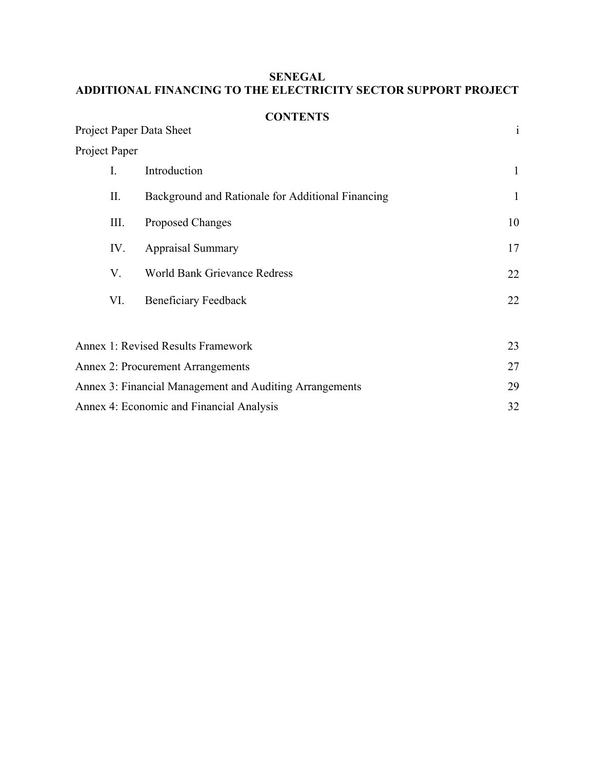**SENEGAL**
**ADDITIONAL FINANCING TO THE ELECTRICITY SECTOR SUPPORT PROJECT**

**CONTENTS**

| | | |
|---|---|---|
| Project Paper Data Sheet | | i |
| Project Paper | | |
| I. | Introduction | 1 |
| II. | Background and Rationale for Additional Financing | 1 |
| III. | Proposed Changes | 10 |
| IV. | Appraisal Summary | 17 |
| V. | World Bank Grievance Redress | 22 |
| VI. | Beneficiary Feedback | 22 |
| Annex 1: Revised Results Framework | | 23 |
| Annex 2: Procurement Arrangements | | 27 |
| Annex 3: Financial Management and Auditing Arrangements | | 29 |
| Annex 4: Economic and Financial Analysis | | 32 |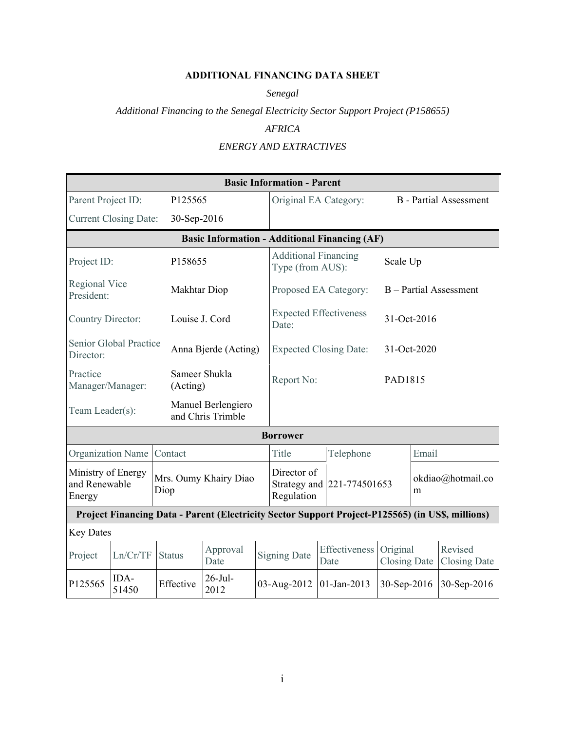# ADDITIONAL FINANCING DATA SHEET

*Senegal*

*Additional Financing to the Senegal Electricity Sector Support Project (P158655)*

*AFRICA*

*ENERGY AND EXTRACTIVES*

| **Basic Information - Parent** | | | |
|---|---|---|---|
| Parent Project ID: | P125565 | Original EA Category: | B - Partial Assessment |
| Current Closing Date: | 30-Sep-2016 | | |

| **Basic Information - Additional Financing (AF)** | | | |
|---|---|---|---|
| Project ID: | P158655 | Additional Financing Type (from AUS): | Scale Up |
| Regional Vice President: | Makhtar Diop | Proposed EA Category: | B – Partial Assessment |
| Country Director: | Louise J. Cord | Expected Effectiveness Date: | 31-Oct-2016 |
| Senior Global Practice Director: | Anna Bjerde (Acting) | Expected Closing Date: | 31-Oct-2020 |
| Practice Manager/Manager: | Sameer Shukla (Acting) | Report No: | PAD1815 |
| Team Leader(s): | Manuel Berlengiero and Chris Trimble | | |

| **Borrower** | | | | |
|---|---|---|---|---|
| Organization Name | Contact | Title | Telephone | Email |
| Ministry of Energy and Renewable Energy | Mrs. Oumy Khairy Diao Diop | Director of Strategy and Regulation | 221-774501653 | okdiao@hotmail.com |

**Project Financing Data - Parent (Electricity Sector Support Project-P125565) (in US$, millions)**

Key Dates

| Project | Ln/Cr/TF | Status | Approval Date | Signing Date | Effectiveness Date | Original Closing Date | Revised Closing Date |
|---|---|---|---|---|---|---|---|
| P125565 | IDA-51450 | Effective | 26-Jul-2012 | 03-Aug-2012 | 01-Jan-2013 | 30-Sep-2016 | 30-Sep-2016 |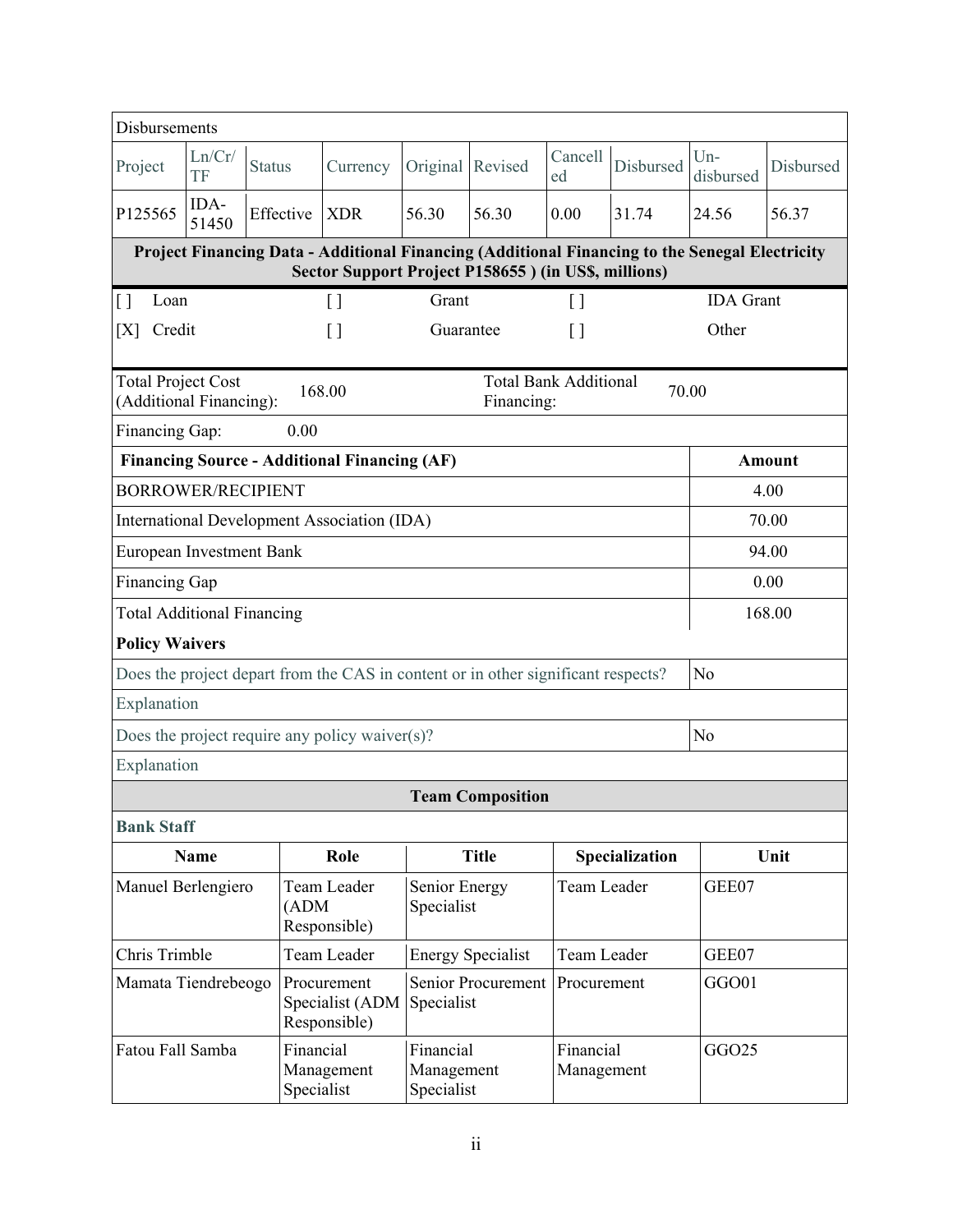| Disbursements | | | | | | | | | |
|---|---|---|---|---|---|---|---|---|---|
| Project | Ln/Cr/TF | Status | Currency | Original | Revised | Cancelled | Disbursed | Un-disbursed | Disbursed |
| P125565 | IDA-51450 | Effective | XDR | 56.30 | 56.30 | 0.00 | 31.74 | 24.56 | 56.37 |

**Project Financing Data - Additional Financing (Additional Financing to the Senegal Electricity Sector Support Project P158655 ) (in US$, millions)**

| | | | |
|---|---|---|---|
| [ ] Loan | [ ] Grant | [ ] IDA Grant | |
| [X] Credit | [ ] Guarantee | [ ] Other | |

| | | | |
|---|---|---|---|
| Total Project Cost (Additional Financing): | 168.00 | Total Bank Additional Financing: | 70.00 |
| Financing Gap: | 0.00 | | |

| Financing Source - Additional Financing (AF) | Amount |
|---|---|
| BORROWER/RECIPIENT | 4.00 |
| International Development Association (IDA) | 70.00 |
| European Investment Bank | 94.00 |
| Financing Gap | 0.00 |
| Total Additional Financing | 168.00 |

**Policy Waivers**

| | |
|---|---|
| Does the project depart from the CAS in content or in other significant respects? | No |
| Explanation | |
| Does the project require any policy waiver(s)? | No |
| Explanation | |

**Team Composition**

**Bank Staff**

| Name | Role | Title | Specialization | Unit |
|---|---|---|---|---|
| Manuel Berlengiero | Team Leader (ADM Responsible) | Senior Energy Specialist | Team Leader | GEE07 |
| Chris Trimble | Team Leader | Energy Specialist | Team Leader | GEE07 |
| Mamata Tiendrebeogo | Procurement Specialist (ADM Responsible) | Senior Procurement Specialist | Procurement | GGO01 |
| Fatou Fall Samba | Financial Management Specialist | Financial Management Specialist | Financial Management | GGO25 |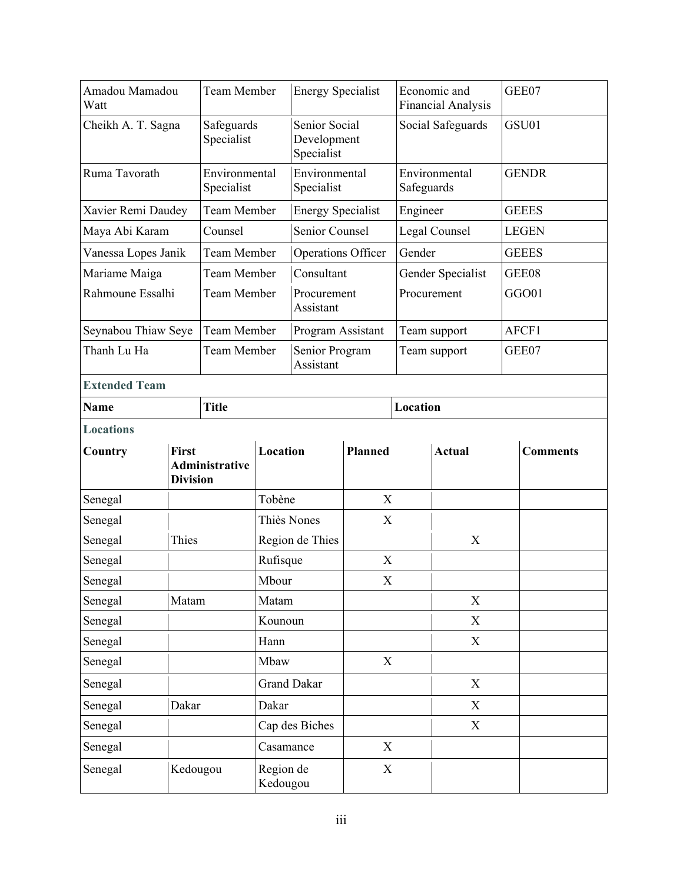| | | | | |
|---|---|---|---|---|
| Amadou Mamadou Watt | Team Member | Energy Specialist | Economic and Financial Analysis | GEE07 |
| Cheikh A. T. Sagna | Safeguards Specialist | Senior Social Development Specialist | Social Safeguards | GSU01 |
| Ruma Tavorath | Environmental Specialist | Environmental Specialist | Environmental Safeguards | GENDR |
| Xavier Remi Daudey | Team Member | Energy Specialist | Engineer | GEEES |
| Maya Abi Karam | Counsel | Senior Counsel | Legal Counsel | LEGEN |
| Vanessa Lopes Janik | Team Member | Operations Officer | Gender | GEEES |
| Mariame Maiga | Team Member | Consultant | Gender Specialist | GEE08 |
| Rahmoune Essalhi | Team Member | Procurement Assistant | Procurement | GGO01 |
| Seynabou Thiaw Seye | Team Member | Program Assistant | Team support | AFCF1 |
| Thanh Lu Ha | Team Member | Senior Program Assistant | Team support | GEE07 |

**Extended Team**

| Name | Title | Location |
|---|---|---|

**Locations**

| Country | First Administrative Division | Location | Planned | Actual | Comments |
|---|---|---|---|---|---|
| Senegal | | Tobène | X | | |
| Senegal | | Thiès Nones | X | | |
| Senegal | Thies | Region de Thies | | X | |
| Senegal | | Rufisque | X | | |
| Senegal | | Mbour | X | | |
| Senegal | Matam | Matam | | X | |
| Senegal | | Kounoun | | X | |
| Senegal | | Hann | | X | |
| Senegal | | Mbaw | X | | |
| Senegal | | Grand Dakar | | X | |
| Senegal | Dakar | Dakar | | X | |
| Senegal | | Cap des Biches | | X | |
| Senegal | | Casamance | X | | |
| Senegal | Kedougou | Region de Kedougou | X | | |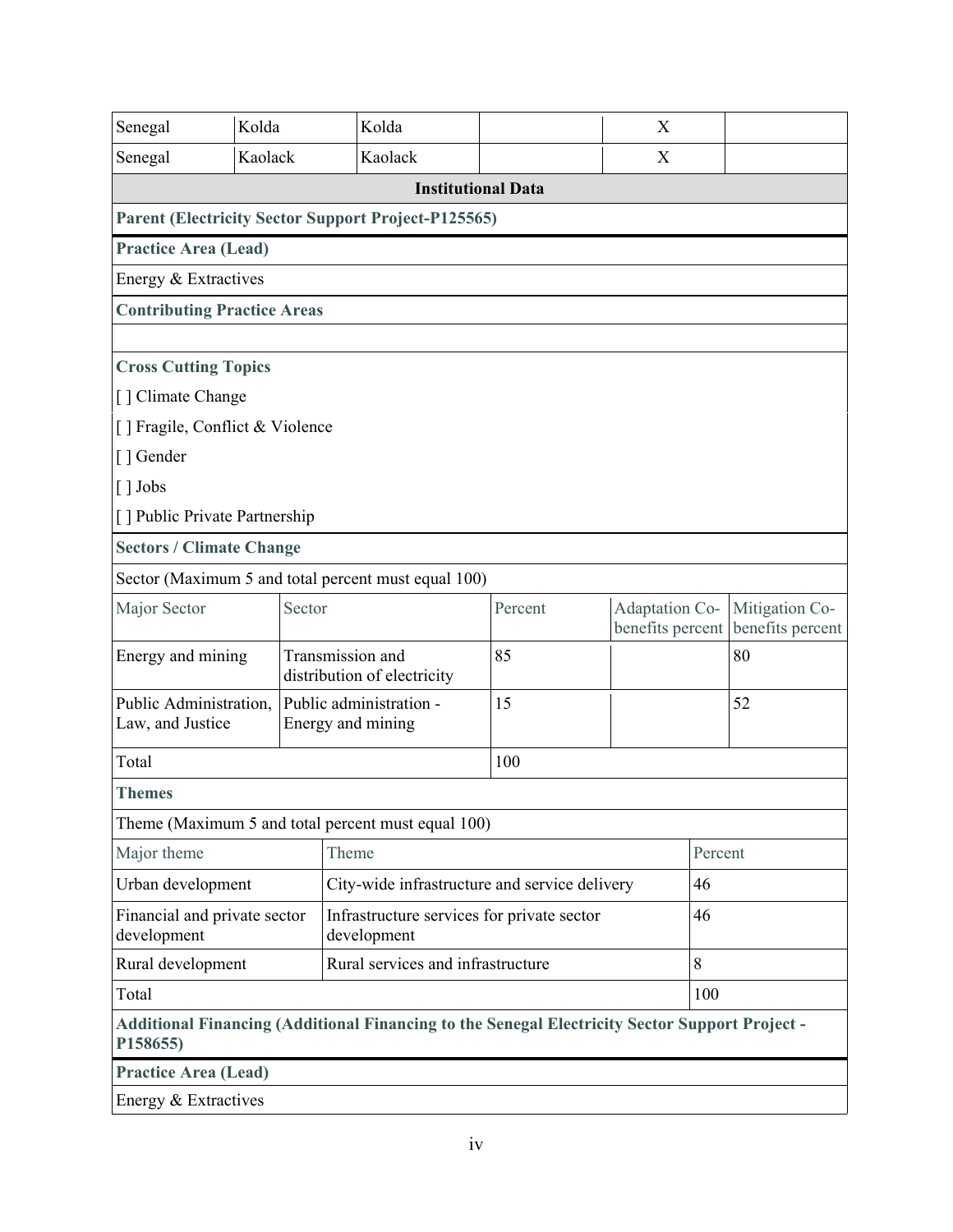| Senegal | Kolda | Kolda | | X | |
|---|---|---|---|---|---|
| Senegal | Kaolack | Kaolack | | X | |

**Institutional Data**

**Parent (Electricity Sector Support Project-P125565)**

**Practice Area (Lead)**

Energy & Extractives

**Contributing Practice Areas**

**Cross Cutting Topics**

[ ] Climate Change

[ ] Fragile, Conflict & Violence

[ ] Gender

[ ] Jobs

[ ] Public Private Partnership

**Sectors / Climate Change**

Sector (Maximum 5 and total percent must equal 100)

| Major Sector | Sector | Percent | Adaptation Co-benefits percent | Mitigation Co-benefits percent |
|---|---|---|---|---|
| Energy and mining | Transmission and distribution of electricity | 85 | | 80 |
| Public Administration, Law, and Justice | Public administration - Energy and mining | 15 | | 52 |
| Total | | 100 | | |

**Themes**

Theme (Maximum 5 and total percent must equal 100)

| Major theme | Theme | Percent |
|---|---|---|
| Urban development | City-wide infrastructure and service delivery | 46 |
| Financial and private sector development | Infrastructure services for private sector development | 46 |
| Rural development | Rural services and infrastructure | 8 |
| Total | | 100 |

**Additional Financing (Additional Financing to the Senegal Electricity Sector Support Project - P158655)**

**Practice Area (Lead)**

Energy & Extractives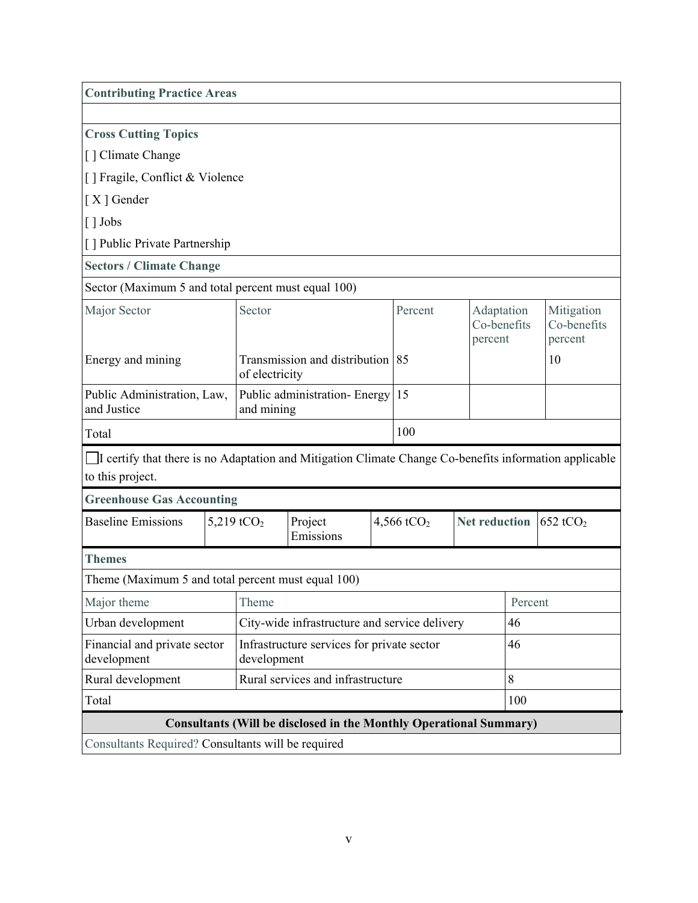**Contributing Practice Areas**

**Cross Cutting Topics**

[ ] Climate Change

[ ] Fragile, Conflict & Violence

[ X ] Gender

[ ] Jobs

[ ] Public Private Partnership

**Sectors / Climate Change**

Sector (Maximum 5 and total percent must equal 100)

| Major Sector | Sector | Percent | Adaptation Co-benefits percent | Mitigation Co-benefits percent |
|---|---|---|---|---|
| Energy and mining | Transmission and distribution of electricity | 85 | | 10 |
| Public Administration, Law, and Justice | Public administration- Energy and mining | 15 | | |
| Total | | 100 | | |

☐ I certify that there is no Adaptation and Mitigation Climate Change Co-benefits information applicable to this project.

**Greenhouse Gas Accounting**

| Baseline Emissions | 5,219 $tCO_2$ | Project Emissions | 4,566 $tCO_2$ | **Net reduction** | 652 $tCO_2$ |
|---|---|---|---|---|---|

**Themes**

Theme (Maximum 5 and total percent must equal 100)

| Major theme | Theme | Percent |
|---|---|---|
| Urban development | City-wide infrastructure and service delivery | 46 |
| Financial and private sector development | Infrastructure services for private sector development | 46 |
| Rural development | Rural services and infrastructure | 8 |
| Total | | 100 |

**Consultants (Will be disclosed in the Monthly Operational Summary)**

Consultants Required? Consultants will be required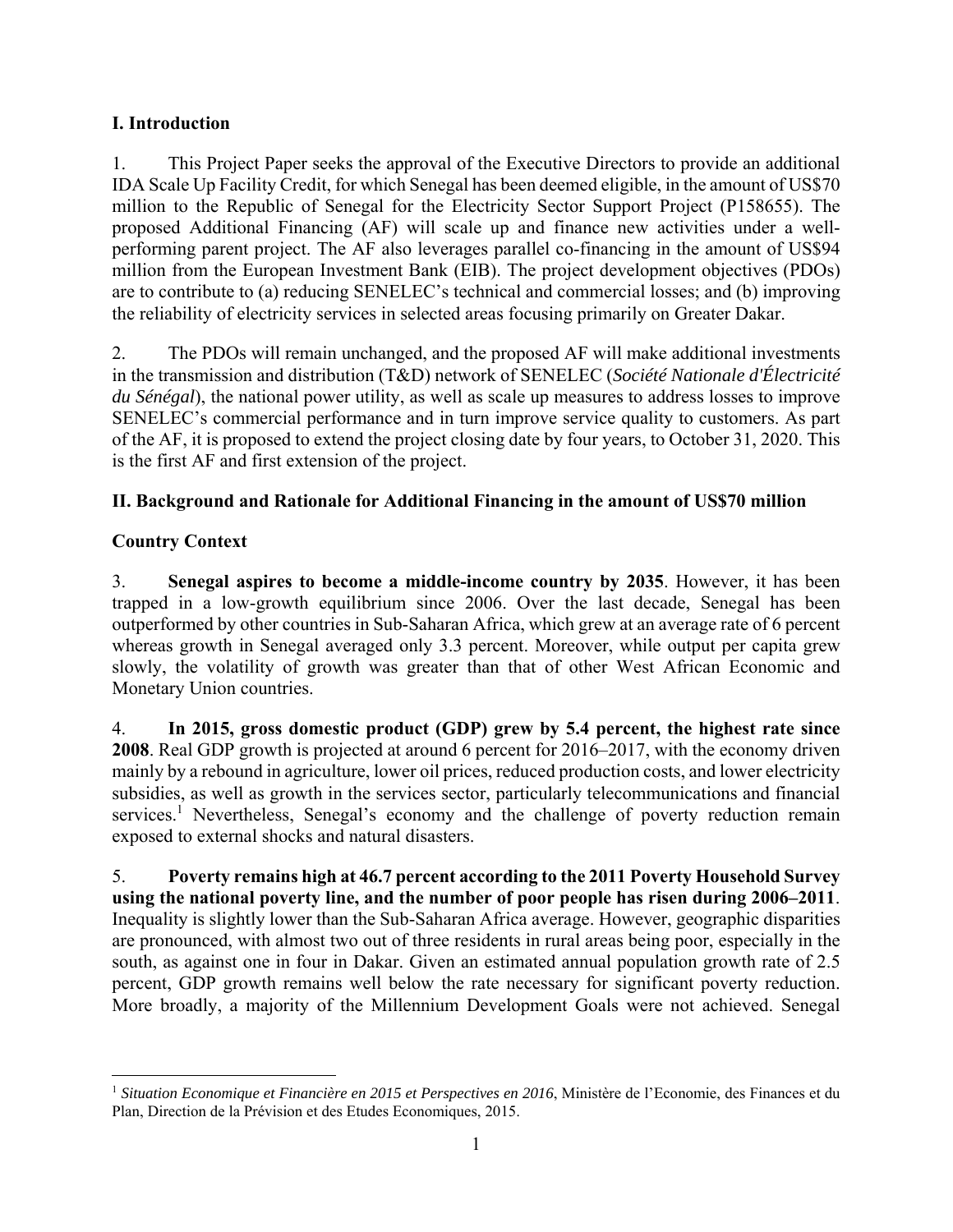## I. Introduction

1. This Project Paper seeks the approval of the Executive Directors to provide an additional IDA Scale Up Facility Credit, for which Senegal has been deemed eligible, in the amount of US$70 million to the Republic of Senegal for the Electricity Sector Support Project (P158655). The proposed Additional Financing (AF) will scale up and finance new activities under a well-performing parent project. The AF also leverages parallel co-financing in the amount of US$94 million from the European Investment Bank (EIB). The project development objectives (PDOs) are to contribute to (a) reducing SENELEC's technical and commercial losses; and (b) improving the reliability of electricity services in selected areas focusing primarily on Greater Dakar.

2. The PDOs will remain unchanged, and the proposed AF will make additional investments in the transmission and distribution (T&D) network of SENELEC (*Société Nationale d'Électricité du Sénégal*), the national power utility, as well as scale up measures to address losses to improve SENELEC's commercial performance and in turn improve service quality to customers. As part of the AF, it is proposed to extend the project closing date by four years, to October 31, 2020. This is the first AF and first extension of the project.

## II. Background and Rationale for Additional Financing in the amount of US$70 million

### Country Context

3. **Senegal aspires to become a middle-income country by 2035**. However, it has been trapped in a low-growth equilibrium since 2006. Over the last decade, Senegal has been outperformed by other countries in Sub-Saharan Africa, which grew at an average rate of 6 percent whereas growth in Senegal averaged only 3.3 percent. Moreover, while output per capita grew slowly, the volatility of growth was greater than that of other West African Economic and Monetary Union countries.

4. **In 2015, gross domestic product (GDP) grew by 5.4 percent, the highest rate since 2008**. Real GDP growth is projected at around 6 percent for 2016–2017, with the economy driven mainly by a rebound in agriculture, lower oil prices, reduced production costs, and lower electricity subsidies, as well as growth in the services sector, particularly telecommunications and financial services.[1] Nevertheless, Senegal's economy and the challenge of poverty reduction remain exposed to external shocks and natural disasters.

5. **Poverty remains high at 46.7 percent according to the 2011 Poverty Household Survey using the national poverty line, and the number of poor people has risen during 2006–2011**. Inequality is slightly lower than the Sub-Saharan Africa average. However, geographic disparities are pronounced, with almost two out of three residents in rural areas being poor, especially in the south, as against one in four in Dakar. Given an estimated annual population growth rate of 2.5 percent, GDP growth remains well below the rate necessary for significant poverty reduction. More broadly, a majority of the Millennium Development Goals were not achieved. Senegal

---

[1] *Situation Economique et Financière en 2015 et Perspectives en 2016*, Ministère de l'Economie, des Finances et du Plan, Direction de la Prévision et des Etudes Economiques, 2015.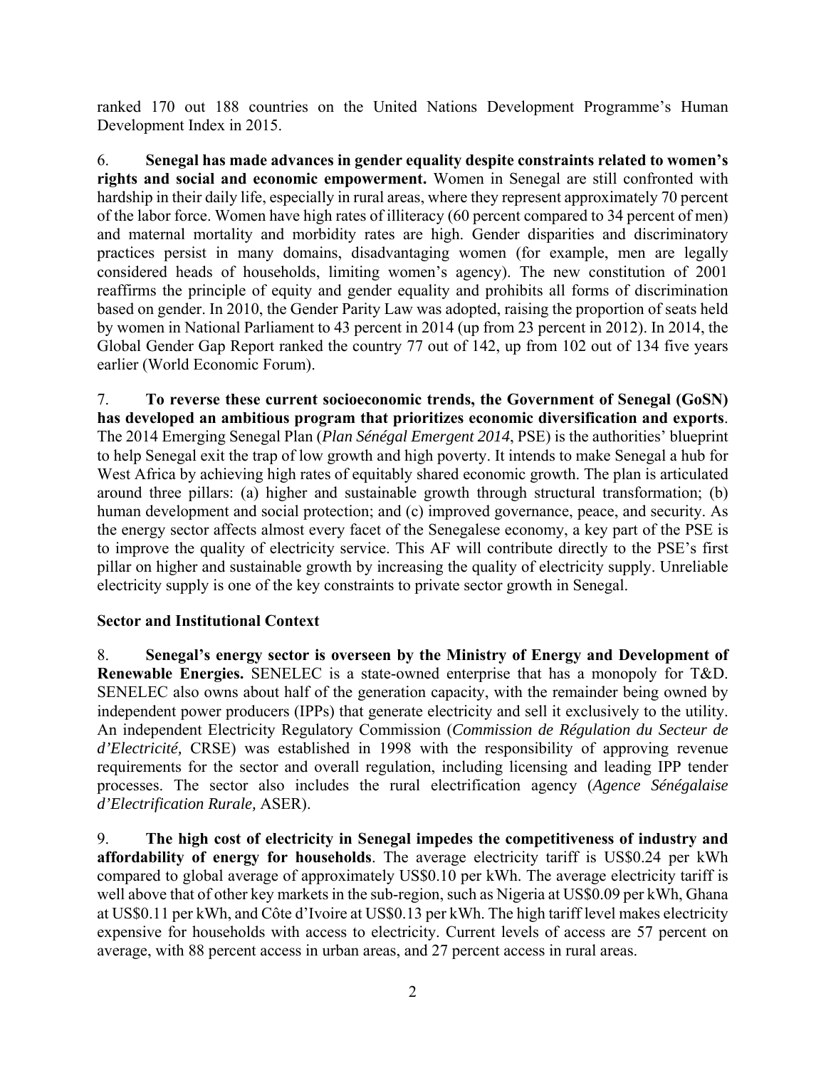ranked 170 out 188 countries on the United Nations Development Programme's Human Development Index in 2015.

6. **Senegal has made advances in gender equality despite constraints related to women's rights and social and economic empowerment.** Women in Senegal are still confronted with hardship in their daily life, especially in rural areas, where they represent approximately 70 percent of the labor force. Women have high rates of illiteracy (60 percent compared to 34 percent of men) and maternal mortality and morbidity rates are high. Gender disparities and discriminatory practices persist in many domains, disadvantaging women (for example, men are legally considered heads of households, limiting women's agency). The new constitution of 2001 reaffirms the principle of equity and gender equality and prohibits all forms of discrimination based on gender. In 2010, the Gender Parity Law was adopted, raising the proportion of seats held by women in National Parliament to 43 percent in 2014 (up from 23 percent in 2012). In 2014, the Global Gender Gap Report ranked the country 77 out of 142, up from 102 out of 134 five years earlier (World Economic Forum).

7. **To reverse these current socioeconomic trends, the Government of Senegal (GoSN) has developed an ambitious program that prioritizes economic diversification and exports**. The 2014 Emerging Senegal Plan (*Plan Sénégal Emergent 2014*, PSE) is the authorities' blueprint to help Senegal exit the trap of low growth and high poverty. It intends to make Senegal a hub for West Africa by achieving high rates of equitably shared economic growth. The plan is articulated around three pillars: (a) higher and sustainable growth through structural transformation; (b) human development and social protection; and (c) improved governance, peace, and security. As the energy sector affects almost every facet of the Senegalese economy, a key part of the PSE is to improve the quality of electricity service. This AF will contribute directly to the PSE's first pillar on higher and sustainable growth by increasing the quality of electricity supply. Unreliable electricity supply is one of the key constraints to private sector growth in Senegal.

**Sector and Institutional Context**

8. **Senegal's energy sector is overseen by the Ministry of Energy and Development of Renewable Energies.** SENELEC is a state-owned enterprise that has a monopoly for T&D. SENELEC also owns about half of the generation capacity, with the remainder being owned by independent power producers (IPPs) that generate electricity and sell it exclusively to the utility. An independent Electricity Regulatory Commission (*Commission de Régulation du Secteur de d'Electricité,* CRSE) was established in 1998 with the responsibility of approving revenue requirements for the sector and overall regulation, including licensing and leading IPP tender processes. The sector also includes the rural electrification agency (*Agence Sénégalaise d'Electrification Rurale,* ASER).

9. **The high cost of electricity in Senegal impedes the competitiveness of industry and affordability of energy for households**. The average electricity tariff is US$0.24 per kWh compared to global average of approximately US$0.10 per kWh. The average electricity tariff is well above that of other key markets in the sub-region, such as Nigeria at US$0.09 per kWh, Ghana at US$0.11 per kWh, and Côte d'Ivoire at US$0.13 per kWh. The high tariff level makes electricity expensive for households with access to electricity. Current levels of access are 57 percent on average, with 88 percent access in urban areas, and 27 percent access in rural areas.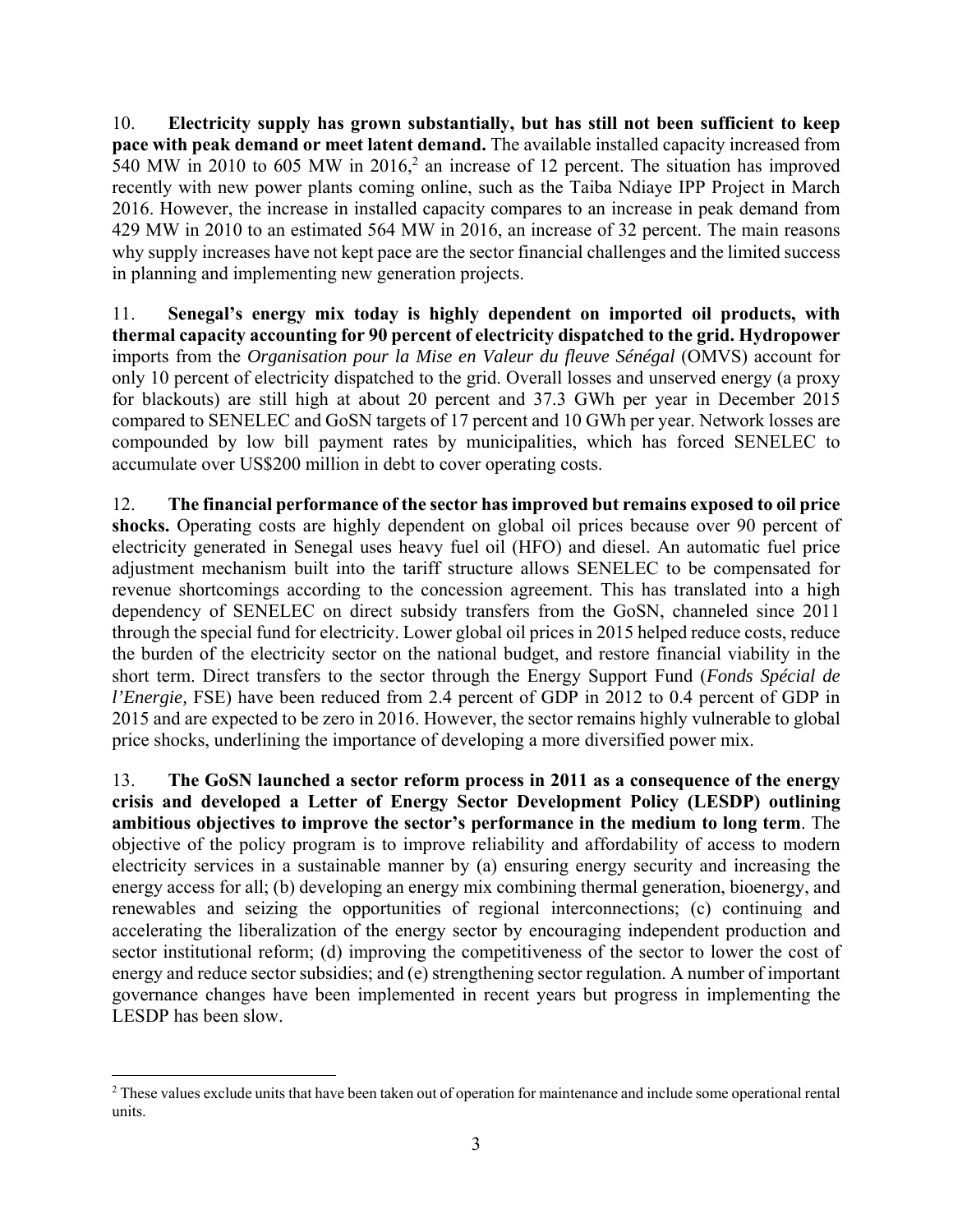10. **Electricity supply has grown substantially, but has still not been sufficient to keep pace with peak demand or meet latent demand.** The available installed capacity increased from 540 MW in 2010 to 605 MW in 2016,[2] an increase of 12 percent. The situation has improved recently with new power plants coming online, such as the Taiba Ndiaye IPP Project in March 2016. However, the increase in installed capacity compares to an increase in peak demand from 429 MW in 2010 to an estimated 564 MW in 2016, an increase of 32 percent. The main reasons why supply increases have not kept pace are the sector financial challenges and the limited success in planning and implementing new generation projects.

11. **Senegal's energy mix today is highly dependent on imported oil products, with thermal capacity accounting for 90 percent of electricity dispatched to the grid. Hydropower** imports from the *Organisation pour la Mise en Valeur du fleuve Sénégal* (OMVS) account for only 10 percent of electricity dispatched to the grid. Overall losses and unserved energy (a proxy for blackouts) are still high at about 20 percent and 37.3 GWh per year in December 2015 compared to SENELEC and GoSN targets of 17 percent and 10 GWh per year. Network losses are compounded by low bill payment rates by municipalities, which has forced SENELEC to accumulate over US$200 million in debt to cover operating costs.

12. **The financial performance of the sector has improved but remains exposed to oil price shocks.** Operating costs are highly dependent on global oil prices because over 90 percent of electricity generated in Senegal uses heavy fuel oil (HFO) and diesel. An automatic fuel price adjustment mechanism built into the tariff structure allows SENELEC to be compensated for revenue shortcomings according to the concession agreement. This has translated into a high dependency of SENELEC on direct subsidy transfers from the GoSN, channeled since 2011 through the special fund for electricity. Lower global oil prices in 2015 helped reduce costs, reduce the burden of the electricity sector on the national budget, and restore financial viability in the short term. Direct transfers to the sector through the Energy Support Fund (*Fonds Spécial de l'Energie,* FSE) have been reduced from 2.4 percent of GDP in 2012 to 0.4 percent of GDP in 2015 and are expected to be zero in 2016. However, the sector remains highly vulnerable to global price shocks, underlining the importance of developing a more diversified power mix.

13. **The GoSN launched a sector reform process in 2011 as a consequence of the energy crisis and developed a Letter of Energy Sector Development Policy (LESDP) outlining ambitious objectives to improve the sector's performance in the medium to long term**. The objective of the policy program is to improve reliability and affordability of access to modern electricity services in a sustainable manner by (a) ensuring energy security and increasing the energy access for all; (b) developing an energy mix combining thermal generation, bioenergy, and renewables and seizing the opportunities of regional interconnections; (c) continuing and accelerating the liberalization of the energy sector by encouraging independent production and sector institutional reform; (d) improving the competitiveness of the sector to lower the cost of energy and reduce sector subsidies; and (e) strengthening sector regulation. A number of important governance changes have been implemented in recent years but progress in implementing the LESDP has been slow.

[2] These values exclude units that have been taken out of operation for maintenance and include some operational rental units.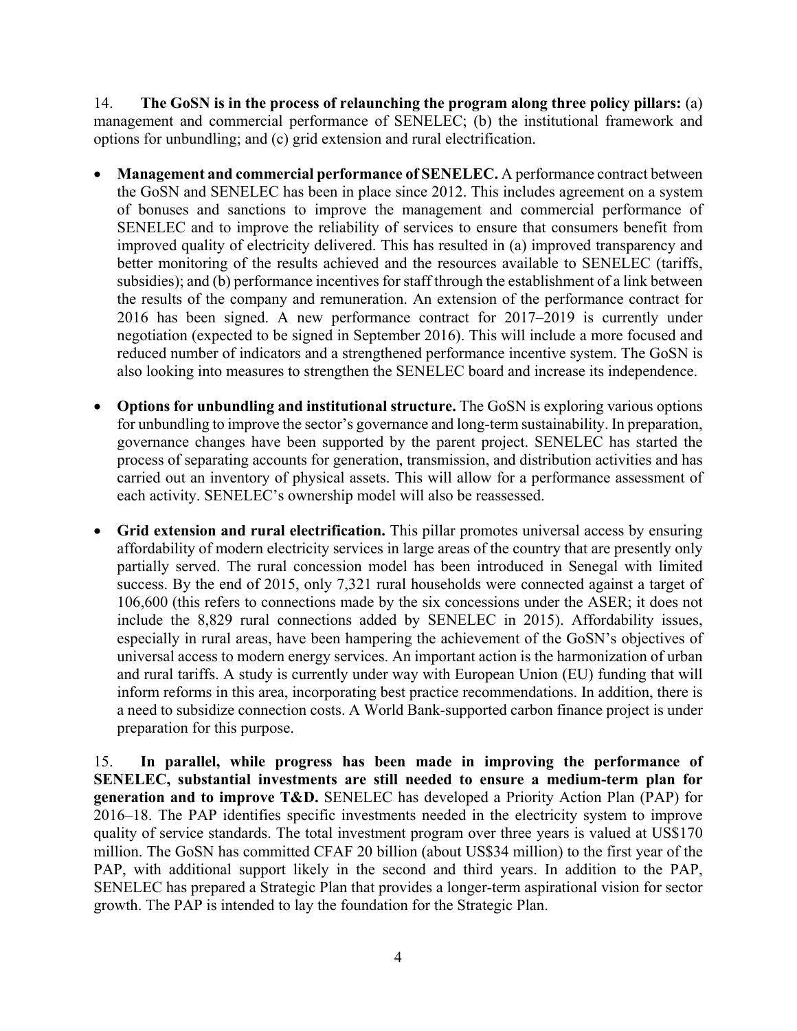14. **The GoSN is in the process of relaunching the program along three policy pillars:** (a) management and commercial performance of SENELEC; (b) the institutional framework and options for unbundling; and (c) grid extension and rural electrification.

- **Management and commercial performance of SENELEC.** A performance contract between the GoSN and SENELEC has been in place since 2012. This includes agreement on a system of bonuses and sanctions to improve the management and commercial performance of SENELEC and to improve the reliability of services to ensure that consumers benefit from improved quality of electricity delivered. This has resulted in (a) improved transparency and better monitoring of the results achieved and the resources available to SENELEC (tariffs, subsidies); and (b) performance incentives for staff through the establishment of a link between the results of the company and remuneration. An extension of the performance contract for 2016 has been signed. A new performance contract for 2017–2019 is currently under negotiation (expected to be signed in September 2016). This will include a more focused and reduced number of indicators and a strengthened performance incentive system. The GoSN is also looking into measures to strengthen the SENELEC board and increase its independence.

- **Options for unbundling and institutional structure.** The GoSN is exploring various options for unbundling to improve the sector's governance and long-term sustainability. In preparation, governance changes have been supported by the parent project. SENELEC has started the process of separating accounts for generation, transmission, and distribution activities and has carried out an inventory of physical assets. This will allow for a performance assessment of each activity. SENELEC's ownership model will also be reassessed.

- **Grid extension and rural electrification.** This pillar promotes universal access by ensuring affordability of modern electricity services in large areas of the country that are presently only partially served. The rural concession model has been introduced in Senegal with limited success. By the end of 2015, only 7,321 rural households were connected against a target of 106,600 (this refers to connections made by the six concessions under the ASER; it does not include the 8,829 rural connections added by SENELEC in 2015). Affordability issues, especially in rural areas, have been hampering the achievement of the GoSN's objectives of universal access to modern energy services. An important action is the harmonization of urban and rural tariffs. A study is currently under way with European Union (EU) funding that will inform reforms in this area, incorporating best practice recommendations. In addition, there is a need to subsidize connection costs. A World Bank-supported carbon finance project is under preparation for this purpose.

15. **In parallel, while progress has been made in improving the performance of SENELEC, substantial investments are still needed to ensure a medium-term plan for generation and to improve T&D.** SENELEC has developed a Priority Action Plan (PAP) for 2016–18. The PAP identifies specific investments needed in the electricity system to improve quality of service standards. The total investment program over three years is valued at US$170 million. The GoSN has committed CFAF 20 billion (about US$34 million) to the first year of the PAP, with additional support likely in the second and third years. In addition to the PAP, SENELEC has prepared a Strategic Plan that provides a longer-term aspirational vision for sector growth. The PAP is intended to lay the foundation for the Strategic Plan.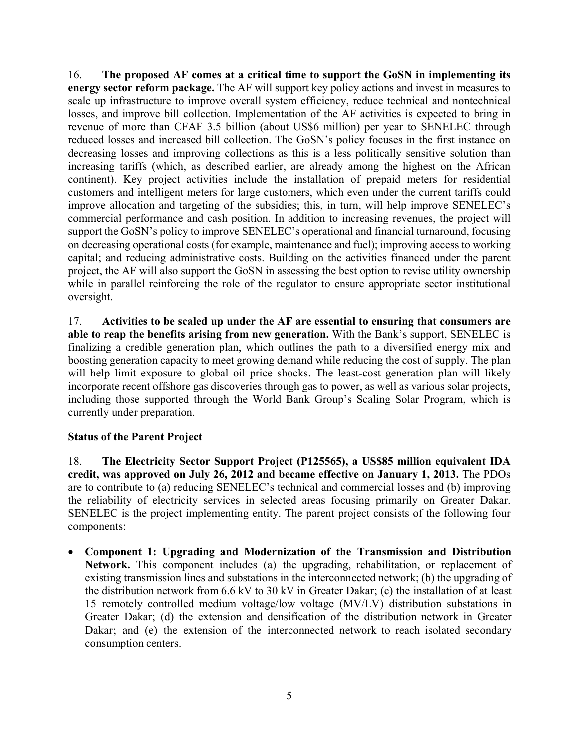16. **The proposed AF comes at a critical time to support the GoSN in implementing its energy sector reform package.** The AF will support key policy actions and invest in measures to scale up infrastructure to improve overall system efficiency, reduce technical and nontechnical losses, and improve bill collection. Implementation of the AF activities is expected to bring in revenue of more than CFAF 3.5 billion (about US$6 million) per year to SENELEC through reduced losses and increased bill collection. The GoSN's policy focuses in the first instance on decreasing losses and improving collections as this is a less politically sensitive solution than increasing tariffs (which, as described earlier, are already among the highest on the African continent). Key project activities include the installation of prepaid meters for residential customers and intelligent meters for large customers, which even under the current tariffs could improve allocation and targeting of the subsidies; this, in turn, will help improve SENELEC's commercial performance and cash position. In addition to increasing revenues, the project will support the GoSN's policy to improve SENELEC's operational and financial turnaround, focusing on decreasing operational costs (for example, maintenance and fuel); improving access to working capital; and reducing administrative costs. Building on the activities financed under the parent project, the AF will also support the GoSN in assessing the best option to revise utility ownership while in parallel reinforcing the role of the regulator to ensure appropriate sector institutional oversight.

17. **Activities to be scaled up under the AF are essential to ensuring that consumers are able to reap the benefits arising from new generation.** With the Bank's support, SENELEC is finalizing a credible generation plan, which outlines the path to a diversified energy mix and boosting generation capacity to meet growing demand while reducing the cost of supply. The plan will help limit exposure to global oil price shocks. The least-cost generation plan will likely incorporate recent offshore gas discoveries through gas to power, as well as various solar projects, including those supported through the World Bank Group's Scaling Solar Program, which is currently under preparation.

**Status of the Parent Project**

18. **The Electricity Sector Support Project (P125565), a US$85 million equivalent IDA credit, was approved on July 26, 2012 and became effective on January 1, 2013.** The PDOs are to contribute to (a) reducing SENELEC's technical and commercial losses and (b) improving the reliability of electricity services in selected areas focusing primarily on Greater Dakar. SENELEC is the project implementing entity. The parent project consists of the following four components:

- **Component 1: Upgrading and Modernization of the Transmission and Distribution Network.** This component includes (a) the upgrading, rehabilitation, or replacement of existing transmission lines and substations in the interconnected network; (b) the upgrading of the distribution network from 6.6 kV to 30 kV in Greater Dakar; (c) the installation of at least 15 remotely controlled medium voltage/low voltage (MV/LV) distribution substations in Greater Dakar; (d) the extension and densification of the distribution network in Greater Dakar; and (e) the extension of the interconnected network to reach isolated secondary consumption centers.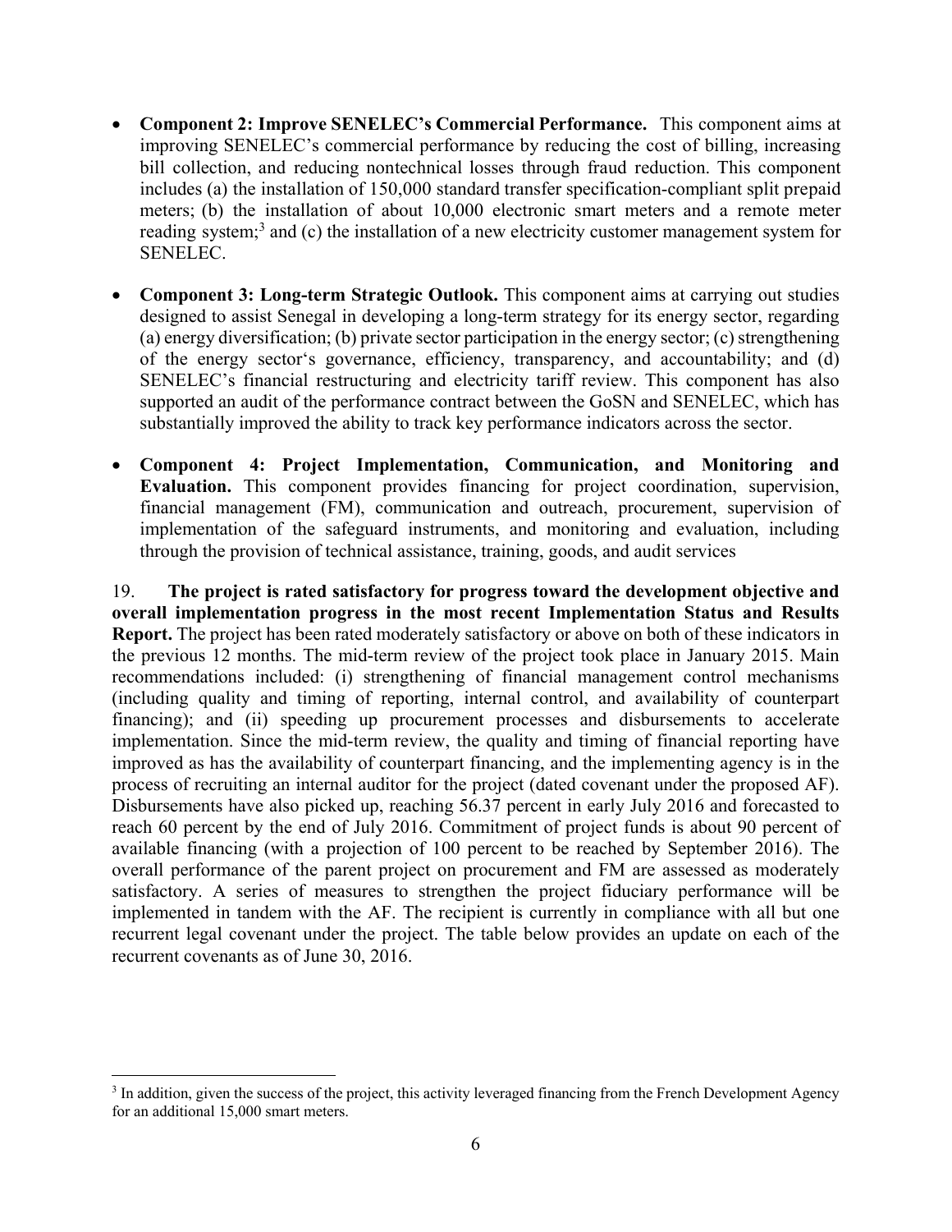- **Component 2: Improve SENELEC's Commercial Performance.** This component aims at improving SENELEC's commercial performance by reducing the cost of billing, increasing bill collection, and reducing nontechnical losses through fraud reduction. This component includes (a) the installation of 150,000 standard transfer specification-compliant split prepaid meters; (b) the installation of about 10,000 electronic smart meters and a remote meter reading system;[3] and (c) the installation of a new electricity customer management system for SENELEC.

- **Component 3: Long-term Strategic Outlook.** This component aims at carrying out studies designed to assist Senegal in developing a long-term strategy for its energy sector, regarding (a) energy diversification; (b) private sector participation in the energy sector; (c) strengthening of the energy sector's governance, efficiency, transparency, and accountability; and (d) SENELEC's financial restructuring and electricity tariff review. This component has also supported an audit of the performance contract between the GoSN and SENELEC, which has substantially improved the ability to track key performance indicators across the sector.

- **Component 4: Project Implementation, Communication, and Monitoring and Evaluation.** This component provides financing for project coordination, supervision, financial management (FM), communication and outreach, procurement, supervision of implementation of the safeguard instruments, and monitoring and evaluation, including through the provision of technical assistance, training, goods, and audit services

19. **The project is rated satisfactory for progress toward the development objective and overall implementation progress in the most recent Implementation Status and Results Report.** The project has been rated moderately satisfactory or above on both of these indicators in the previous 12 months. The mid-term review of the project took place in January 2015. Main recommendations included: (i) strengthening of financial management control mechanisms (including quality and timing of reporting, internal control, and availability of counterpart financing); and (ii) speeding up procurement processes and disbursements to accelerate implementation. Since the mid-term review, the quality and timing of financial reporting have improved as has the availability of counterpart financing, and the implementing agency is in the process of recruiting an internal auditor for the project (dated covenant under the proposed AF). Disbursements have also picked up, reaching 56.37 percent in early July 2016 and forecasted to reach 60 percent by the end of July 2016. Commitment of project funds is about 90 percent of available financing (with a projection of 100 percent to be reached by September 2016). The overall performance of the parent project on procurement and FM are assessed as moderately satisfactory. A series of measures to strengthen the project fiduciary performance will be implemented in tandem with the AF. The recipient is currently in compliance with all but one recurrent legal covenant under the project. The table below provides an update on each of the recurrent covenants as of June 30, 2016.

[3] In addition, given the success of the project, this activity leveraged financing from the French Development Agency for an additional 15,000 smart meters.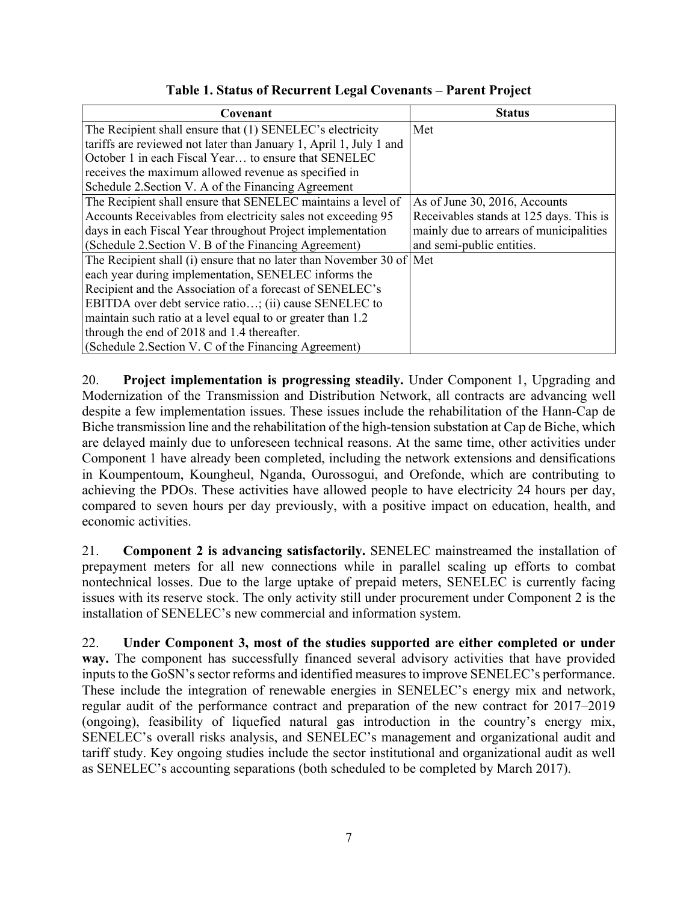**Table 1. Status of Recurrent Legal Covenants – Parent Project**

| Covenant | Status |
|---|---|
| The Recipient shall ensure that (1) SENELEC's electricity tariffs are reviewed not later than January 1, April 1, July 1 and October 1 in each Fiscal Year… to ensure that SENELEC receives the maximum allowed revenue as specified in Schedule 2.Section V. A of the Financing Agreement | Met |
| The Recipient shall ensure that SENELEC maintains a level of Accounts Receivables from electricity sales not exceeding 95 days in each Fiscal Year throughout Project implementation (Schedule 2.Section V. B of the Financing Agreement) | As of June 30, 2016, Accounts Receivables stands at 125 days. This is mainly due to arrears of municipalities and semi-public entities. |
| The Recipient shall (i) ensure that no later than November 30 of each year during implementation, SENELEC informs the Recipient and the Association of a forecast of SENELEC's EBITDA over debt service ratio…; (ii) cause SENELEC to maintain such ratio at a level equal to or greater than 1.2 through the end of 2018 and 1.4 thereafter. (Schedule 2.Section V. C of the Financing Agreement) | Met |

20. **Project implementation is progressing steadily.** Under Component 1, Upgrading and Modernization of the Transmission and Distribution Network, all contracts are advancing well despite a few implementation issues. These issues include the rehabilitation of the Hann-Cap de Biche transmission line and the rehabilitation of the high-tension substation at Cap de Biche, which are delayed mainly due to unforeseen technical reasons. At the same time, other activities under Component 1 have already been completed, including the network extensions and densifications in Koumpentoum, Koungheul, Nganda, Ourossogui, and Orefonde, which are contributing to achieving the PDOs. These activities have allowed people to have electricity 24 hours per day, compared to seven hours per day previously, with a positive impact on education, health, and economic activities.

21. **Component 2 is advancing satisfactorily.** SENELEC mainstreamed the installation of prepayment meters for all new connections while in parallel scaling up efforts to combat nontechnical losses. Due to the large uptake of prepaid meters, SENELEC is currently facing issues with its reserve stock. The only activity still under procurement under Component 2 is the installation of SENELEC's new commercial and information system.

22. **Under Component 3, most of the studies supported are either completed or under way.** The component has successfully financed several advisory activities that have provided inputs to the GoSN's sector reforms and identified measures to improve SENELEC's performance. These include the integration of renewable energies in SENELEC's energy mix and network, regular audit of the performance contract and preparation of the new contract for 2017–2019 (ongoing), feasibility of liquefied natural gas introduction in the country's energy mix, SENELEC's overall risks analysis, and SENELEC's management and organizational audit and tariff study. Key ongoing studies include the sector institutional and organizational audit as well as SENELEC's accounting separations (both scheduled to be completed by March 2017).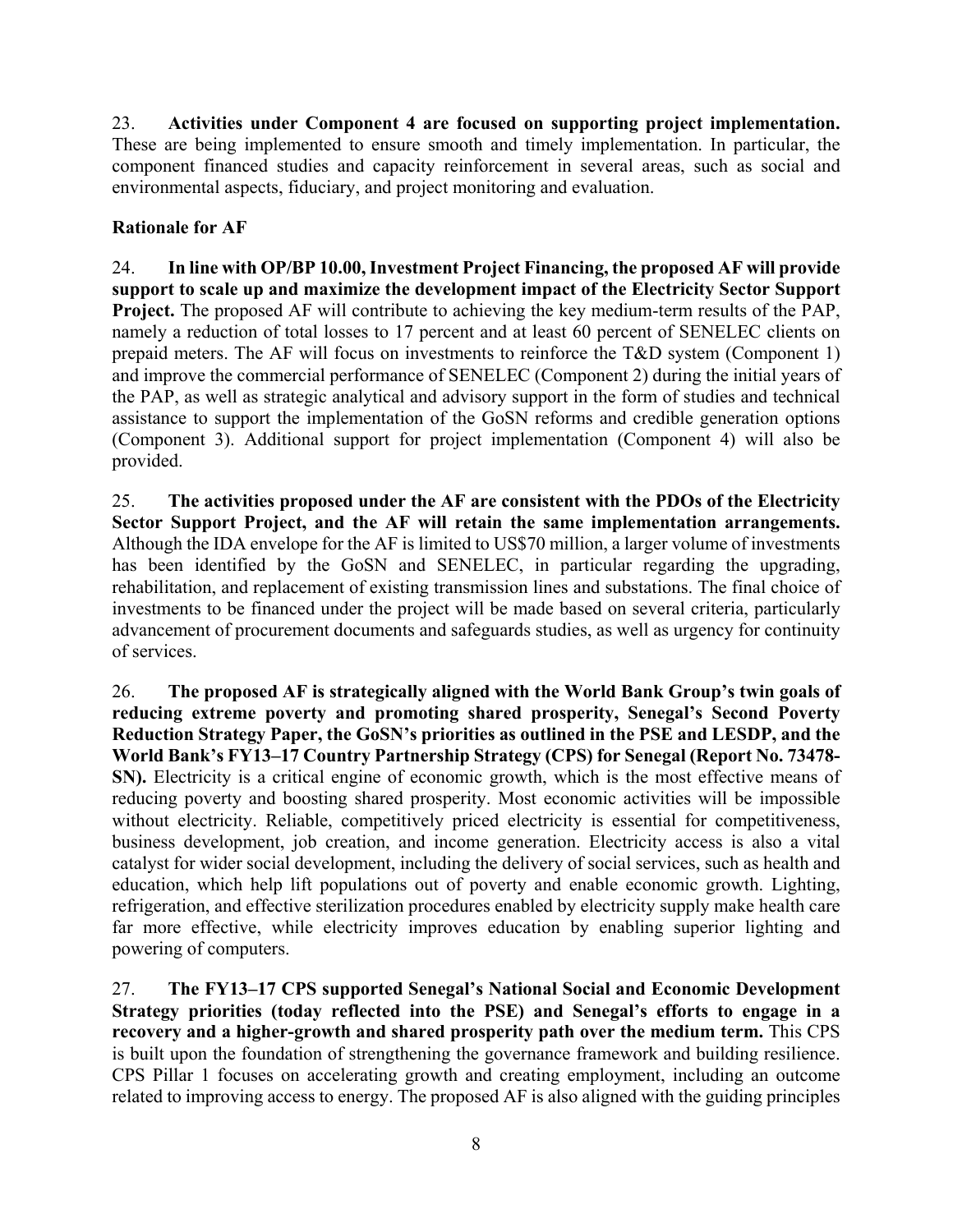23. **Activities under Component 4 are focused on supporting project implementation.** These are being implemented to ensure smooth and timely implementation. In particular, the component financed studies and capacity reinforcement in several areas, such as social and environmental aspects, fiduciary, and project monitoring and evaluation.

**Rationale for AF**

24. **In line with OP/BP 10.00, Investment Project Financing, the proposed AF will provide support to scale up and maximize the development impact of the Electricity Sector Support Project.** The proposed AF will contribute to achieving the key medium-term results of the PAP, namely a reduction of total losses to 17 percent and at least 60 percent of SENELEC clients on prepaid meters. The AF will focus on investments to reinforce the T&D system (Component 1) and improve the commercial performance of SENELEC (Component 2) during the initial years of the PAP, as well as strategic analytical and advisory support in the form of studies and technical assistance to support the implementation of the GoSN reforms and credible generation options (Component 3). Additional support for project implementation (Component 4) will also be provided.

25. **The activities proposed under the AF are consistent with the PDOs of the Electricity Sector Support Project, and the AF will retain the same implementation arrangements.** Although the IDA envelope for the AF is limited to US$70 million, a larger volume of investments has been identified by the GoSN and SENELEC, in particular regarding the upgrading, rehabilitation, and replacement of existing transmission lines and substations. The final choice of investments to be financed under the project will be made based on several criteria, particularly advancement of procurement documents and safeguards studies, as well as urgency for continuity of services.

26. **The proposed AF is strategically aligned with the World Bank Group's twin goals of reducing extreme poverty and promoting shared prosperity, Senegal's Second Poverty Reduction Strategy Paper, the GoSN's priorities as outlined in the PSE and LESDP, and the World Bank's FY13–17 Country Partnership Strategy (CPS) for Senegal (Report No. 73478-SN).** Electricity is a critical engine of economic growth, which is the most effective means of reducing poverty and boosting shared prosperity. Most economic activities will be impossible without electricity. Reliable, competitively priced electricity is essential for competitiveness, business development, job creation, and income generation. Electricity access is also a vital catalyst for wider social development, including the delivery of social services, such as health and education, which help lift populations out of poverty and enable economic growth. Lighting, refrigeration, and effective sterilization procedures enabled by electricity supply make health care far more effective, while electricity improves education by enabling superior lighting and powering of computers.

27. **The FY13–17 CPS supported Senegal's National Social and Economic Development Strategy priorities (today reflected into the PSE) and Senegal's efforts to engage in a recovery and a higher-growth and shared prosperity path over the medium term.** This CPS is built upon the foundation of strengthening the governance framework and building resilience. CPS Pillar 1 focuses on accelerating growth and creating employment, including an outcome related to improving access to energy. The proposed AF is also aligned with the guiding principles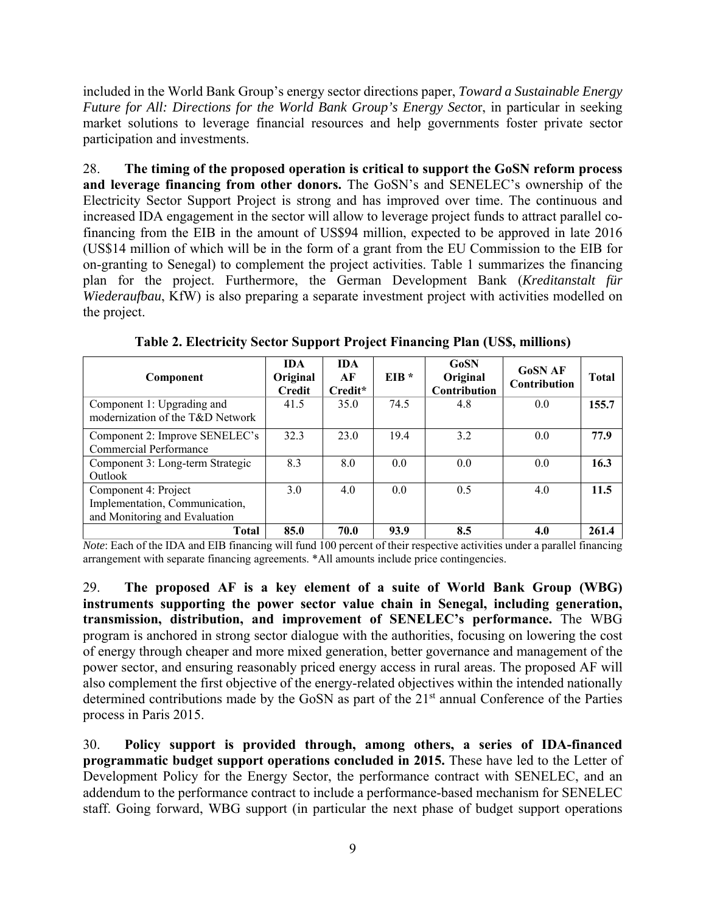included in the World Bank Group's energy sector directions paper, *Toward a Sustainable Energy Future for All: Directions for the World Bank Group's Energy Secto*r, in particular in seeking market solutions to leverage financial resources and help governments foster private sector participation and investments.

28. **The timing of the proposed operation is critical to support the GoSN reform process and leverage financing from other donors.** The GoSN's and SENELEC's ownership of the Electricity Sector Support Project is strong and has improved over time. The continuous and increased IDA engagement in the sector will allow to leverage project funds to attract parallel co-financing from the EIB in the amount of US$94 million, expected to be approved in late 2016 (US$14 million of which will be in the form of a grant from the EU Commission to the EIB for on-granting to Senegal) to complement the project activities. Table 1 summarizes the financing plan for the project. Furthermore, the German Development Bank (*Kreditanstalt für Wiederaufbau*, KfW) is also preparing a separate investment project with activities modelled on the project.

**Table 2. Electricity Sector Support Project Financing Plan (US$, millions)**

| Component | IDA Original Credit | IDA AF Credit* | EIB * | GoSN Original Contribution | GoSN AF Contribution | Total |
|---|---|---|---|---|---|---|
| Component 1: Upgrading and modernization of the T&D Network | 41.5 | 35.0 | 74.5 | 4.8 | 0.0 | **155.7** |
| Component 2: Improve SENELEC's Commercial Performance | 32.3 | 23.0 | 19.4 | 3.2 | 0.0 | **77.9** |
| Component 3: Long-term Strategic Outlook | 8.3 | 8.0 | 0.0 | 0.0 | 0.0 | **16.3** |
| Component 4: Project Implementation, Communication, and Monitoring and Evaluation | 3.0 | 4.0 | 0.0 | 0.5 | 4.0 | **11.5** |
| **Total** | **85.0** | **70.0** | **93.9** | **8.5** | **4.0** | **261.4** |

*Note*: Each of the IDA and EIB financing will fund 100 percent of their respective activities under a parallel financing arrangement with separate financing agreements. *All amounts include price contingencies.

29. **The proposed AF is a key element of a suite of World Bank Group (WBG) instruments supporting the power sector value chain in Senegal, including generation, transmission, distribution, and improvement of SENELEC's performance.** The WBG program is anchored in strong sector dialogue with the authorities, focusing on lowering the cost of energy through cheaper and more mixed generation, better governance and management of the power sector, and ensuring reasonably priced energy access in rural areas. The proposed AF will also complement the first objective of the energy-related objectives within the intended nationally determined contributions made by the GoSN as part of the 21st annual Conference of the Parties process in Paris 2015.

30. **Policy support is provided through, among others, a series of IDA-financed programmatic budget support operations concluded in 2015.** These have led to the Letter of Development Policy for the Energy Sector, the performance contract with SENELEC, and an addendum to the performance contract to include a performance-based mechanism for SENELEC staff. Going forward, WBG support (in particular the next phase of budget support operations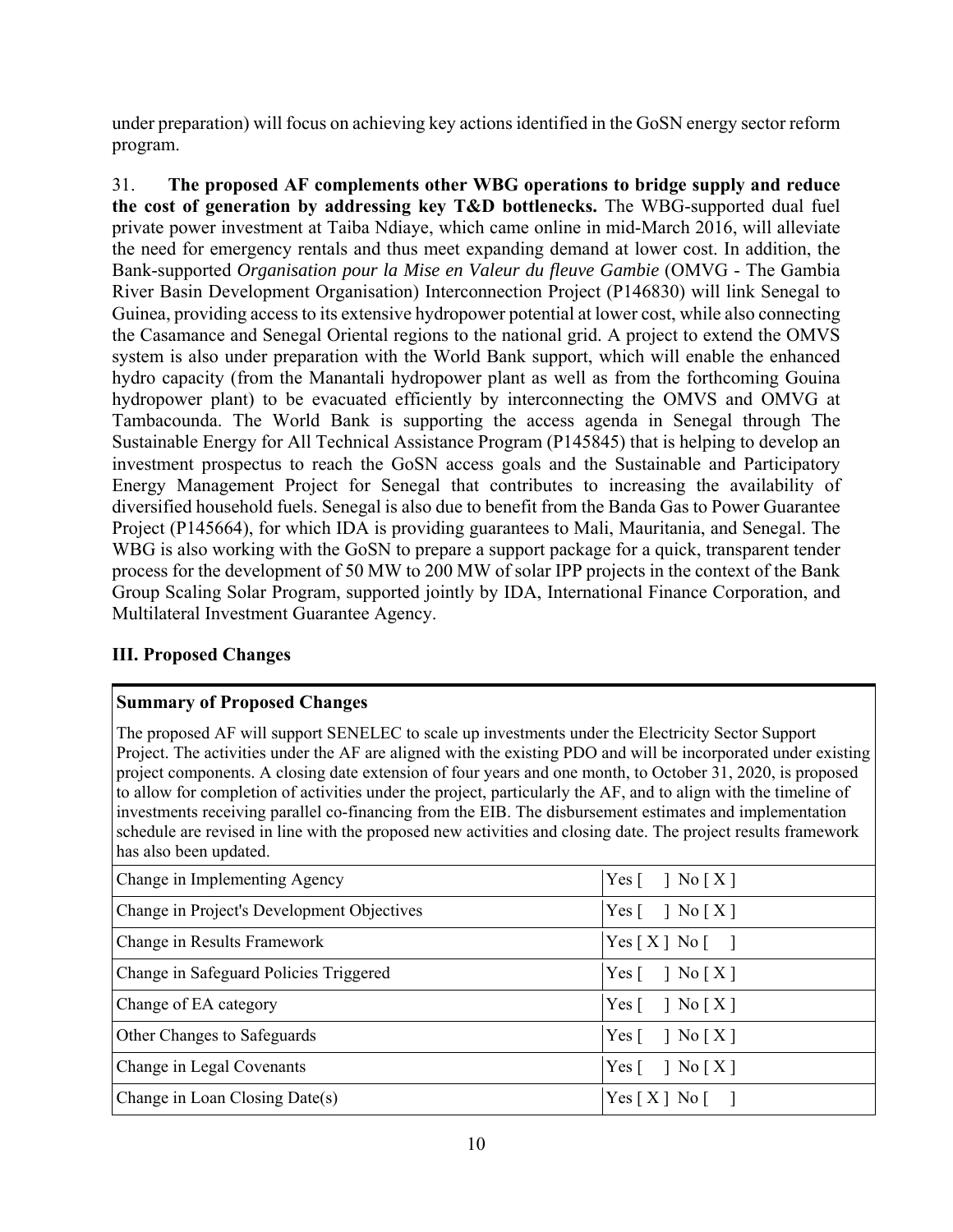under preparation) will focus on achieving key actions identified in the GoSN energy sector reform program.

31. **The proposed AF complements other WBG operations to bridge supply and reduce the cost of generation by addressing key T&D bottlenecks.** The WBG-supported dual fuel private power investment at Taiba Ndiaye, which came online in mid-March 2016, will alleviate the need for emergency rentals and thus meet expanding demand at lower cost. In addition, the Bank-supported *Organisation pour la Mise en Valeur du fleuve Gambie* (OMVG - The Gambia River Basin Development Organisation) Interconnection Project (P146830) will link Senegal to Guinea, providing access to its extensive hydropower potential at lower cost, while also connecting the Casamance and Senegal Oriental regions to the national grid. A project to extend the OMVS system is also under preparation with the World Bank support, which will enable the enhanced hydro capacity (from the Manantali hydropower plant as well as from the forthcoming Gouina hydropower plant) to be evacuated efficiently by interconnecting the OMVS and OMVG at Tambacounda. The World Bank is supporting the access agenda in Senegal through The Sustainable Energy for All Technical Assistance Program (P145845) that is helping to develop an investment prospectus to reach the GoSN access goals and the Sustainable and Participatory Energy Management Project for Senegal that contributes to increasing the availability of diversified household fuels. Senegal is also due to benefit from the Banda Gas to Power Guarantee Project (P145664), for which IDA is providing guarantees to Mali, Mauritania, and Senegal. The WBG is also working with the GoSN to prepare a support package for a quick, transparent tender process for the development of 50 MW to 200 MW of solar IPP projects in the context of the Bank Group Scaling Solar Program, supported jointly by IDA, International Finance Corporation, and Multilateral Investment Guarantee Agency.

## III. Proposed Changes

**Summary of Proposed Changes**

The proposed AF will support SENELEC to scale up investments under the Electricity Sector Support Project. The activities under the AF are aligned with the existing PDO and will be incorporated under existing project components. A closing date extension of four years and one month, to October 31, 2020, is proposed to allow for completion of activities under the project, particularly the AF, and to align with the timeline of investments receiving parallel co-financing from the EIB. The disbursement estimates and implementation schedule are revised in line with the proposed new activities and closing date. The project results framework has also been updated.

| | |
|---|---|
| Change in Implementing Agency | Yes [ ] No [ X ] |
| Change in Project's Development Objectives | Yes [ ] No [ X ] |
| Change in Results Framework | Yes [ X ] No [ ] |
| Change in Safeguard Policies Triggered | Yes [ ] No [ X ] |
| Change of EA category | Yes [ ] No [ X ] |
| Other Changes to Safeguards | Yes [ ] No [ X ] |
| Change in Legal Covenants | Yes [ ] No [ X ] |
| Change in Loan Closing Date(s) | Yes [ X ] No [ ] |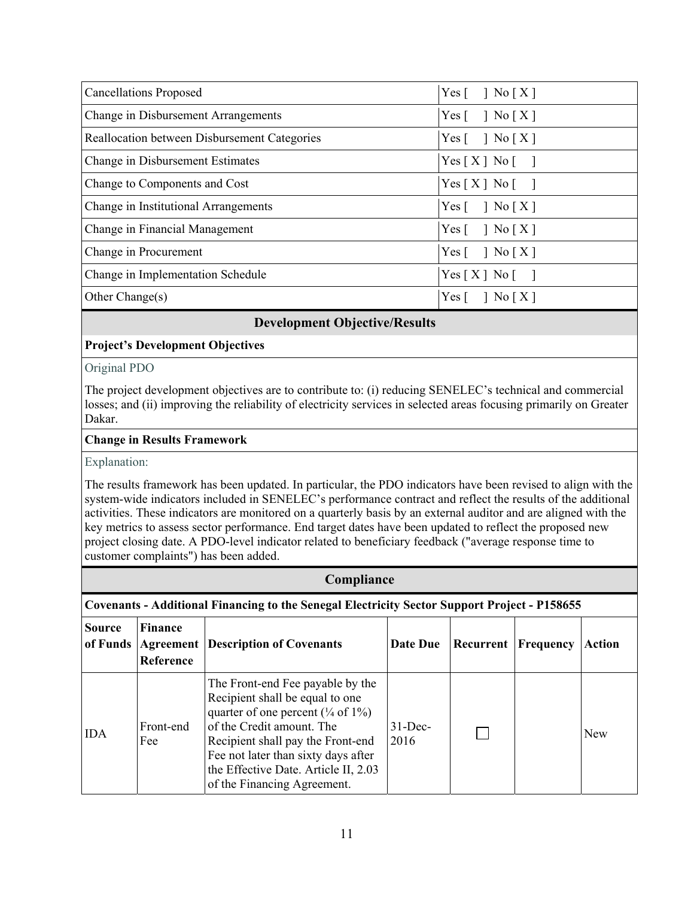| | |
|---|---|
| Cancellations Proposed | Yes [ ] No [ X ] |
| Change in Disbursement Arrangements | Yes [ ] No [ X ] |
| Reallocation between Disbursement Categories | Yes [ ] No [ X ] |
| Change in Disbursement Estimates | Yes [ X ] No [ ] |
| Change to Components and Cost | Yes [ X ] No [ ] |
| Change in Institutional Arrangements | Yes [ ] No [ X ] |
| Change in Financial Management | Yes [ ] No [ X ] |
| Change in Procurement | Yes [ ] No [ X ] |
| Change in Implementation Schedule | Yes [ X ] No [ ] |
| Other Change(s) | Yes [ ] No [ X ] |

## Development Objective/Results

**Project's Development Objectives**

Original PDO

The project development objectives are to contribute to: (i) reducing SENELEC's technical and commercial losses; and (ii) improving the reliability of electricity services in selected areas focusing primarily on Greater Dakar.

**Change in Results Framework**

Explanation:

The results framework has been updated. In particular, the PDO indicators have been revised to align with the system-wide indicators included in SENELEC's performance contract and reflect the results of the additional activities. These indicators are monitored on a quarterly basis by an external auditor and are aligned with the key metrics to assess sector performance. End target dates have been updated to reflect the proposed new project closing date. A PDO-level indicator related to beneficiary feedback ("average response time to customer complaints") has been added.

## Compliance

**Covenants - Additional Financing to the Senegal Electricity Sector Support Project - P158655**

| Source of Funds | Finance Agreement Reference | Description of Covenants | Date Due | Recurrent | Frequency | Action |
|---|---|---|---|---|---|---|
| IDA | Front-end Fee | The Front-end Fee payable by the Recipient shall be equal to one quarter of one percent (¼ of 1%) of the Credit amount. The Recipient shall pay the Front-end Fee not later than sixty days after the Effective Date. Article II, 2.03 of the Financing Agreement. | 31-Dec-2016 | ☐ | | New |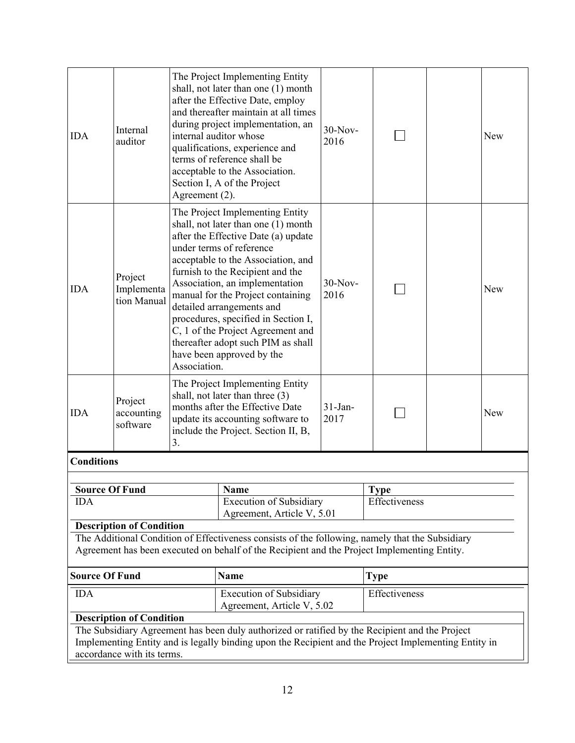| | | | | | | |
|---|---|---|---|---|---|---|
| IDA | Internal auditor | The Project Implementing Entity shall, not later than one (1) month after the Effective Date, employ and thereafter maintain at all times during project implementation, an internal auditor whose qualifications, experience and terms of reference shall be acceptable to the Association. Section I, A of the Project Agreement (2). | 30-Nov-2016 | ☐ | | New |
| IDA | Project Implementation Manual | The Project Implementing Entity shall, not later than one (1) month after the Effective Date (a) update under terms of reference acceptable to the Association, and furnish to the Recipient and the Association, an implementation manual for the Project containing detailed arrangements and procedures, specified in Section I, C, 1 of the Project Agreement and thereafter adopt such PIM as shall have been approved by the Association. | 30-Nov-2016 | ☐ | | New |
| IDA | Project accounting software | The Project Implementing Entity shall, not later than three (3) months after the Effective Date update its accounting software to include the Project. Section II, B, 3. | 31-Jan-2017 | ☐ | | New |

**Conditions**

| Source Of Fund | Name | Type |
|---|---|---|
| IDA | Execution of Subsidiary Agreement, Article V, 5.01 | Effectiveness |

**Description of Condition**

The Additional Condition of Effectiveness consists of the following, namely that the Subsidiary Agreement has been executed on behalf of the Recipient and the Project Implementing Entity.

| Source Of Fund | Name | Type |
|---|---|---|
| IDA | Execution of Subsidiary Agreement, Article V, 5.02 | Effectiveness |

**Description of Condition**

The Subsidiary Agreement has been duly authorized or ratified by the Recipient and the Project Implementing Entity and is legally binding upon the Recipient and the Project Implementing Entity in accordance with its terms.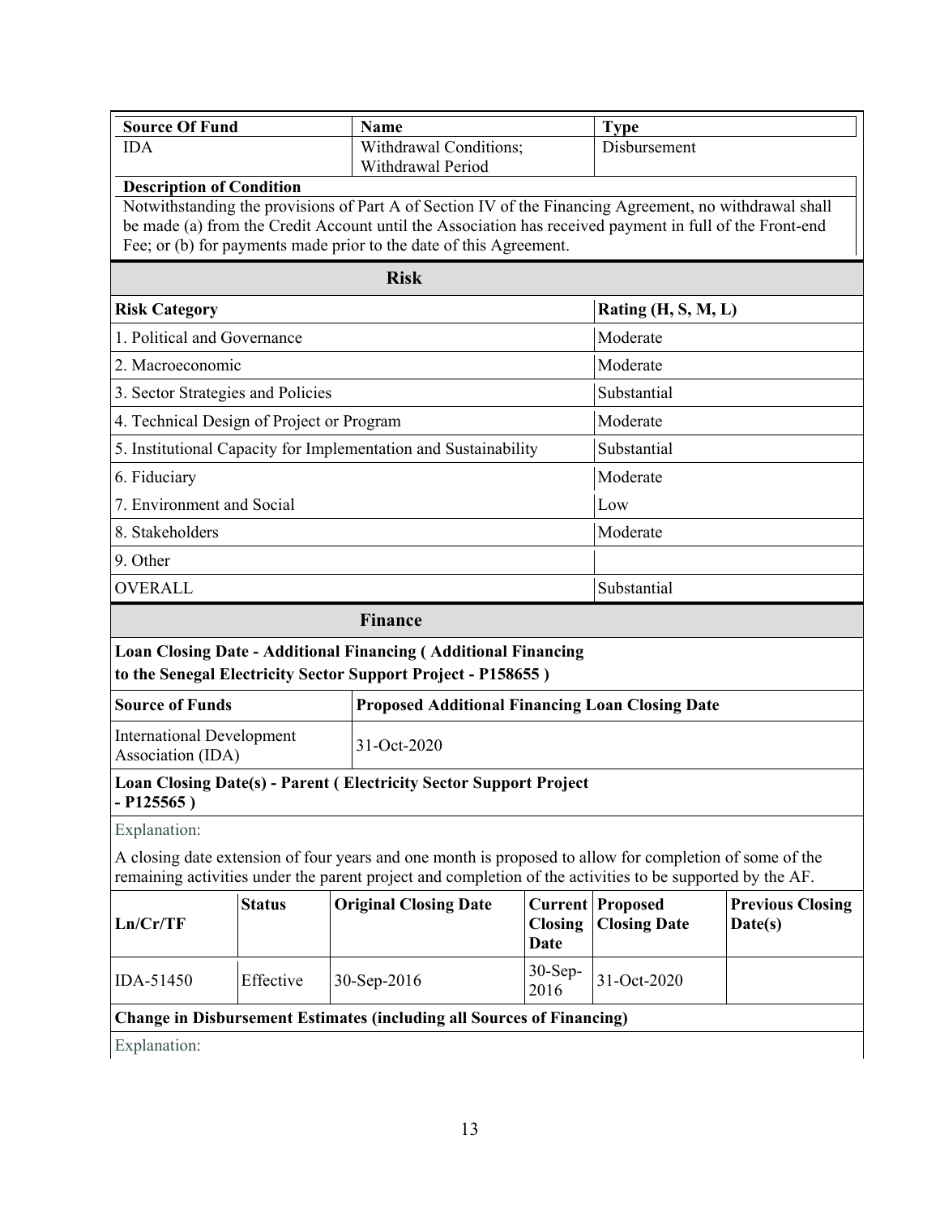| Source Of Fund | Name | Type |
|---|---|---|
| IDA | Withdrawal Conditions; Withdrawal Period | Disbursement |

**Description of Condition**

Notwithstanding the provisions of Part A of Section IV of the Financing Agreement, no withdrawal shall be made (a) from the Credit Account until the Association has received payment in full of the Front-end Fee; or (b) for payments made prior to the date of this Agreement.

## Risk

| Risk Category | Rating (H, S, M, L) |
|---|---|
| 1. Political and Governance | Moderate |
| 2. Macroeconomic | Moderate |
| 3. Sector Strategies and Policies | Substantial |
| 4. Technical Design of Project or Program | Moderate |
| 5. Institutional Capacity for Implementation and Sustainability | Substantial |
| 6. Fiduciary | Moderate |
| 7. Environment and Social | Low |
| 8. Stakeholders | Moderate |
| 9. Other | |
| OVERALL | Substantial |

## Finance

**Loan Closing Date - Additional Financing ( Additional Financing to the Senegal Electricity Sector Support Project - P158655 )**

| Source of Funds | Proposed Additional Financing Loan Closing Date |
|---|---|
| International Development Association (IDA) | 31-Oct-2020 |

**Loan Closing Date(s) - Parent ( Electricity Sector Support Project - P125565 )**

Explanation:

A closing date extension of four years and one month is proposed to allow for completion of some of the remaining activities under the parent project and completion of the activities to be supported by the AF.

| Ln/Cr/TF | Status | Original Closing Date | Current Closing Date | Proposed Closing Date | Previous Closing Date(s) |
|---|---|---|---|---|---|
| IDA-51450 | Effective | 30-Sep-2016 | 30-Sep-2016 | 31-Oct-2020 | |

**Change in Disbursement Estimates (including all Sources of Financing)**

Explanation: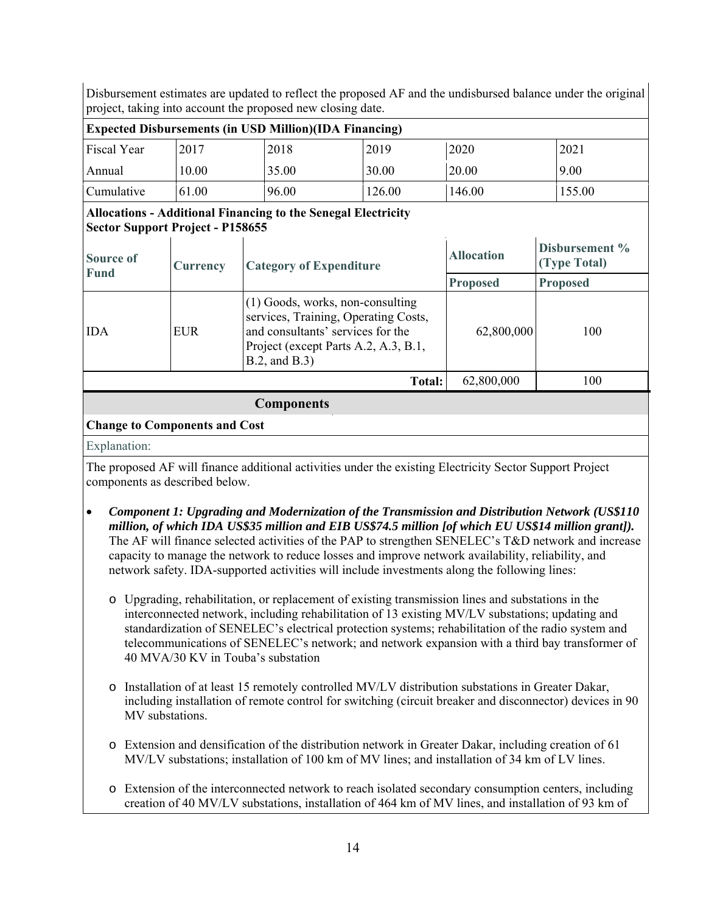Disbursement estimates are updated to reflect the proposed AF and the undisbursed balance under the original project, taking into account the proposed new closing date.

**Expected Disbursements (in USD Million)(IDA Financing)**

| Fiscal Year | 2017 | 2018 | 2019 | 2020 | 2021 |
|---|---|---|---|---|---|
| Annual | 10.00 | 35.00 | 30.00 | 20.00 | 9.00 |
| Cumulative | 61.00 | 96.00 | 126.00 | 146.00 | 155.00 |

**Allocations - Additional Financing to the Senegal Electricity Sector Support Project - P158655**

| Source of Fund | Currency | Category of Expenditure | Allocation | Disbursement % (Type Total) |
|---|---|---|---|---|
| | | | Proposed | Proposed |
| IDA | EUR | (1) Goods, works, non-consulting services, Training, Operating Costs, and consultants' services for the Project (except Parts A.2, A.3, B.1, B.2, and B.3) | 62,800,000 | 100 |
| | | Total: | 62,800,000 | 100 |

## Components

**Change to Components and Cost**

Explanation:

The proposed AF will finance additional activities under the existing Electricity Sector Support Project components as described below.

- ***Component 1: Upgrading and Modernization of the Transmission and Distribution Network (US$110 million, of which IDA US$35 million and EIB US$74.5 million [of which EU US$14 million grant]).*** The AF will finance selected activities of the PAP to strengthen SENELEC's T&D network and increase capacity to manage the network to reduce losses and improve network availability, reliability, and network safety. IDA-supported activities will include investments along the following lines:
  - Upgrading, rehabilitation, or replacement of existing transmission lines and substations in the interconnected network, including rehabilitation of 13 existing MV/LV substations; updating and standardization of SENELEC's electrical protection systems; rehabilitation of the radio system and telecommunications of SENELEC's network; and network expansion with a third bay transformer of 40 MVA/30 KV in Touba's substation
  - Installation of at least 15 remotely controlled MV/LV distribution substations in Greater Dakar, including installation of remote control for switching (circuit breaker and disconnector) devices in 90 MV substations.
  - Extension and densification of the distribution network in Greater Dakar, including creation of 61 MV/LV substations; installation of 100 km of MV lines; and installation of 34 km of LV lines.
  - Extension of the interconnected network to reach isolated secondary consumption centers, including creation of 40 MV/LV substations, installation of 464 km of MV lines, and installation of 93 km of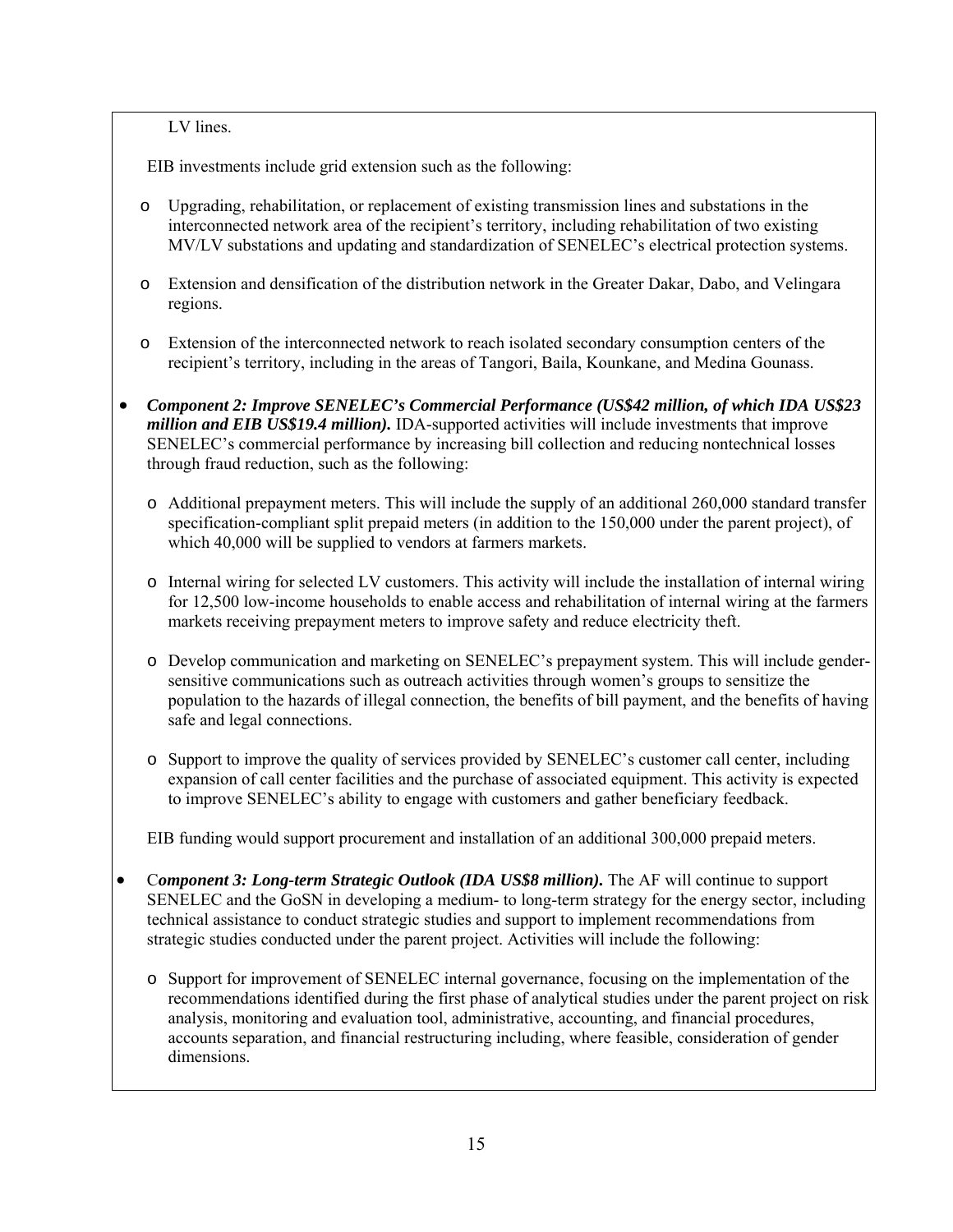LV lines.

EIB investments include grid extension such as the following:

- Upgrading, rehabilitation, or replacement of existing transmission lines and substations in the interconnected network area of the recipient's territory, including rehabilitation of two existing MV/LV substations and updating and standardization of SENELEC's electrical protection systems.
- Extension and densification of the distribution network in the Greater Dakar, Dabo, and Velingara regions.
- Extension of the interconnected network to reach isolated secondary consumption centers of the recipient's territory, including in the areas of Tangori, Baila, Kounkane, and Medina Gounass.

- ***Component 2: Improve SENELEC's Commercial Performance (US$42 million, of which IDA US$23 million and EIB US$19.4 million).*** IDA-supported activities will include investments that improve SENELEC's commercial performance by increasing bill collection and reducing nontechnical losses through fraud reduction, such as the following:
  - Additional prepayment meters. This will include the supply of an additional 260,000 standard transfer specification-compliant split prepaid meters (in addition to the 150,000 under the parent project), of which 40,000 will be supplied to vendors at farmers markets.
  - Internal wiring for selected LV customers. This activity will include the installation of internal wiring for 12,500 low-income households to enable access and rehabilitation of internal wiring at the farmers markets receiving prepayment meters to improve safety and reduce electricity theft.
  - Develop communication and marketing on SENELEC's prepayment system. This will include gender-sensitive communications such as outreach activities through women's groups to sensitize the population to the hazards of illegal connection, the benefits of bill payment, and the benefits of having safe and legal connections.
  - Support to improve the quality of services provided by SENELEC's customer call center, including expansion of call center facilities and the purchase of associated equipment. This activity is expected to improve SENELEC's ability to engage with customers and gather beneficiary feedback.

  EIB funding would support procurement and installation of an additional 300,000 prepaid meters.

- C***omponent 3: Long-term Strategic Outlook (IDA US$8 million).*** The AF will continue to support SENELEC and the GoSN in developing a medium- to long-term strategy for the energy sector, including technical assistance to conduct strategic studies and support to implement recommendations from strategic studies conducted under the parent project. Activities will include the following:
  - Support for improvement of SENELEC internal governance, focusing on the implementation of the recommendations identified during the first phase of analytical studies under the parent project on risk analysis, monitoring and evaluation tool, administrative, accounting, and financial procedures, accounts separation, and financial restructuring including, where feasible, consideration of gender dimensions.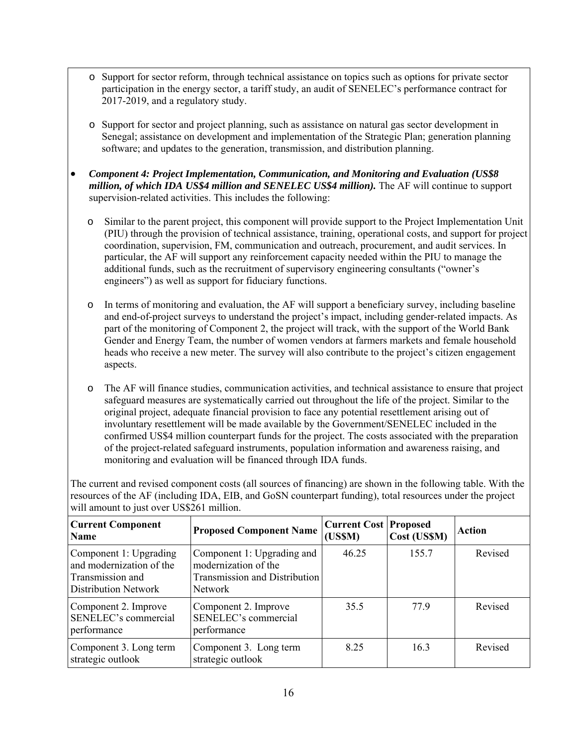- Support for sector reform, through technical assistance on topics such as options for private sector participation in the energy sector, a tariff study, an audit of SENELEC's performance contract for 2017-2019, and a regulatory study.
- Support for sector and project planning, such as assistance on natural gas sector development in Senegal; assistance on development and implementation of the Strategic Plan; generation planning software; and updates to the generation, transmission, and distribution planning.

- ***Component 4: Project Implementation, Communication, and Monitoring and Evaluation (US$8 million, of which IDA US$4 million and SENELEC US$4 million).*** The AF will continue to support supervision-related activities. This includes the following:
  - Similar to the parent project, this component will provide support to the Project Implementation Unit (PIU) through the provision of technical assistance, training, operational costs, and support for project coordination, supervision, FM, communication and outreach, procurement, and audit services. In particular, the AF will support any reinforcement capacity needed within the PIU to manage the additional funds, such as the recruitment of supervisory engineering consultants ("owner's engineers") as well as support for fiduciary functions.
  - In terms of monitoring and evaluation, the AF will support a beneficiary survey, including baseline and end-of-project surveys to understand the project's impact, including gender-related impacts. As part of the monitoring of Component 2, the project will track, with the support of the World Bank Gender and Energy Team, the number of women vendors at farmers markets and female household heads who receive a new meter. The survey will also contribute to the project's citizen engagement aspects.
  - The AF will finance studies, communication activities, and technical assistance to ensure that project safeguard measures are systematically carried out throughout the life of the project. Similar to the original project, adequate financial provision to face any potential resettlement arising out of involuntary resettlement will be made available by the Government/SENELEC included in the confirmed US$4 million counterpart funds for the project. The costs associated with the preparation of the project-related safeguard instruments, population information and awareness raising, and monitoring and evaluation will be financed through IDA funds.

The current and revised component costs (all sources of financing) are shown in the following table. With the resources of the AF (including IDA, EIB, and GoSN counterpart funding), total resources under the project will amount to just over US$261 million.

| Current Component Name | Proposed Component Name | Current Cost (US$M) | Proposed Cost (US$M) | Action |
|---|---|---|---|---|
| Component 1: Upgrading and modernization of the Transmission and Distribution Network | Component 1: Upgrading and modernization of the Transmission and Distribution Network | 46.25 | 155.7 | Revised |
| Component 2. Improve SENELEC's commercial performance | Component 2. Improve SENELEC's commercial performance | 35.5 | 77.9 | Revised |
| Component 3. Long term strategic outlook | Component 3. Long term strategic outlook | 8.25 | 16.3 | Revised |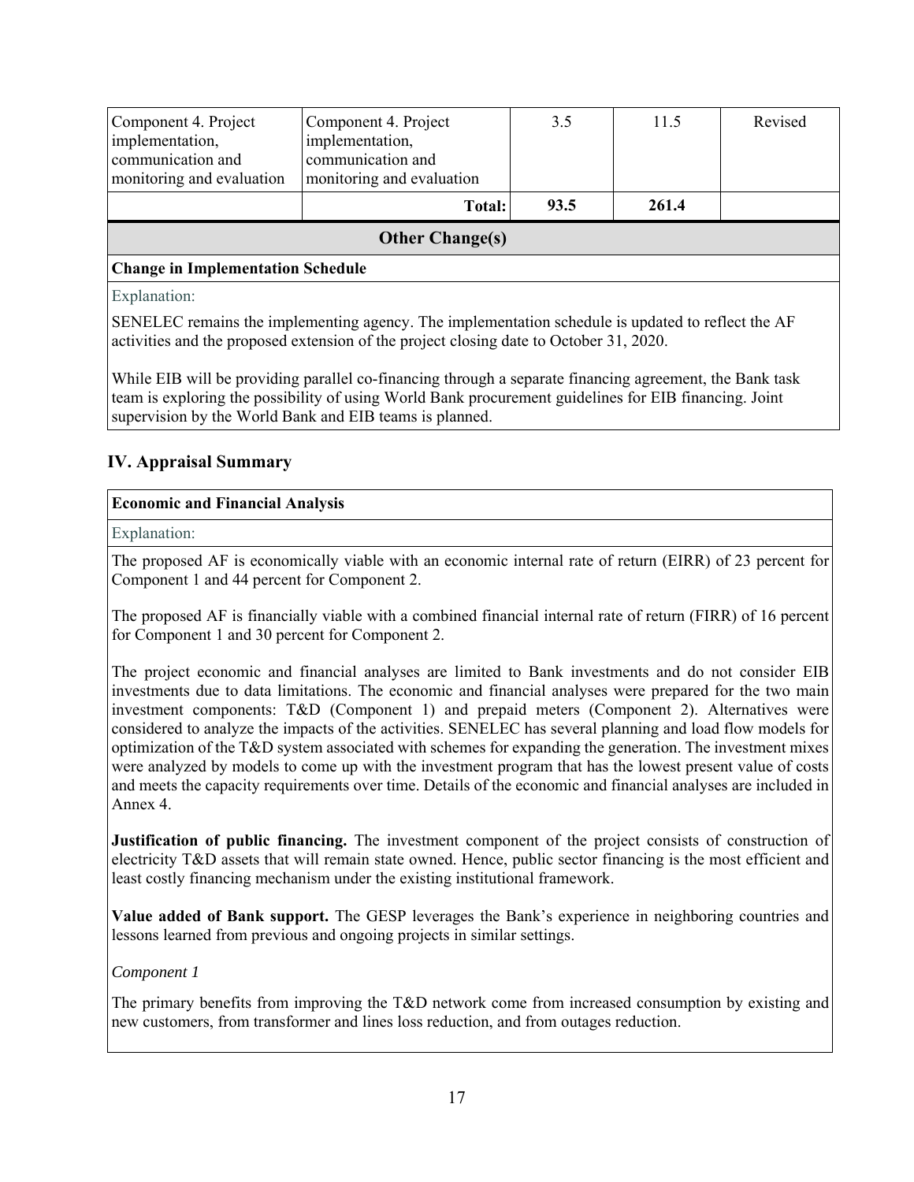| Component 4. Project implementation, communication and monitoring and evaluation | Component 4. Project implementation, communication and monitoring and evaluation | 3.5 | 11.5 | Revised |
|---|---|---|---|---|
| | **Total:** | **93.5** | **261.4** | |

**Other Change(s)**

**Change in Implementation Schedule**

Explanation:

SENELEC remains the implementing agency. The implementation schedule is updated to reflect the AF activities and the proposed extension of the project closing date to October 31, 2020.

While EIB will be providing parallel co-financing through a separate financing agreement, the Bank task team is exploring the possibility of using World Bank procurement guidelines for EIB financing. Joint supervision by the World Bank and EIB teams is planned.

## IV. Appraisal Summary

**Economic and Financial Analysis**

Explanation:

The proposed AF is economically viable with an economic internal rate of return (EIRR) of 23 percent for Component 1 and 44 percent for Component 2.

The proposed AF is financially viable with a combined financial internal rate of return (FIRR) of 16 percent for Component 1 and 30 percent for Component 2.

The project economic and financial analyses are limited to Bank investments and do not consider EIB investments due to data limitations. The economic and financial analyses were prepared for the two main investment components: T&D (Component 1) and prepaid meters (Component 2). Alternatives were considered to analyze the impacts of the activities. SENELEC has several planning and load flow models for optimization of the T&D system associated with schemes for expanding the generation. The investment mixes were analyzed by models to come up with the investment program that has the lowest present value of costs and meets the capacity requirements over time. Details of the economic and financial analyses are included in Annex 4.

**Justification of public financing.** The investment component of the project consists of construction of electricity T&D assets that will remain state owned. Hence, public sector financing is the most efficient and least costly financing mechanism under the existing institutional framework.

**Value added of Bank support.** The GESP leverages the Bank's experience in neighboring countries and lessons learned from previous and ongoing projects in similar settings.

*Component 1*

The primary benefits from improving the T&D network come from increased consumption by existing and new customers, from transformer and lines loss reduction, and from outages reduction.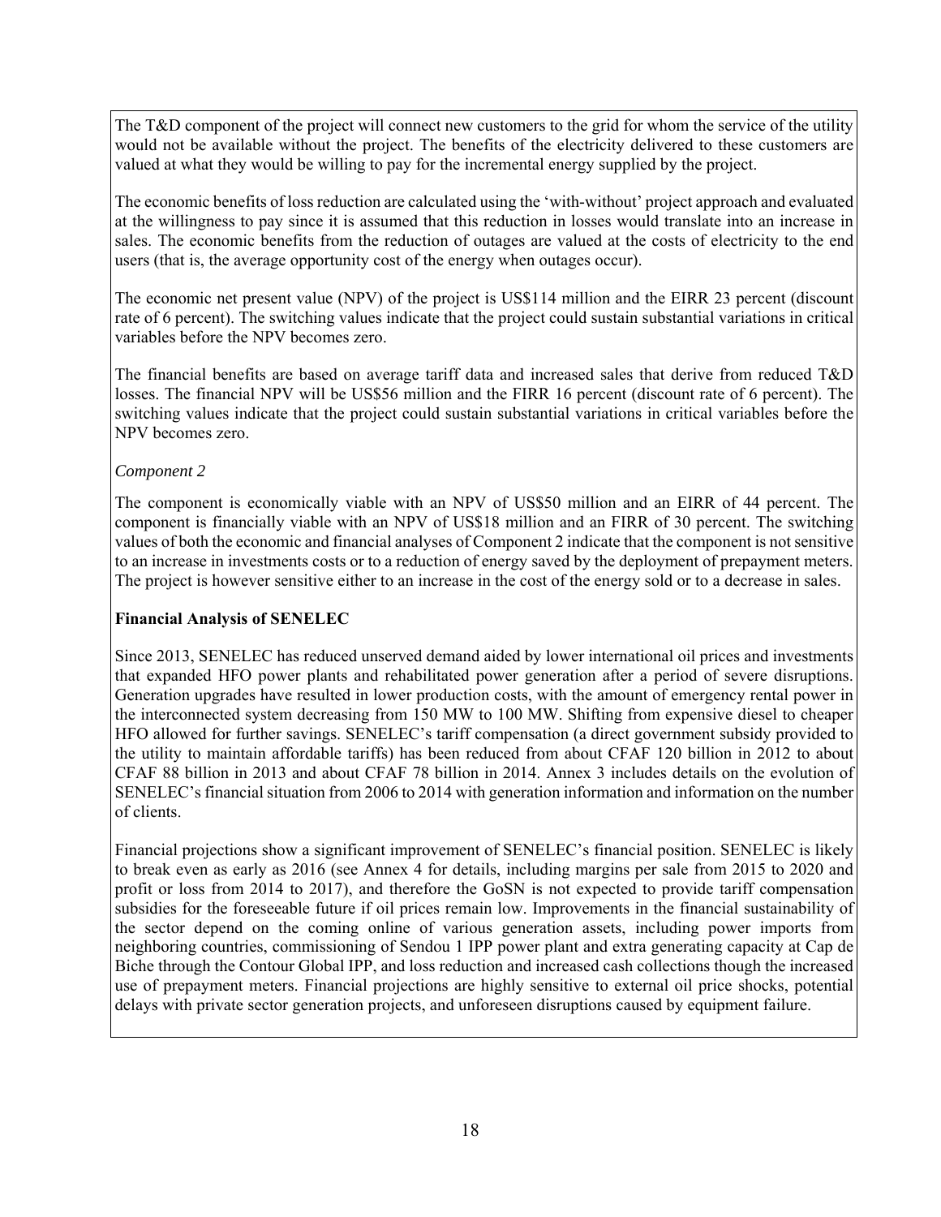The T&D component of the project will connect new customers to the grid for whom the service of the utility would not be available without the project. The benefits of the electricity delivered to these customers are valued at what they would be willing to pay for the incremental energy supplied by the project.

The economic benefits of loss reduction are calculated using the 'with-without' project approach and evaluated at the willingness to pay since it is assumed that this reduction in losses would translate into an increase in sales. The economic benefits from the reduction of outages are valued at the costs of electricity to the end users (that is, the average opportunity cost of the energy when outages occur).

The economic net present value (NPV) of the project is US$114 million and the EIRR 23 percent (discount rate of 6 percent). The switching values indicate that the project could sustain substantial variations in critical variables before the NPV becomes zero.

The financial benefits are based on average tariff data and increased sales that derive from reduced T&D losses. The financial NPV will be US$56 million and the FIRR 16 percent (discount rate of 6 percent). The switching values indicate that the project could sustain substantial variations in critical variables before the NPV becomes zero.

*Component 2*

The component is economically viable with an NPV of US$50 million and an EIRR of 44 percent. The component is financially viable with an NPV of US$18 million and an FIRR of 30 percent. The switching values of both the economic and financial analyses of Component 2 indicate that the component is not sensitive to an increase in investments costs or to a reduction of energy saved by the deployment of prepayment meters. The project is however sensitive either to an increase in the cost of the energy sold or to a decrease in sales.

**Financial Analysis of SENELEC**

Since 2013, SENELEC has reduced unserved demand aided by lower international oil prices and investments that expanded HFO power plants and rehabilitated power generation after a period of severe disruptions. Generation upgrades have resulted in lower production costs, with the amount of emergency rental power in the interconnected system decreasing from 150 MW to 100 MW. Shifting from expensive diesel to cheaper HFO allowed for further savings. SENELEC's tariff compensation (a direct government subsidy provided to the utility to maintain affordable tariffs) has been reduced from about CFAF 120 billion in 2012 to about CFAF 88 billion in 2013 and about CFAF 78 billion in 2014. Annex 3 includes details on the evolution of SENELEC's financial situation from 2006 to 2014 with generation information and information on the number of clients.

Financial projections show a significant improvement of SENELEC's financial position. SENELEC is likely to break even as early as 2016 (see Annex 4 for details, including margins per sale from 2015 to 2020 and profit or loss from 2014 to 2017), and therefore the GoSN is not expected to provide tariff compensation subsidies for the foreseeable future if oil prices remain low. Improvements in the financial sustainability of the sector depend on the coming online of various generation assets, including power imports from neighboring countries, commissioning of Sendou 1 IPP power plant and extra generating capacity at Cap de Biche through the Contour Global IPP, and loss reduction and increased cash collections though the increased use of prepayment meters. Financial projections are highly sensitive to external oil price shocks, potential delays with private sector generation projects, and unforeseen disruptions caused by equipment failure.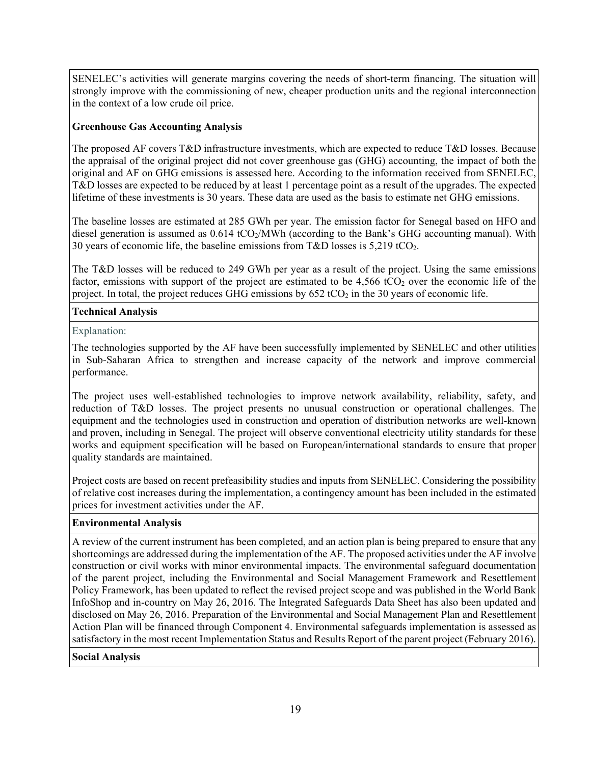SENELEC's activities will generate margins covering the needs of short-term financing. The situation will strongly improve with the commissioning of new, cheaper production units and the regional interconnection in the context of a low crude oil price.

**Greenhouse Gas Accounting Analysis**

The proposed AF covers T&D infrastructure investments, which are expected to reduce T&D losses. Because the appraisal of the original project did not cover greenhouse gas (GHG) accounting, the impact of both the original and AF on GHG emissions is assessed here. According to the information received from SENELEC, T&D losses are expected to be reduced by at least 1 percentage point as a result of the upgrades. The expected lifetime of these investments is 30 years. These data are used as the basis to estimate net GHG emissions.

The baseline losses are estimated at 285 GWh per year. The emission factor for Senegal based on HFO and diesel generation is assumed as 0.614 $tCO_2$/MWh (according to the Bank's GHG accounting manual). With 30 years of economic life, the baseline emissions from T&D losses is 5,219 $tCO_2$.

The T&D losses will be reduced to 249 GWh per year as a result of the project. Using the same emissions factor, emissions with support of the project are estimated to be 4,566 $tCO_2$ over the economic life of the project. In total, the project reduces GHG emissions by 652 $tCO_2$ in the 30 years of economic life.

**Technical Analysis**

Explanation:

The technologies supported by the AF have been successfully implemented by SENELEC and other utilities in Sub-Saharan Africa to strengthen and increase capacity of the network and improve commercial performance.

The project uses well-established technologies to improve network availability, reliability, safety, and reduction of T&D losses. The project presents no unusual construction or operational challenges. The equipment and the technologies used in construction and operation of distribution networks are well-known and proven, including in Senegal. The project will observe conventional electricity utility standards for these works and equipment specification will be based on European/international standards to ensure that proper quality standards are maintained.

Project costs are based on recent prefeasibility studies and inputs from SENELEC. Considering the possibility of relative cost increases during the implementation, a contingency amount has been included in the estimated prices for investment activities under the AF.

**Environmental Analysis**

A review of the current instrument has been completed, and an action plan is being prepared to ensure that any shortcomings are addressed during the implementation of the AF. The proposed activities under the AF involve construction or civil works with minor environmental impacts. The environmental safeguard documentation of the parent project, including the Environmental and Social Management Framework and Resettlement Policy Framework, has been updated to reflect the revised project scope and was published in the World Bank InfoShop and in-country on May 26, 2016. The Integrated Safeguards Data Sheet has also been updated and disclosed on May 26, 2016. Preparation of the Environmental and Social Management Plan and Resettlement Action Plan will be financed through Component 4. Environmental safeguards implementation is assessed as satisfactory in the most recent Implementation Status and Results Report of the parent project (February 2016).

**Social Analysis**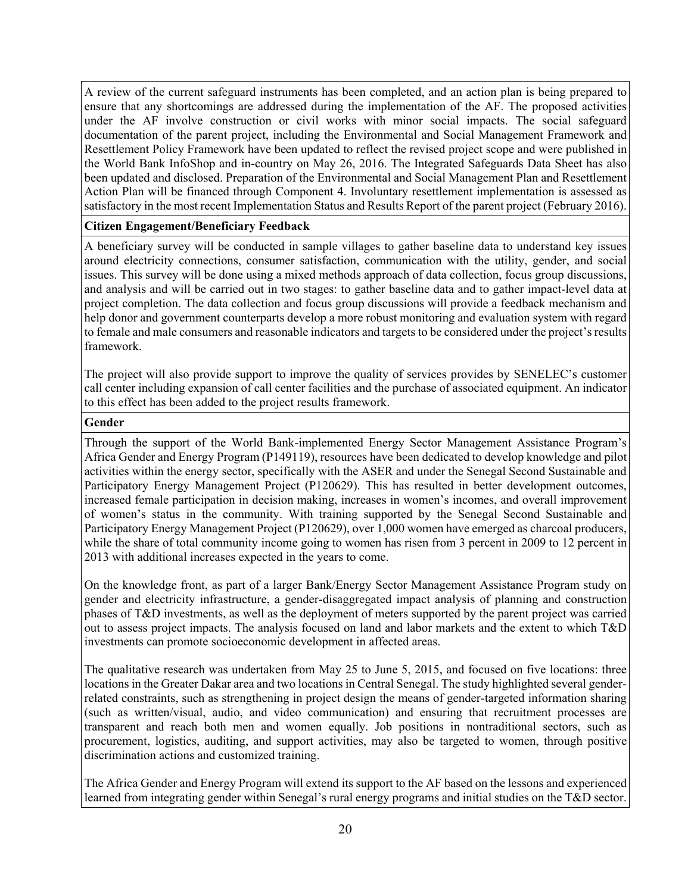A review of the current safeguard instruments has been completed, and an action plan is being prepared to ensure that any shortcomings are addressed during the implementation of the AF. The proposed activities under the AF involve construction or civil works with minor social impacts. The social safeguard documentation of the parent project, including the Environmental and Social Management Framework and Resettlement Policy Framework have been updated to reflect the revised project scope and were published in the World Bank InfoShop and in-country on May 26, 2016. The Integrated Safeguards Data Sheet has also been updated and disclosed. Preparation of the Environmental and Social Management Plan and Resettlement Action Plan will be financed through Component 4. Involuntary resettlement implementation is assessed as satisfactory in the most recent Implementation Status and Results Report of the parent project (February 2016).

**Citizen Engagement/Beneficiary Feedback**

A beneficiary survey will be conducted in sample villages to gather baseline data to understand key issues around electricity connections, consumer satisfaction, communication with the utility, gender, and social issues. This survey will be done using a mixed methods approach of data collection, focus group discussions, and analysis and will be carried out in two stages: to gather baseline data and to gather impact-level data at project completion. The data collection and focus group discussions will provide a feedback mechanism and help donor and government counterparts develop a more robust monitoring and evaluation system with regard to female and male consumers and reasonable indicators and targets to be considered under the project's results framework.

The project will also provide support to improve the quality of services provides by SENELEC's customer call center including expansion of call center facilities and the purchase of associated equipment. An indicator to this effect has been added to the project results framework.

**Gender**

Through the support of the World Bank-implemented Energy Sector Management Assistance Program's Africa Gender and Energy Program (P149119), resources have been dedicated to develop knowledge and pilot activities within the energy sector, specifically with the ASER and under the Senegal Second Sustainable and Participatory Energy Management Project (P120629). This has resulted in better development outcomes, increased female participation in decision making, increases in women's incomes, and overall improvement of women's status in the community. With training supported by the Senegal Second Sustainable and Participatory Energy Management Project (P120629), over 1,000 women have emerged as charcoal producers, while the share of total community income going to women has risen from 3 percent in 2009 to 12 percent in 2013 with additional increases expected in the years to come.

On the knowledge front, as part of a larger Bank/Energy Sector Management Assistance Program study on gender and electricity infrastructure, a gender-disaggregated impact analysis of planning and construction phases of T&D investments, as well as the deployment of meters supported by the parent project was carried out to assess project impacts. The analysis focused on land and labor markets and the extent to which T&D investments can promote socioeconomic development in affected areas.

The qualitative research was undertaken from May 25 to June 5, 2015, and focused on five locations: three locations in the Greater Dakar area and two locations in Central Senegal. The study highlighted several gender-related constraints, such as strengthening in project design the means of gender-targeted information sharing (such as written/visual, audio, and video communication) and ensuring that recruitment processes are transparent and reach both men and women equally. Job positions in nontraditional sectors, such as procurement, logistics, auditing, and support activities, may also be targeted to women, through positive discrimination actions and customized training.

The Africa Gender and Energy Program will extend its support to the AF based on the lessons and experienced learned from integrating gender within Senegal's rural energy programs and initial studies on the T&D sector.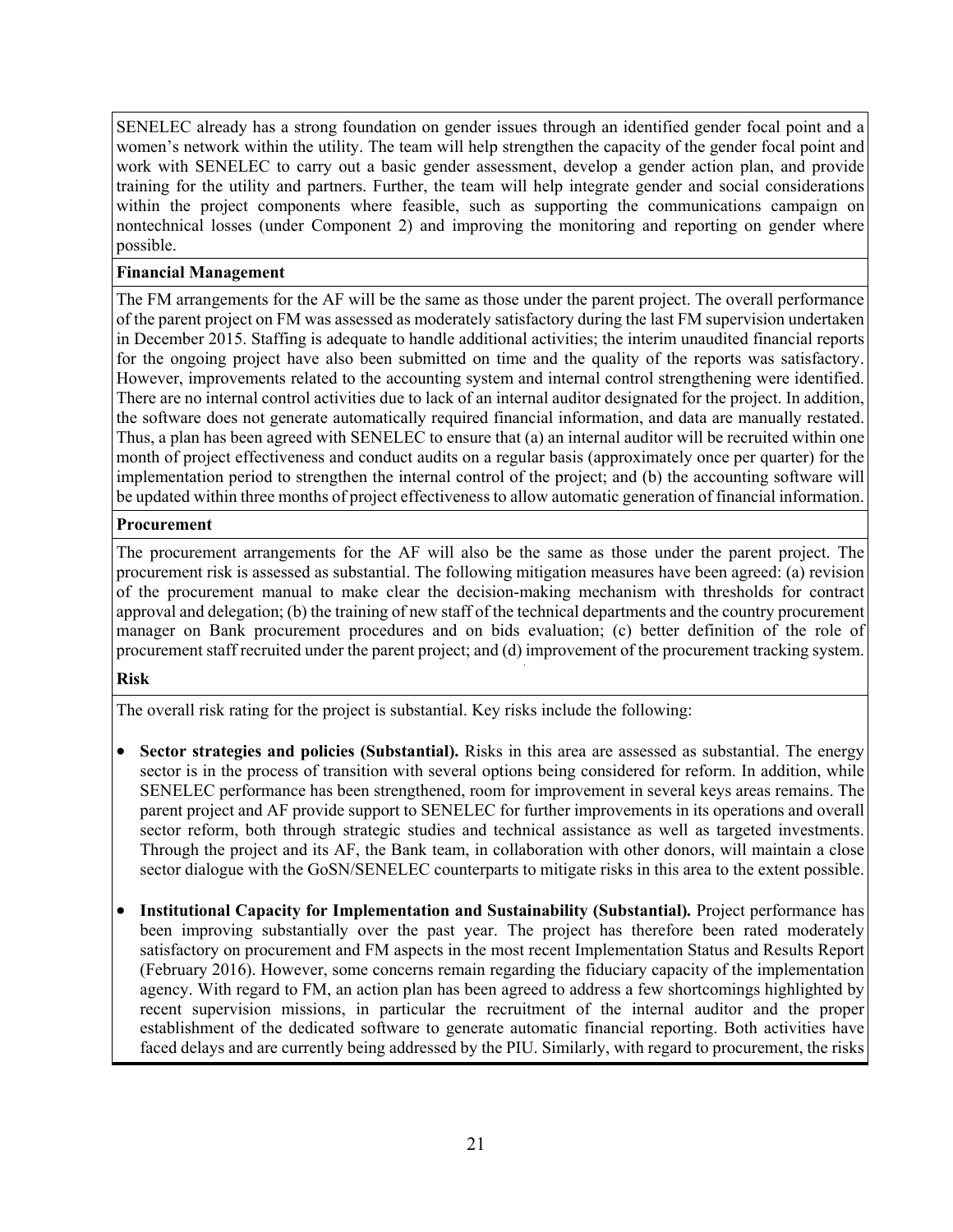SENELEC already has a strong foundation on gender issues through an identified gender focal point and a women's network within the utility. The team will help strengthen the capacity of the gender focal point and work with SENELEC to carry out a basic gender assessment, develop a gender action plan, and provide training for the utility and partners. Further, the team will help integrate gender and social considerations within the project components where feasible, such as supporting the communications campaign on nontechnical losses (under Component 2) and improving the monitoring and reporting on gender where possible.

**Financial Management**

The FM arrangements for the AF will be the same as those under the parent project. The overall performance of the parent project on FM was assessed as moderately satisfactory during the last FM supervision undertaken in December 2015. Staffing is adequate to handle additional activities; the interim unaudited financial reports for the ongoing project have also been submitted on time and the quality of the reports was satisfactory. However, improvements related to the accounting system and internal control strengthening were identified. There are no internal control activities due to lack of an internal auditor designated for the project. In addition, the software does not generate automatically required financial information, and data are manually restated. Thus, a plan has been agreed with SENELEC to ensure that (a) an internal auditor will be recruited within one month of project effectiveness and conduct audits on a regular basis (approximately once per quarter) for the implementation period to strengthen the internal control of the project; and (b) the accounting software will be updated within three months of project effectiveness to allow automatic generation of financial information.

**Procurement**

The procurement arrangements for the AF will also be the same as those under the parent project. The procurement risk is assessed as substantial. The following mitigation measures have been agreed: (a) revision of the procurement manual to make clear the decision-making mechanism with thresholds for contract approval and delegation; (b) the training of new staff of the technical departments and the country procurement manager on Bank procurement procedures and on bids evaluation; (c) better definition of the role of procurement staff recruited under the parent project; and (d) improvement of the procurement tracking system.

**Risk**

The overall risk rating for the project is substantial. Key risks include the following:

- **Sector strategies and policies (Substantial).** Risks in this area are assessed as substantial. The energy sector is in the process of transition with several options being considered for reform. In addition, while SENELEC performance has been strengthened, room for improvement in several keys areas remains. The parent project and AF provide support to SENELEC for further improvements in its operations and overall sector reform, both through strategic studies and technical assistance as well as targeted investments. Through the project and its AF, the Bank team, in collaboration with other donors, will maintain a close sector dialogue with the GoSN/SENELEC counterparts to mitigate risks in this area to the extent possible.

- **Institutional Capacity for Implementation and Sustainability (Substantial).** Project performance has been improving substantially over the past year. The project has therefore been rated moderately satisfactory on procurement and FM aspects in the most recent Implementation Status and Results Report (February 2016). However, some concerns remain regarding the fiduciary capacity of the implementation agency. With regard to FM, an action plan has been agreed to address a few shortcomings highlighted by recent supervision missions, in particular the recruitment of the internal auditor and the proper establishment of the dedicated software to generate automatic financial reporting. Both activities have faced delays and are currently being addressed by the PIU. Similarly, with regard to procurement, the risks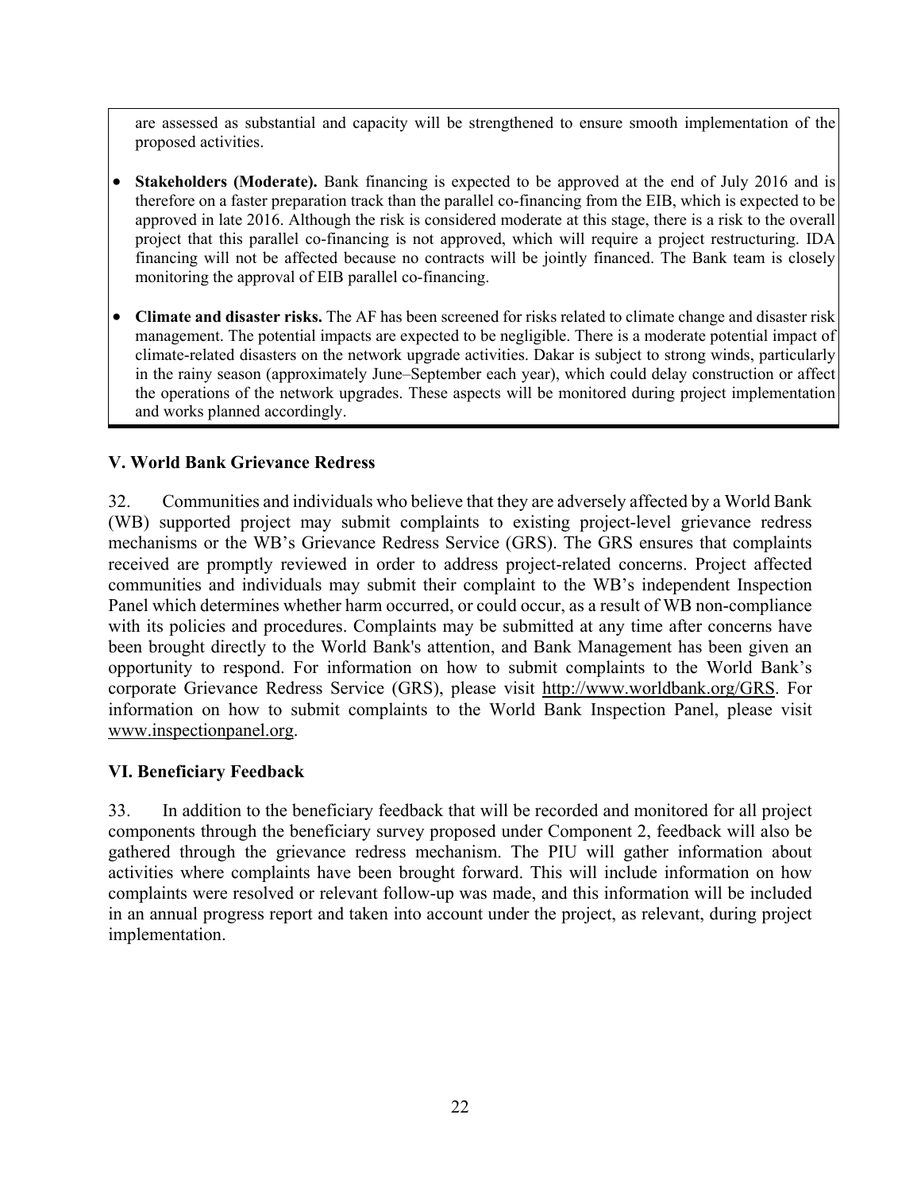are assessed as substantial and capacity will be strengthened to ensure smooth implementation of the proposed activities.

- **Stakeholders (Moderate).** Bank financing is expected to be approved at the end of July 2016 and is therefore on a faster preparation track than the parallel co-financing from the EIB, which is expected to be approved in late 2016. Although the risk is considered moderate at this stage, there is a risk to the overall project that this parallel co-financing is not approved, which will require a project restructuring. IDA financing will not be affected because no contracts will be jointly financed. The Bank team is closely monitoring the approval of EIB parallel co-financing.

- **Climate and disaster risks.** The AF has been screened for risks related to climate change and disaster risk management. The potential impacts are expected to be negligible. There is a moderate potential impact of climate-related disasters on the network upgrade activities. Dakar is subject to strong winds, particularly in the rainy season (approximately June–September each year), which could delay construction or affect the operations of the network upgrades. These aspects will be monitored during project implementation and works planned accordingly.

## V. World Bank Grievance Redress

32. Communities and individuals who believe that they are adversely affected by a World Bank (WB) supported project may submit complaints to existing project-level grievance redress mechanisms or the WB's Grievance Redress Service (GRS). The GRS ensures that complaints received are promptly reviewed in order to address project-related concerns. Project affected communities and individuals may submit their complaint to the WB's independent Inspection Panel which determines whether harm occurred, or could occur, as a result of WB non-compliance with its policies and procedures. Complaints may be submitted at any time after concerns have been brought directly to the World Bank's attention, and Bank Management has been given an opportunity to respond. For information on how to submit complaints to the World Bank's corporate Grievance Redress Service (GRS), please visit http://www.worldbank.org/GRS. For information on how to submit complaints to the World Bank Inspection Panel, please visit www.inspectionpanel.org.

## VI. Beneficiary Feedback

33. In addition to the beneficiary feedback that will be recorded and monitored for all project components through the beneficiary survey proposed under Component 2, feedback will also be gathered through the grievance redress mechanism. The PIU will gather information about activities where complaints have been brought forward. This will include information on how complaints were resolved or relevant follow-up was made, and this information will be included in an annual progress report and taken into account under the project, as relevant, during project implementation.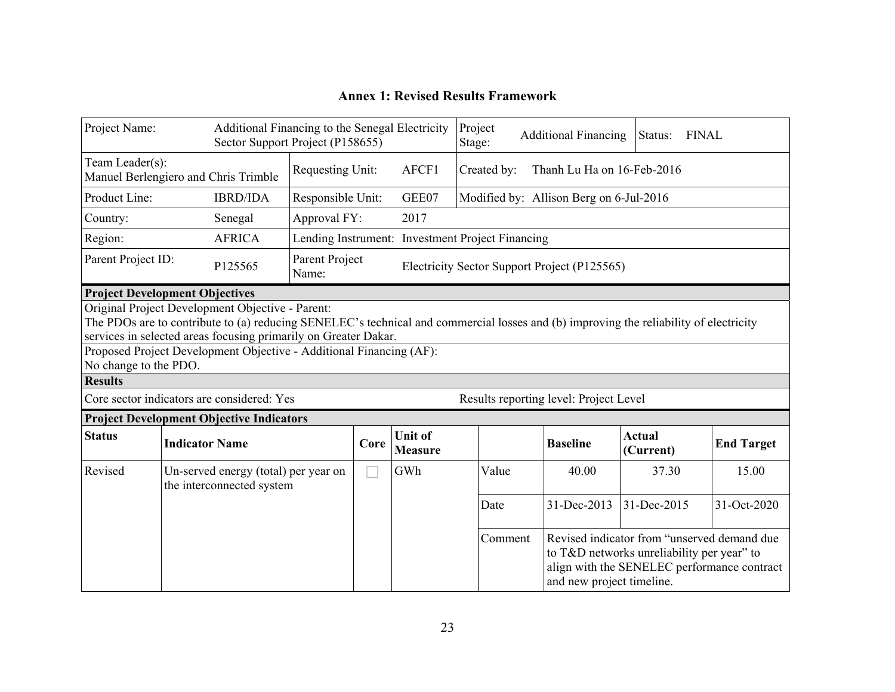# Annex 1: Revised Results Framework

| Project Name: | Additional Financing to the Senegal Electricity Sector Support Project (P158655) | Project Stage: | Additional Financing | Status: FINAL |
|---|---|---|---|---|
| Team Leader(s): Manuel Berlengiero and Chris Trimble | Requesting Unit: AFCF1 | Created by: Thanh Lu Ha on 16-Feb-2016 | | |
| Product Line: IBRD/IDA | Responsible Unit: GEE07 | Modified by: Allison Berg on 6-Jul-2016 | | |
| Country: Senegal | Approval FY: 2017 | | | |
| Region: AFRICA | Lending Instrument: Investment Project Financing | | | |
| Parent Project ID: P125565 | Parent Project Name: Electricity Sector Support Project (P125565) | | | |

**Project Development Objectives**

Original Project Development Objective - Parent:
The PDOs are to contribute to (a) reducing SENELEC's technical and commercial losses and (b) improving the reliability of electricity services in selected areas focusing primarily on Greater Dakar.

Proposed Project Development Objective - Additional Financing (AF):
No change to the PDO.

**Results**

Core sector indicators are considered: Yes | Results reporting level: Project Level

**Project Development Objective Indicators**

| Status | Indicator Name | Core | Unit of Measure | | Baseline | Actual (Current) | End Target |
|---|---|---|---|---|---|---|---|
| Revised | Un-served energy (total) per year on the interconnected system | ☐ | GWh | Value | 40.00 | 37.30 | 15.00 |
| | | | | Date | 31-Dec-2013 | 31-Dec-2015 | 31-Oct-2020 |
| | | | | Comment | Revised indicator from "unserved demand due to T&D networks unreliability per year" to align with the SENELEC performance contract and new project timeline. | | |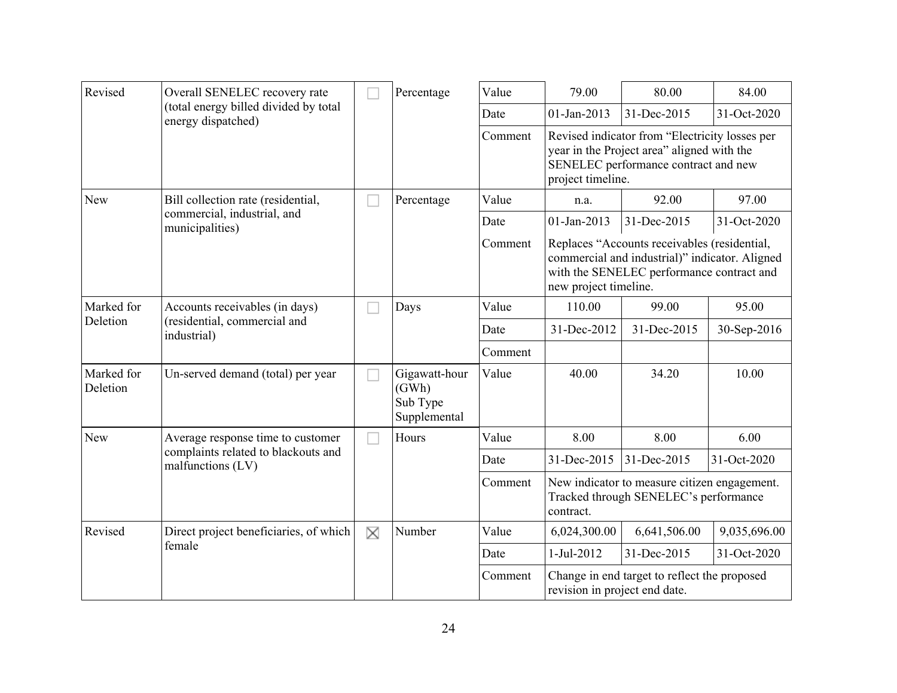| | | | | | | | |
|---|---|---|---|---|---|---|---|
| Revised | Overall SENELEC recovery rate (total energy billed divided by total energy dispatched) | ☐ | Percentage | Value | 79.00 | 80.00 | 84.00 |
| | | | | Date | 01-Jan-2013 | 31-Dec-2015 | 31-Oct-2020 |
| | | | | Comment | Revised indicator from "Electricity losses per year in the Project area" aligned with the SENELEC performance contract and new project timeline. | | |
| New | Bill collection rate (residential, commercial, industrial, and municipalities) | ☐ | Percentage | Value | n.a. | 92.00 | 97.00 |
| | | | | Date | 01-Jan-2013 | 31-Dec-2015 | 31-Oct-2020 |
| | | | | Comment | Replaces "Accounts receivables (residential, commercial and industrial)" indicator. Aligned with the SENELEC performance contract and new project timeline. | | |
| Marked for Deletion | Accounts receivables (in days) (residential, commercial and industrial) | ☐ | Days | Value | 110.00 | 99.00 | 95.00 |
| | | | | Date | 31-Dec-2012 | 31-Dec-2015 | 30-Sep-2016 |
| | | | | Comment | | | |
| Marked for Deletion | Un-served demand (total) per year | ☐ | Gigawatt-hour (GWh) Sub Type Supplemental | Value | 40.00 | 34.20 | 10.00 |
| New | Average response time to customer complaints related to blackouts and malfunctions (LV) | ☐ | Hours | Value | 8.00 | 8.00 | 6.00 |
| | | | | Date | 31-Dec-2015 | 31-Dec-2015 | 31-Oct-2020 |
| | | | | Comment | New indicator to measure citizen engagement. Tracked through SENELEC's performance contract. | | |
| Revised | Direct project beneficiaries, of which female | ☒ | Number | Value | 6,024,300.00 | 6,641,506.00 | 9,035,696.00 |
| | | | | Date | 1-Jul-2012 | 31-Dec-2015 | 31-Oct-2020 |
| | | | | Comment | Change in end target to reflect the proposed revision in project end date. | | |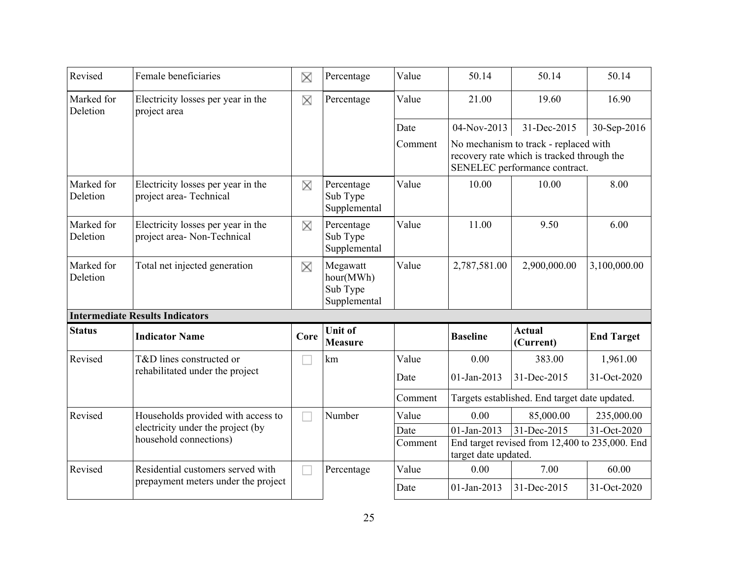| Status | Indicator Name | Core | Unit of Measure | | Baseline | Actual (Current) | End Target |
|---|---|---|---|---|---|---|---|
| Revised | Female beneficiaries | ☒ | Percentage | Value | 50.14 | 50.14 | 50.14 |
| Marked for Deletion | Electricity losses per year in the project area | ☒ | Percentage | Value | 21.00 | 19.60 | 16.90 |
| | | | | Date | 04-Nov-2013 | 31-Dec-2015 | 30-Sep-2016 |
| | | | | Comment | No mechanism to track - replaced with recovery rate which is tracked through the SENELEC performance contract. | | |
| Marked for Deletion | Electricity losses per year in the project area- Technical | ☒ | Percentage Sub Type Supplemental | Value | 10.00 | 10.00 | 8.00 |
| Marked for Deletion | Electricity losses per year in the project area- Non-Technical | ☒ | Percentage Sub Type Supplemental | Value | 11.00 | 9.50 | 6.00 |
| Marked for Deletion | Total net injected generation | ☒ | Megawatt hour(MWh) Sub Type Supplemental | Value | 2,787,581.00 | 2,900,000.00 | 3,100,000.00 |

**Intermediate Results Indicators**

| Status | Indicator Name | Core | Unit of Measure | | Baseline | Actual (Current) | End Target |
|---|---|---|---|---|---|---|---|
| Revised | T&D lines constructed or rehabilitated under the project | ☐ | km | Value | 0.00 | 383.00 | 1,961.00 |
| | | | | Date | 01-Jan-2013 | 31-Dec-2015 | 31-Oct-2020 |
| | | | | Comment | Targets established. End target date updated. | | |
| Revised | Households provided with access to electricity under the project (by household connections) | ☐ | Number | Value | 0.00 | 85,000.00 | 235,000.00 |
| | | | | Date | 01-Jan-2013 | 31-Dec-2015 | 31-Oct-2020 |
| | | | | Comment | End target revised from 12,400 to 235,000. End target date updated. | | |
| Revised | Residential customers served with prepayment meters under the project | ☐ | Percentage | Value | 0.00 | 7.00 | 60.00 |
| | | | | Date | 01-Jan-2013 | 31-Dec-2015 | 31-Oct-2020 |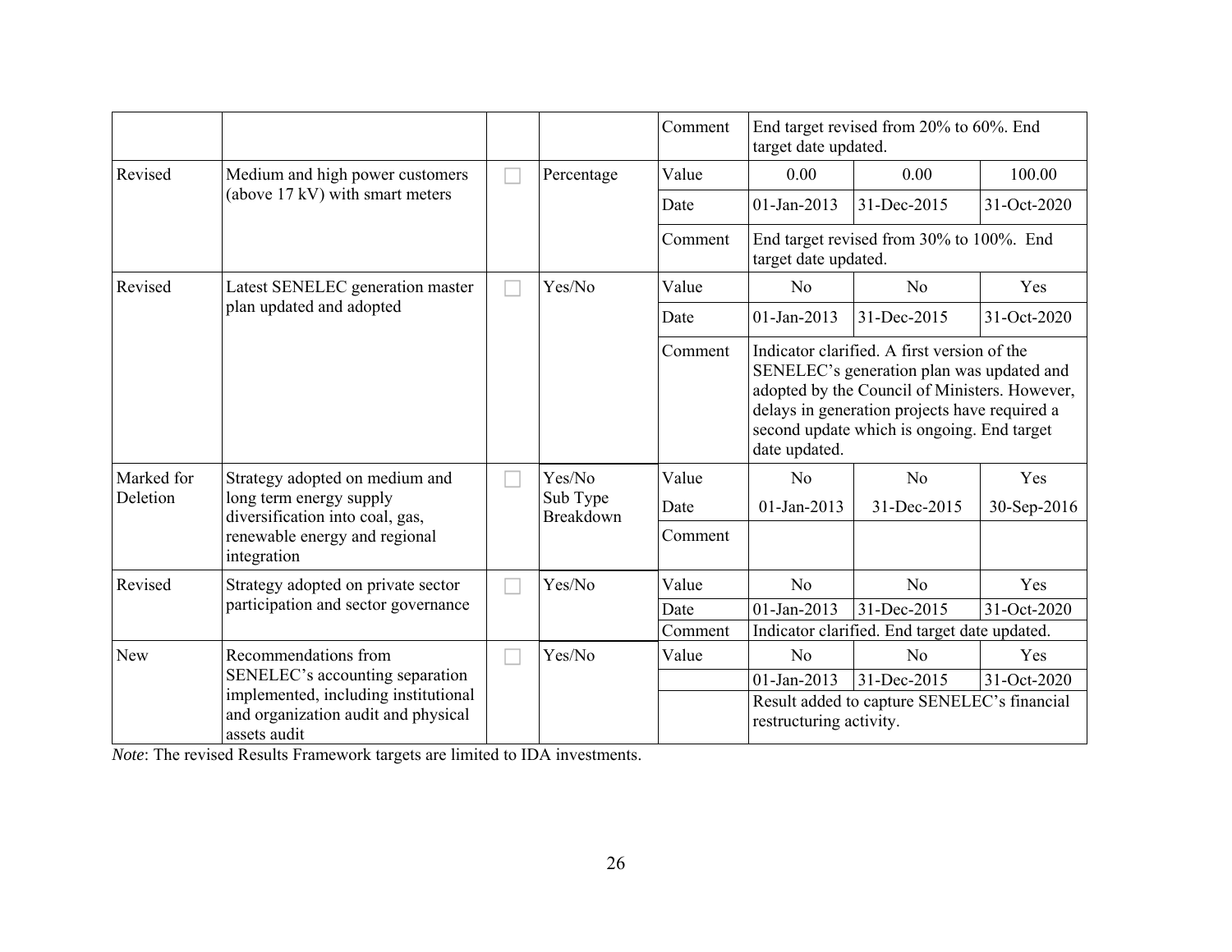| | | | | Comment | End target revised from 20% to 60%. End target date updated. | | |
|---|---|---|---|---|---|---|---|
| Revised | Medium and high power customers (above 17 kV) with smart meters | ☐ | Percentage | Value | 0.00 | 0.00 | 100.00 |
| | | | | Date | 01-Jan-2013 | 31-Dec-2015 | 31-Oct-2020 |
| | | | | Comment | End target revised from 30% to 100%. End target date updated. | | |
| Revised | Latest SENELEC generation master plan updated and adopted | ☐ | Yes/No | Value | No | No | Yes |
| | | | | Date | 01-Jan-2013 | 31-Dec-2015 | 31-Oct-2020 |
| | | | | Comment | Indicator clarified. A first version of the SENELEC's generation plan was updated and adopted by the Council of Ministers. However, delays in generation projects have required a second update which is ongoing. End target date updated. | | |
| Marked for Deletion | Strategy adopted on medium and long term energy supply diversification into coal, gas, renewable energy and regional integration | ☐ | Yes/No Sub Type Breakdown | Value | No | No | Yes |
| | | | | Date | 01-Jan-2013 | 31-Dec-2015 | 30-Sep-2016 |
| | | | | Comment | | | |
| Revised | Strategy adopted on private sector participation and sector governance | ☐ | Yes/No | Value | No | No | Yes |
| | | | | Date | 01-Jan-2013 | 31-Dec-2015 | 31-Oct-2020 |
| | | | | Comment | Indicator clarified. End target date updated. | | |
| New | Recommendations from SENELEC's accounting separation implemented, including institutional and organization audit and physical assets audit | ☐ | Yes/No | Value | No | No | Yes |
| | | | | | 01-Jan-2013 | 31-Dec-2015 | 31-Oct-2020 |
| | | | | | Result added to capture SENELEC's financial restructuring activity. | | |

*Note*: The revised Results Framework targets are limited to IDA investments.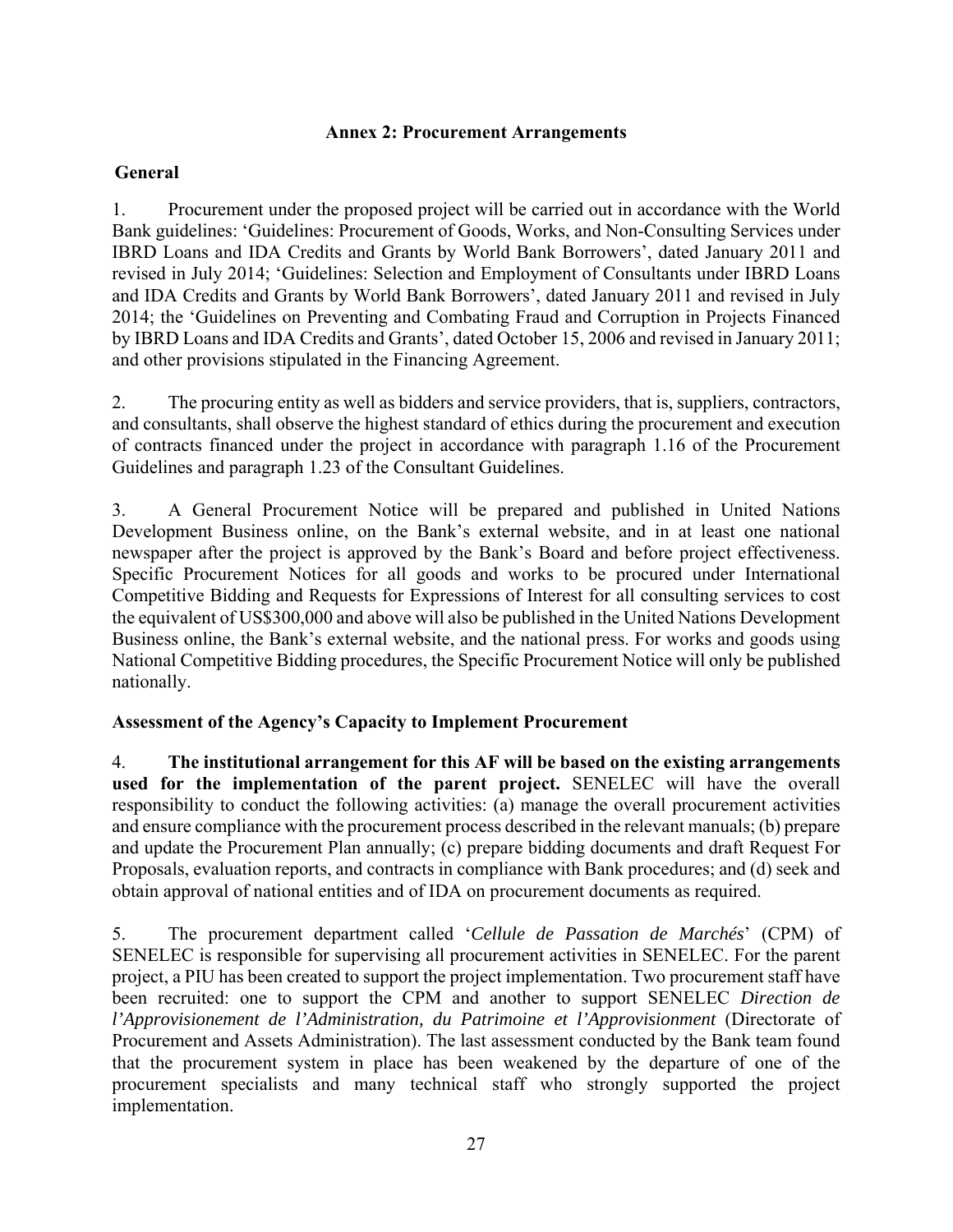## Annex 2: Procurement Arrangements

### General

1. Procurement under the proposed project will be carried out in accordance with the World Bank guidelines: 'Guidelines: Procurement of Goods, Works, and Non-Consulting Services under IBRD Loans and IDA Credits and Grants by World Bank Borrowers', dated January 2011 and revised in July 2014; 'Guidelines: Selection and Employment of Consultants under IBRD Loans and IDA Credits and Grants by World Bank Borrowers', dated January 2011 and revised in July 2014; the 'Guidelines on Preventing and Combating Fraud and Corruption in Projects Financed by IBRD Loans and IDA Credits and Grants', dated October 15, 2006 and revised in January 2011; and other provisions stipulated in the Financing Agreement.

2. The procuring entity as well as bidders and service providers, that is, suppliers, contractors, and consultants, shall observe the highest standard of ethics during the procurement and execution of contracts financed under the project in accordance with paragraph 1.16 of the Procurement Guidelines and paragraph 1.23 of the Consultant Guidelines.

3. A General Procurement Notice will be prepared and published in United Nations Development Business online, on the Bank's external website, and in at least one national newspaper after the project is approved by the Bank's Board and before project effectiveness. Specific Procurement Notices for all goods and works to be procured under International Competitive Bidding and Requests for Expressions of Interest for all consulting services to cost the equivalent of US$300,000 and above will also be published in the United Nations Development Business online, the Bank's external website, and the national press. For works and goods using National Competitive Bidding procedures, the Specific Procurement Notice will only be published nationally.

### Assessment of the Agency's Capacity to Implement Procurement

4. **The institutional arrangement for this AF will be based on the existing arrangements used for the implementation of the parent project.** SENELEC will have the overall responsibility to conduct the following activities: (a) manage the overall procurement activities and ensure compliance with the procurement process described in the relevant manuals; (b) prepare and update the Procurement Plan annually; (c) prepare bidding documents and draft Request For Proposals, evaluation reports, and contracts in compliance with Bank procedures; and (d) seek and obtain approval of national entities and of IDA on procurement documents as required.

5. The procurement department called '*Cellule de Passation de Marchés*' (CPM) of SENELEC is responsible for supervising all procurement activities in SENELEC. For the parent project, a PIU has been created to support the project implementation. Two procurement staff have been recruited: one to support the CPM and another to support SENELEC *Direction de l'Approvisionement de l'Administration, du Patrimoine et l'Approvisionment* (Directorate of Procurement and Assets Administration). The last assessment conducted by the Bank team found that the procurement system in place has been weakened by the departure of one of the procurement specialists and many technical staff who strongly supported the project implementation.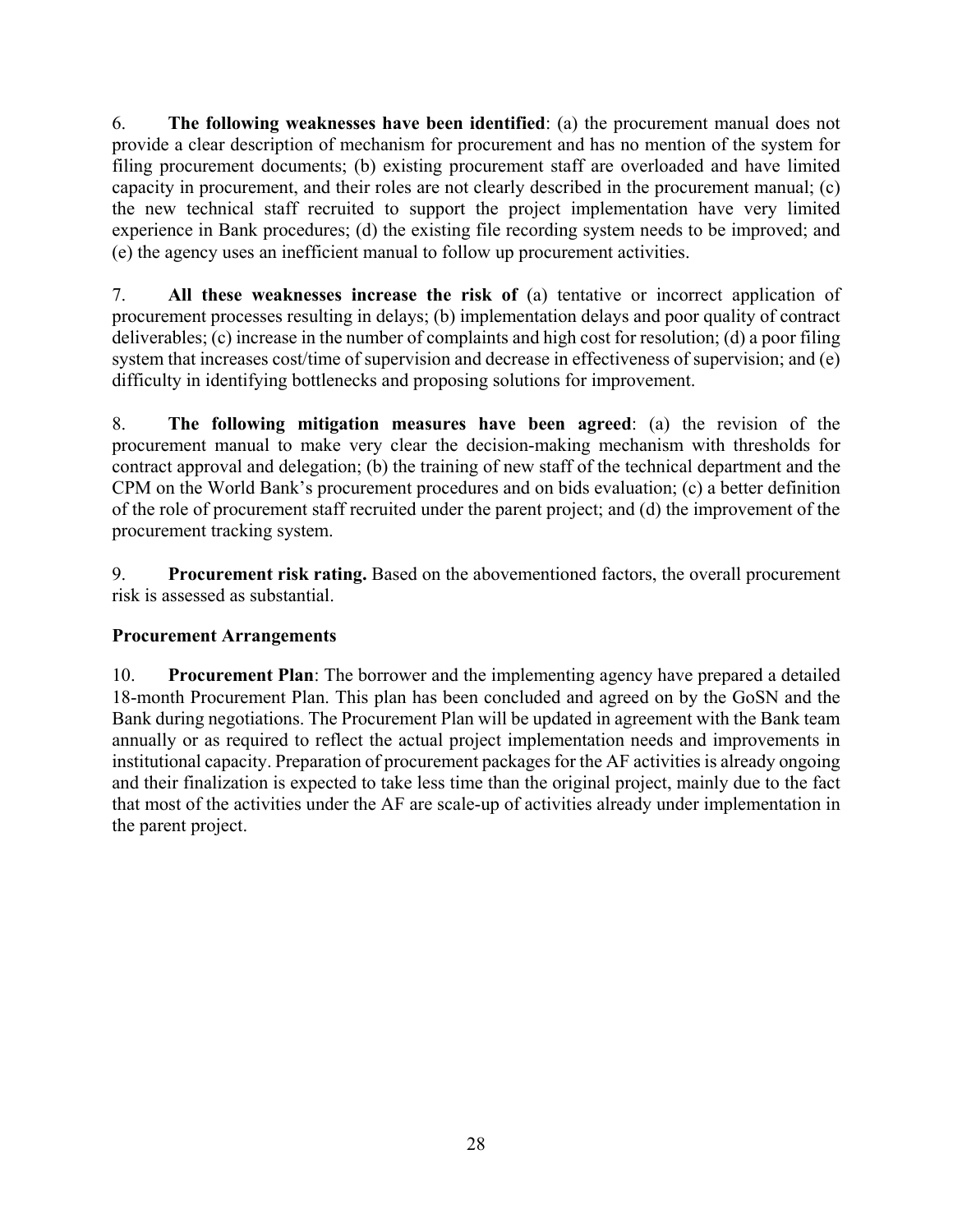6. **The following weaknesses have been identified**: (a) the procurement manual does not provide a clear description of mechanism for procurement and has no mention of the system for filing procurement documents; (b) existing procurement staff are overloaded and have limited capacity in procurement, and their roles are not clearly described in the procurement manual; (c) the new technical staff recruited to support the project implementation have very limited experience in Bank procedures; (d) the existing file recording system needs to be improved; and (e) the agency uses an inefficient manual to follow up procurement activities.

7. **All these weaknesses increase the risk of** (a) tentative or incorrect application of procurement processes resulting in delays; (b) implementation delays and poor quality of contract deliverables; (c) increase in the number of complaints and high cost for resolution; (d) a poor filing system that increases cost/time of supervision and decrease in effectiveness of supervision; and (e) difficulty in identifying bottlenecks and proposing solutions for improvement.

8. **The following mitigation measures have been agreed**: (a) the revision of the procurement manual to make very clear the decision-making mechanism with thresholds for contract approval and delegation; (b) the training of new staff of the technical department and the CPM on the World Bank's procurement procedures and on bids evaluation; (c) a better definition of the role of procurement staff recruited under the parent project; and (d) the improvement of the procurement tracking system.

9. **Procurement risk rating.** Based on the abovementioned factors, the overall procurement risk is assessed as substantial.

### Procurement Arrangements

10. **Procurement Plan**: The borrower and the implementing agency have prepared a detailed 18-month Procurement Plan. This plan has been concluded and agreed on by the GoSN and the Bank during negotiations. The Procurement Plan will be updated in agreement with the Bank team annually or as required to reflect the actual project implementation needs and improvements in institutional capacity. Preparation of procurement packages for the AF activities is already ongoing and their finalization is expected to take less time than the original project, mainly due to the fact that most of the activities under the AF are scale-up of activities already under implementation in the parent project.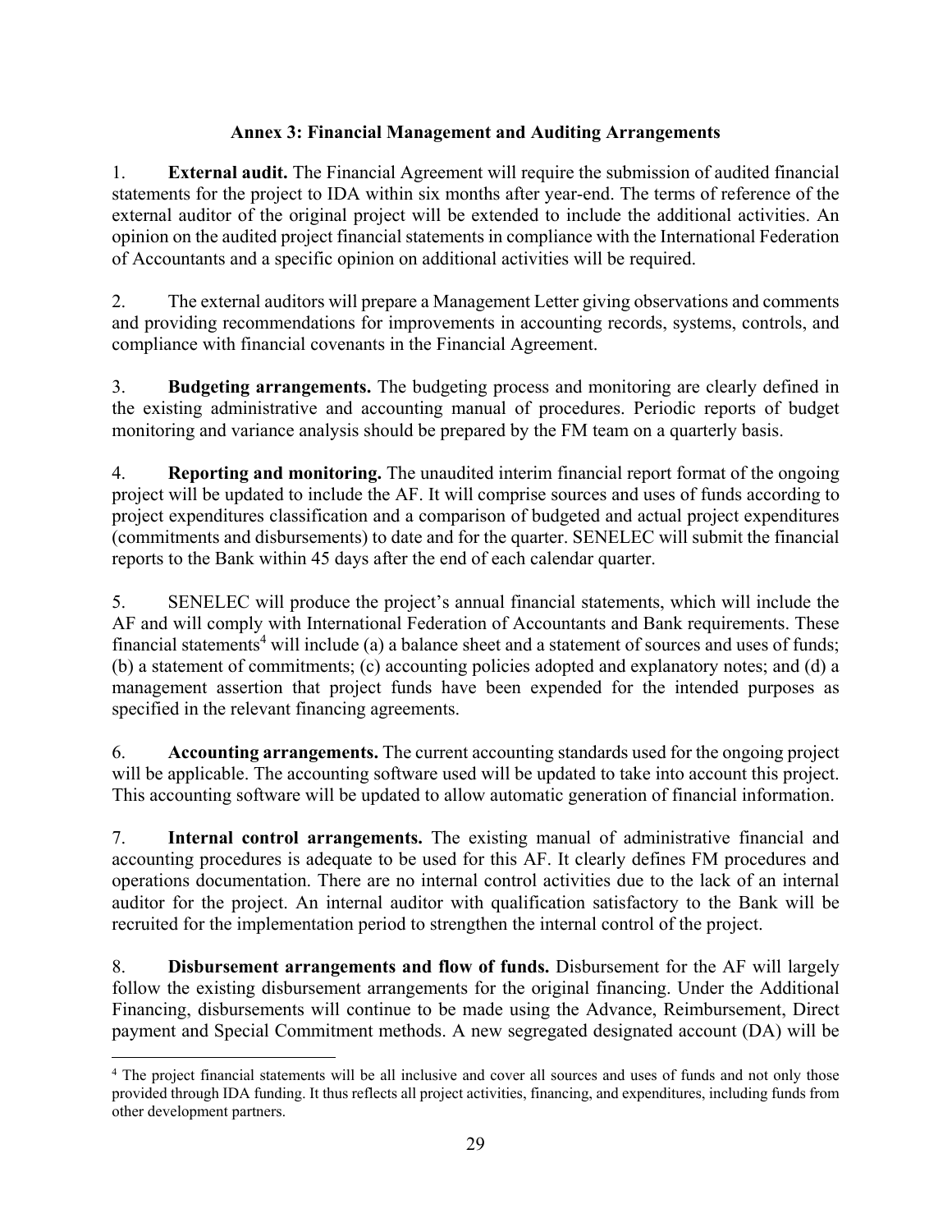## Annex 3: Financial Management and Auditing Arrangements

1. **External audit.** The Financial Agreement will require the submission of audited financial statements for the project to IDA within six months after year-end. The terms of reference of the external auditor of the original project will be extended to include the additional activities. An opinion on the audited project financial statements in compliance with the International Federation of Accountants and a specific opinion on additional activities will be required.

2. The external auditors will prepare a Management Letter giving observations and comments and providing recommendations for improvements in accounting records, systems, controls, and compliance with financial covenants in the Financial Agreement.

3. **Budgeting arrangements.** The budgeting process and monitoring are clearly defined in the existing administrative and accounting manual of procedures. Periodic reports of budget monitoring and variance analysis should be prepared by the FM team on a quarterly basis.

4. **Reporting and monitoring.** The unaudited interim financial report format of the ongoing project will be updated to include the AF. It will comprise sources and uses of funds according to project expenditures classification and a comparison of budgeted and actual project expenditures (commitments and disbursements) to date and for the quarter. SENELEC will submit the financial reports to the Bank within 45 days after the end of each calendar quarter.

5. SENELEC will produce the project's annual financial statements, which will include the AF and will comply with International Federation of Accountants and Bank requirements. These financial statements[4] will include (a) a balance sheet and a statement of sources and uses of funds; (b) a statement of commitments; (c) accounting policies adopted and explanatory notes; and (d) a management assertion that project funds have been expended for the intended purposes as specified in the relevant financing agreements.

6. **Accounting arrangements.** The current accounting standards used for the ongoing project will be applicable. The accounting software used will be updated to take into account this project. This accounting software will be updated to allow automatic generation of financial information.

7. **Internal control arrangements.** The existing manual of administrative financial and accounting procedures is adequate to be used for this AF. It clearly defines FM procedures and operations documentation. There are no internal control activities due to the lack of an internal auditor for the project. An internal auditor with qualification satisfactory to the Bank will be recruited for the implementation period to strengthen the internal control of the project.

8. **Disbursement arrangements and flow of funds.** Disbursement for the AF will largely follow the existing disbursement arrangements for the original financing. Under the Additional Financing, disbursements will continue to be made using the Advance, Reimbursement, Direct payment and Special Commitment methods. A new segregated designated account (DA) will be

[4] The project financial statements will be all inclusive and cover all sources and uses of funds and not only those provided through IDA funding. It thus reflects all project activities, financing, and expenditures, including funds from other development partners.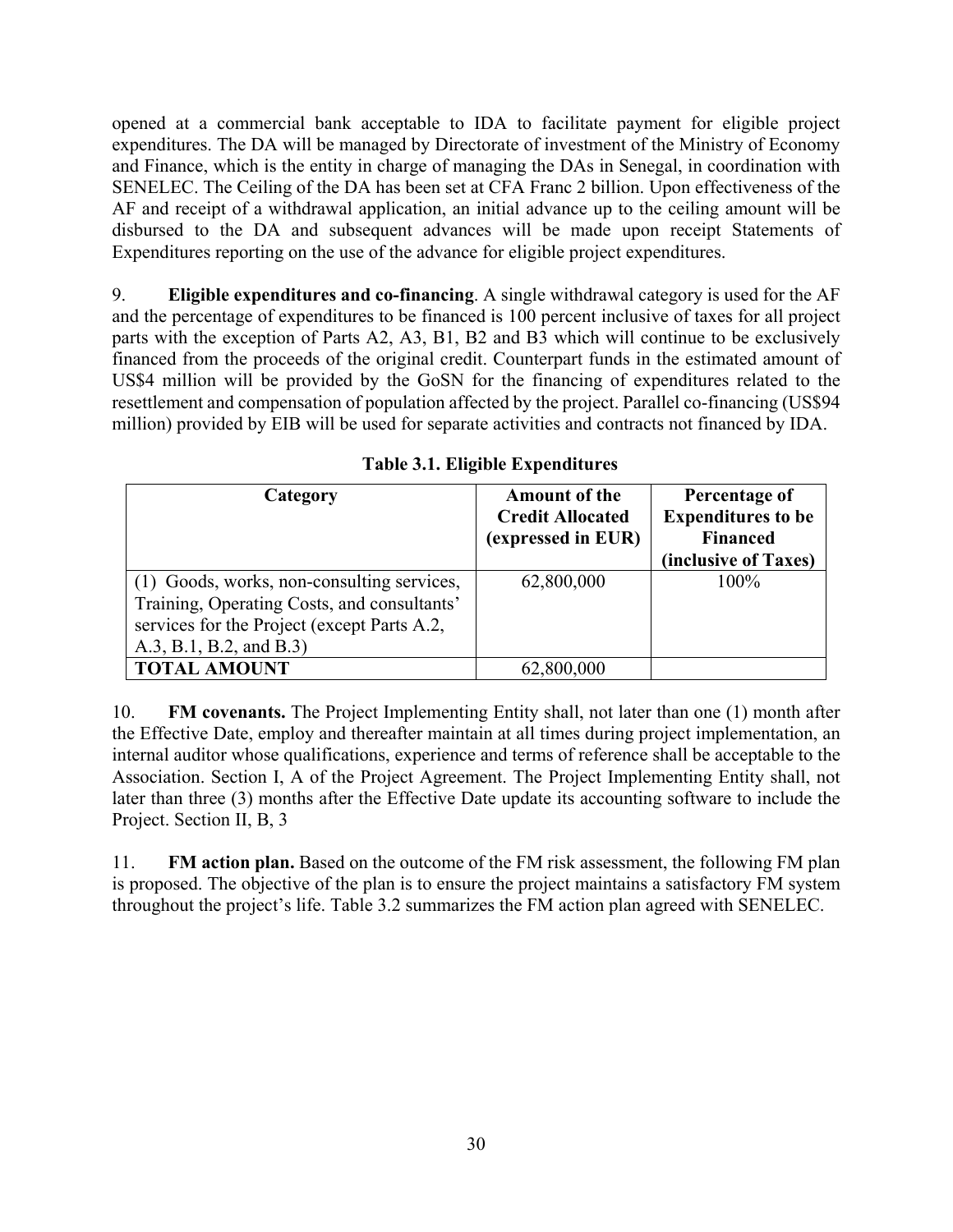opened at a commercial bank acceptable to IDA to facilitate payment for eligible project expenditures. The DA will be managed by Directorate of investment of the Ministry of Economy and Finance, which is the entity in charge of managing the DAs in Senegal, in coordination with SENELEC. The Ceiling of the DA has been set at CFA Franc 2 billion. Upon effectiveness of the AF and receipt of a withdrawal application, an initial advance up to the ceiling amount will be disbursed to the DA and subsequent advances will be made upon receipt Statements of Expenditures reporting on the use of the advance for eligible project expenditures.

9. **Eligible expenditures and co-financing**. A single withdrawal category is used for the AF and the percentage of expenditures to be financed is 100 percent inclusive of taxes for all project parts with the exception of Parts A2, A3, B1, B2 and B3 which will continue to be exclusively financed from the proceeds of the original credit. Counterpart funds in the estimated amount of US$4 million will be provided by the GoSN for the financing of expenditures related to the resettlement and compensation of population affected by the project. Parallel co-financing (US$94 million) provided by EIB will be used for separate activities and contracts not financed by IDA.

**Table 3.1. Eligible Expenditures**

| Category | Amount of the Credit Allocated (expressed in EUR) | Percentage of Expenditures to be Financed (inclusive of Taxes) |
|---|---|---|
| (1) Goods, works, non-consulting services, Training, Operating Costs, and consultants' services for the Project (except Parts A.2, A.3, B.1, B.2, and B.3) | 62,800,000 | 100% |
| **TOTAL AMOUNT** | 62,800,000 | |

10. **FM covenants.** The Project Implementing Entity shall, not later than one (1) month after the Effective Date, employ and thereafter maintain at all times during project implementation, an internal auditor whose qualifications, experience and terms of reference shall be acceptable to the Association. Section I, A of the Project Agreement. The Project Implementing Entity shall, not later than three (3) months after the Effective Date update its accounting software to include the Project. Section II, B, 3

11. **FM action plan.** Based on the outcome of the FM risk assessment, the following FM plan is proposed. The objective of the plan is to ensure the project maintains a satisfactory FM system throughout the project's life. Table 3.2 summarizes the FM action plan agreed with SENELEC.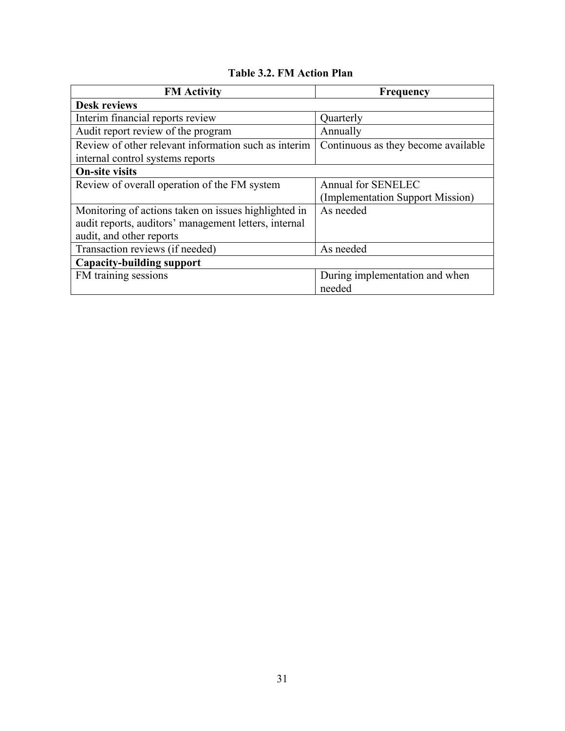**Table 3.2. FM Action Plan**

| FM Activity | Frequency |
|---|---|
| **Desk reviews** | |
| Interim financial reports review | Quarterly |
| Audit report review of the program | Annually |
| Review of other relevant information such as interim internal control systems reports | Continuous as they become available |
| **On-site visits** | |
| Review of overall operation of the FM system | Annual for SENELEC (Implementation Support Mission) |
| Monitoring of actions taken on issues highlighted in audit reports, auditors' management letters, internal audit, and other reports | As needed |
| Transaction reviews (if needed) | As needed |
| **Capacity-building support** | |
| FM training sessions | During implementation and when needed |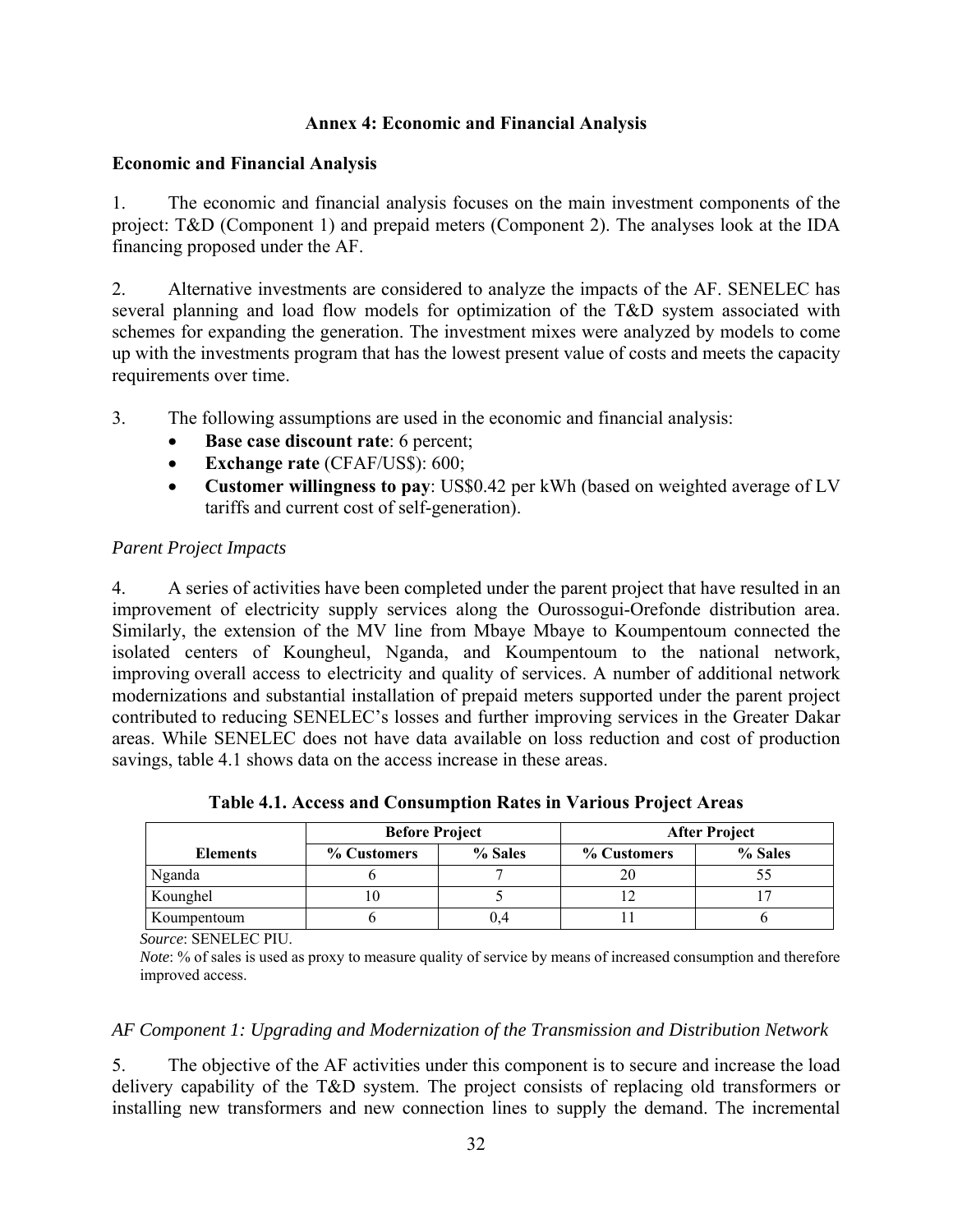# Annex 4: Economic and Financial Analysis

## Economic and Financial Analysis

1. The economic and financial analysis focuses on the main investment components of the project: T&D (Component 1) and prepaid meters (Component 2). The analyses look at the IDA financing proposed under the AF.

2. Alternative investments are considered to analyze the impacts of the AF. SENELEC has several planning and load flow models for optimization of the T&D system associated with schemes for expanding the generation. The investment mixes were analyzed by models to come up with the investments program that has the lowest present value of costs and meets the capacity requirements over time.

3. The following assumptions are used in the economic and financial analysis:
   - **Base case discount rate**: 6 percent;
   - **Exchange rate** (CFAF/US$): 600;
   - **Customer willingness to pay**: US$0.42 per kWh (based on weighted average of LV tariffs and current cost of self-generation).

*Parent Project Impacts*

4. A series of activities have been completed under the parent project that have resulted in an improvement of electricity supply services along the Ourossogui-Orefonde distribution area. Similarly, the extension of the MV line from Mbaye Mbaye to Koumpentoum connected the isolated centers of Koungheul, Nganda, and Koumpentoum to the national network, improving overall access to electricity and quality of services. A number of additional network modernizations and substantial installation of prepaid meters supported under the parent project contributed to reducing SENELEC's losses and further improving services in the Greater Dakar areas. While SENELEC does not have data available on loss reduction and cost of production savings, table 4.1 shows data on the access increase in these areas.

**Table 4.1. Access and Consumption Rates in Various Project Areas**

| | Before Project | | After Project | |
|---|---|---|---|---|
| **Elements** | **% Customers** | **% Sales** | **% Customers** | **% Sales** |
| Nganda | 6 | 7 | 20 | 55 |
| Kounghel | 10 | 5 | 12 | 17 |
| Koumpentoum | 6 | 0,4 | 11 | 6 |

*Source*: SENELEC PIU.

*Note*: % of sales is used as proxy to measure quality of service by means of increased consumption and therefore improved access.

*AF Component 1: Upgrading and Modernization of the Transmission and Distribution Network*

5. The objective of the AF activities under this component is to secure and increase the load delivery capability of the T&D system. The project consists of replacing old transformers or installing new transformers and new connection lines to supply the demand. The incremental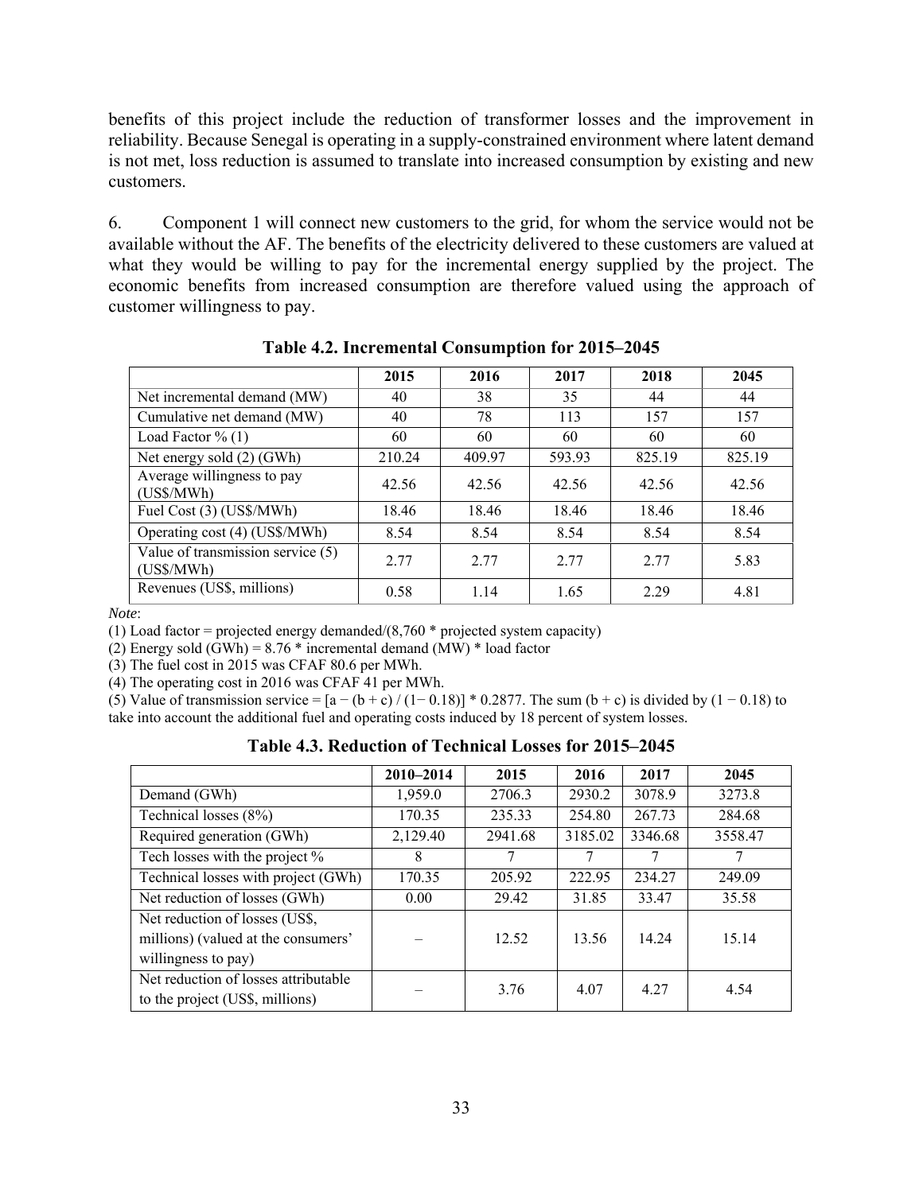benefits of this project include the reduction of transformer losses and the improvement in reliability. Because Senegal is operating in a supply-constrained environment where latent demand is not met, loss reduction is assumed to translate into increased consumption by existing and new customers.

6. Component 1 will connect new customers to the grid, for whom the service would not be available without the AF. The benefits of the electricity delivered to these customers are valued at what they would be willing to pay for the incremental energy supplied by the project. The economic benefits from increased consumption are therefore valued using the approach of customer willingness to pay.

**Table 4.2. Incremental Consumption for 2015–2045**

| | 2015 | 2016 | 2017 | 2018 | 2045 |
|---|---|---|---|---|---|
| Net incremental demand (MW) | 40 | 38 | 35 | 44 | 44 |
| Cumulative net demand (MW) | 40 | 78 | 113 | 157 | 157 |
| Load Factor % (1) | 60 | 60 | 60 | 60 | 60 |
| Net energy sold (2) (GWh) | 210.24 | 409.97 | 593.93 | 825.19 | 825.19 |
| Average willingness to pay (US$/MWh) | 42.56 | 42.56 | 42.56 | 42.56 | 42.56 |
| Fuel Cost (3) (US$/MWh) | 18.46 | 18.46 | 18.46 | 18.46 | 18.46 |
| Operating cost (4) (US$/MWh) | 8.54 | 8.54 | 8.54 | 8.54 | 8.54 |
| Value of transmission service (5) (US$/MWh) | 2.77 | 2.77 | 2.77 | 2.77 | 5.83 |
| Revenues (US$, millions) | 0.58 | 1.14 | 1.65 | 2.29 | 4.81 |

*Note*:

(1) Load factor = projected energy demanded/(8,760 * projected system capacity)

(2) Energy sold (GWh) = 8.76 * incremental demand (MW) * load factor

(3) The fuel cost in 2015 was CFAF 80.6 per MWh.

(4) The operating cost in 2016 was CFAF 41 per MWh.

(5) Value of transmission service = [a − (b + c) / (1− 0.18)] * 0.2877. The sum (b + c) is divided by (1 − 0.18) to take into account the additional fuel and operating costs induced by 18 percent of system losses.

**Table 4.3. Reduction of Technical Losses for 2015–2045**

| | 2010–2014 | 2015 | 2016 | 2017 | 2045 |
|---|---|---|---|---|---|
| Demand (GWh) | 1,959.0 | 2706.3 | 2930.2 | 3078.9 | 3273.8 |
| Technical losses (8%) | 170.35 | 235.33 | 254.80 | 267.73 | 284.68 |
| Required generation (GWh) | 2,129.40 | 2941.68 | 3185.02 | 3346.68 | 3558.47 |
| Tech losses with the project % | 8 | 7 | 7 | 7 | 7 |
| Technical losses with project (GWh) | 170.35 | 205.92 | 222.95 | 234.27 | 249.09 |
| Net reduction of losses (GWh) | 0.00 | 29.42 | 31.85 | 33.47 | 35.58 |
| Net reduction of losses (US$, millions) (valued at the consumers' willingness to pay) | – | 12.52 | 13.56 | 14.24 | 15.14 |
| Net reduction of losses attributable to the project (US$, millions) | – | 3.76 | 4.07 | 4.27 | 4.54 |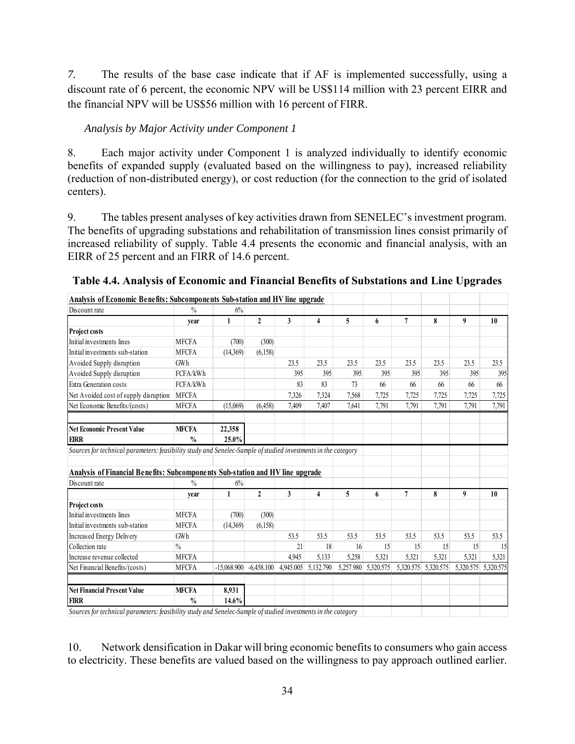*7.* The results of the base case indicate that if AF is implemented successfully, using a discount rate of 6 percent, the economic NPV will be US$114 million with 23 percent EIRR and the financial NPV will be US$56 million with 16 percent of FIRR.

*Analysis by Major Activity under Component 1*

8. Each major activity under Component 1 is analyzed individually to identify economic benefits of expanded supply (evaluated based on the willingness to pay), increased reliability (reduction of non-distributed energy), or cost reduction (for the connection to the grid of isolated centers).

9. The tables present analyses of key activities drawn from SENELEC's investment program. The benefits of upgrading substations and rehabilitation of transmission lines consist primarily of increased reliability of supply. Table 4.4 presents the economic and financial analysis, with an EIRR of 25 percent and an FIRR of 14.6 percent.

**Table 4.4. Analysis of Economic and Financial Benefits of Substations and Line Upgrades**

| **Analysis of Economic Benefits: Subcomponents Sub-station and HV line upgrade** | | | | | | | | | | | |
|---|---|---|---|---|---|---|---|---|---|---|---|
| Discount rate | % | 6% | | | | | | | | | |
| | **year** | **1** | **2** | **3** | **4** | **5** | **6** | **7** | **8** | **9** | **10** |
| **Project costs** | | | | | | | | | | | |
| Initial investments lines | MFCFA | (700) | (300) | | | | | | | | |
| Initial investments sub-station | MFCFA | (14,369) | (6,158) | | | | | | | | |
| Avoided Supply disruption | GWh | | | 23.5 | 23.5 | 23.5 | 23.5 | 23.5 | 23.5 | 23.5 | 23.5 |
| Avoided Supply disruption | FCFA/kWh | | | 395 | 395 | 395 | 395 | 395 | 395 | 395 | 395 |
| Extra Generation costs | FCFA/kWh | | | 83 | 83 | 73 | 66 | 66 | 66 | 66 | 66 |
| Net Avoided cost of supply disruption | MFCFA | | | 7,326 | 7,324 | 7,568 | 7,725 | 7,725 | 7,725 | 7,725 | 7,725 |
| Net Economic Benefits/(costs) | MFCFA | (15,069) | (6,458) | 7,409 | 7,407 | 7,641 | 7,791 | 7,791 | 7,791 | 7,791 | 7,791 |
| **Net Economic Present Value** | **MFCFA** | **22,358** | | | | | | | | | |
| **EIRR** | **%** | **25.0%** | | | | | | | | | |
| *Sources for technical parameters: feasibility study and Senelec-Sample of studied investments in the category* | | | | | | | | | | | |

| **Analysis of Financial Benefits: Subcomponents Sub-station and HV line upgrade** | | | | | | | | | | | |
|---|---|---|---|---|---|---|---|---|---|---|---|
| Discount rate | % | 6% | | | | | | | | | |
| | **year** | **1** | **2** | **3** | **4** | **5** | **6** | **7** | **8** | **9** | **10** |
| **Project costs** | | | | | | | | | | | |
| Initial investments lines | MFCFA | (700) | (300) | | | | | | | | |
| Initial investments sub-station | MFCFA | (14,369) | (6,158) | | | | | | | | |
| Increased Energy Delivery | GWh | | | 53.5 | 53.5 | 53.5 | 53.5 | 53.5 | 53.5 | 53.5 | 53.5 |
| Collection rate | % | | | 21 | 18 | 16 | 15 | 15 | 15 | 15 | 15 |
| Increase revenue collected | MFCFA | | | 4,945 | 5,133 | 5,258 | 5,321 | 5,321 | 5,321 | 5,321 | 5,321 |
| Net Financial Benefits/(costs) | MFCFA | -15,068.900 | -6,458.100 | 4,945.005 | 5,132.790 | 5,257.980 | 5,320.575 | 5,320.575 | 5,320.575 | 5,320.575 | 5,320.575 |
| **Net Financial Present Value** | **MFCFA** | **8,931** | | | | | | | | | |
| **FIRR** | **%** | **14.6%** | | | | | | | | | |
| *Sources for technical parameters: feasibility study and Senelec-Sample of studied investments in the category* | | | | | | | | | | | |

10. Network densification in Dakar will bring economic benefits to consumers who gain access to electricity. These benefits are valued based on the willingness to pay approach outlined earlier.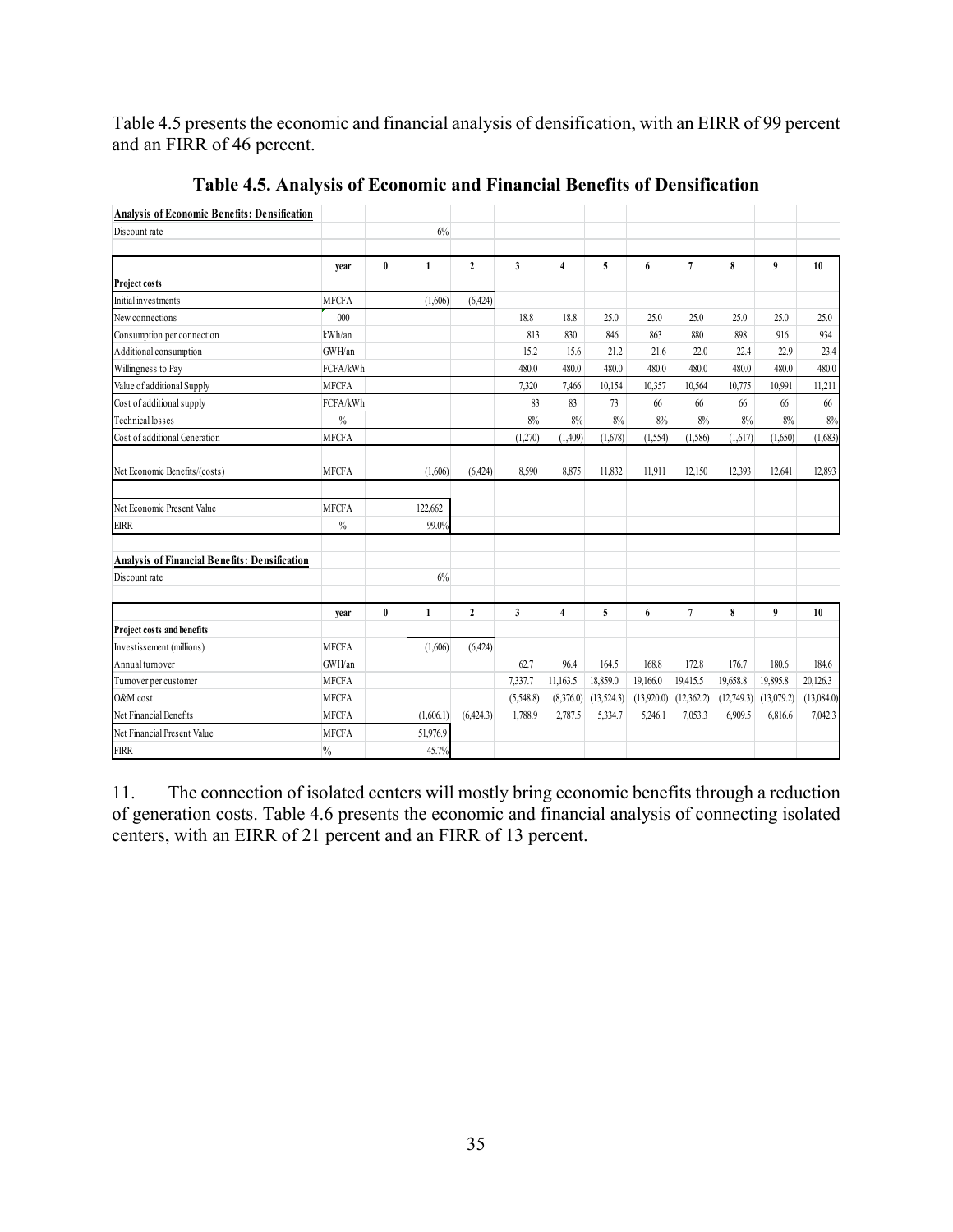Table 4.5 presents the economic and financial analysis of densification, with an EIRR of 99 percent and an FIRR of 46 percent.

**Table 4.5. Analysis of Economic and Financial Benefits of Densification**

| **Analysis of Economic Benefits: Densification** | | | | | | | | | | | | |
|---|---|---|---|---|---|---|---|---|---|---|---|---|
| Discount rate | | | 6% | | | | | | | | | |
| | **year** | **0** | **1** | **2** | **3** | **4** | **5** | **6** | **7** | **8** | **9** | **10** |
| **Project costs** | | | | | | | | | | | | |
| Initial investments | MFCFA | | (1,606) | (6,424) | | | | | | | | |
| New connections | 000 | | | | 18.8 | 18.8 | 25.0 | 25.0 | 25.0 | 25.0 | 25.0 | 25.0 |
| Consumption per connection | kWh/an | | | | 813 | 830 | 846 | 863 | 880 | 898 | 916 | 934 |
| Additional consumption | GWH/an | | | | 15.2 | 15.6 | 21.2 | 21.6 | 22.0 | 22.4 | 22.9 | 23.4 |
| Willingness to Pay | FCFA/kWh | | | | 480.0 | 480.0 | 480.0 | 480.0 | 480.0 | 480.0 | 480.0 | 480.0 |
| Value of additional Supply | MFCFA | | | | 7,320 | 7,466 | 10,154 | 10,357 | 10,564 | 10,775 | 10,991 | 11,211 |
| Cost of additional supply | FCFA/kWh | | | | 83 | 83 | 73 | 66 | 66 | 66 | 66 | 66 |
| Technical losses | % | | | | 8% | 8% | 8% | 8% | 8% | 8% | 8% | 8% |
| Cost of additional Generation | MFCFA | | | | (1,270) | (1,409) | (1,678) | (1,554) | (1,586) | (1,617) | (1,650) | (1,683) |
| Net Economic Benefits/(costs) | MFCFA | | (1,606) | (6,424) | 8,590 | 8,875 | 11,832 | 11,911 | 12,150 | 12,393 | 12,641 | 12,893 |
| Net Economic Present Value | MFCFA | | 122,662 | | | | | | | | | |
| EIRR | % | | 99.0% | | | | | | | | | |

| **Analysis of Financial Benefits: Densification** | | | | | | | | | | | | |
|---|---|---|---|---|---|---|---|---|---|---|---|---|
| Discount rate | | | 6% | | | | | | | | | |
| | **year** | **0** | **1** | **2** | **3** | **4** | **5** | **6** | **7** | **8** | **9** | **10** |
| **Project costs and benefits** | | | | | | | | | | | | |
| Investissement (millions) | MFCFA | | (1,606) | (6,424) | | | | | | | | |
| Annual turnover | GWH/an | | | | 62.7 | 96.4 | 164.5 | 168.8 | 172.8 | 176.7 | 180.6 | 184.6 |
| Turnover per customer | MFCFA | | | | 7,337.7 | 11,163.5 | 18,859.0 | 19,166.0 | 19,415.5 | 19,658.8 | 19,895.8 | 20,126.3 |
| O&M cost | MFCFA | | | | (5,548.8) | (8,376.0) | (13,524.3) | (13,920.0) | (12,362.2) | (12,749.3) | (13,079.2) | (13,084.0) |
| Net Financial Benefits | MFCFA | | (1,606.1) | (6,424.3) | 1,788.9 | 2,787.5 | 5,334.7 | 5,246.1 | 7,053.3 | 6,909.5 | 6,816.6 | 7,042.3 |
| Net Financial Present Value | MFCFA | | 51,976.9 | | | | | | | | | |
| FIRR | % | | 45.7% | | | | | | | | | |

11. The connection of isolated centers will mostly bring economic benefits through a reduction of generation costs. Table 4.6 presents the economic and financial analysis of connecting isolated centers, with an EIRR of 21 percent and an FIRR of 13 percent.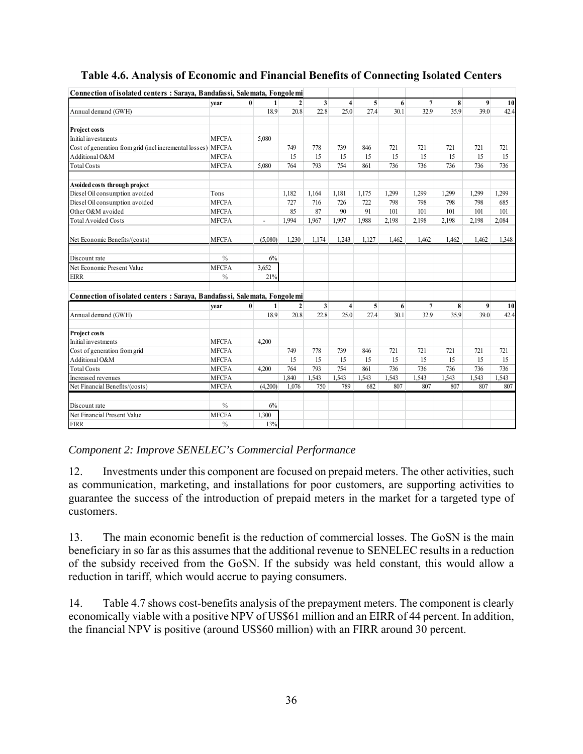**Table 4.6. Analysis of Economic and Financial Benefits of Connecting Isolated Centers**

| **Connection of isolated centers : Saraya, Bandafassi, Salemata, Fongolemi** | | | | | | | | | | | | |
|---|---|---|---|---|---|---|---|---|---|---|---|---|
| | **year** | **0** | **1** | **2** | **3** | **4** | **5** | **6** | **7** | **8** | **9** | **10** |
| Annual demand (GWH) | | | 18.9 | 20.8 | 22.8 | 25.0 | 27.4 | 30.1 | 32.9 | 35.9 | 39.0 | 42.4 |
| | | | | | | | | | | | | |
| **Project costs** | | | | | | | | | | | | |
| Initial investments | MFCFA | | 5,080 | | | | | | | | | |
| Cost of generation from grid (incl incremental losses) | MFCFA | | | 749 | 778 | 739 | 846 | 721 | 721 | 721 | 721 | 721 |
| Additional O&M | MFCFA | | | 15 | 15 | 15 | 15 | 15 | 15 | 15 | 15 | 15 |
| Total Costs | MFCFA | | 5,080 | 764 | 793 | 754 | 861 | 736 | 736 | 736 | 736 | 736 |
| | | | | | | | | | | | | |
| **Avoided costs through project** | | | | | | | | | | | | |
| Diesel Oil consumption avoided | Tons | | | 1,182 | 1,164 | 1,181 | 1,175 | 1,299 | 1,299 | 1,299 | 1,299 | 1,299 |
| Diesel Oil consumption avoided | MFCFA | | | 727 | 716 | 726 | 722 | 798 | 798 | 798 | 798 | 685 |
| Other O&M avoided | MFCFA | | | 85 | 87 | 90 | 91 | 101 | 101 | 101 | 101 | 101 |
| Total Avoided Costs | MFCFA | | - | 1,994 | 1,967 | 1,997 | 1,988 | 2,198 | 2,198 | 2,198 | 2,198 | 2,084 |
| | | | | | | | | | | | | |
| Net Economic Benefits/(costs) | MFCFA | | (5,080) | 1,230 | 1,174 | 1,243 | 1,127 | 1,462 | 1,462 | 1,462 | 1,462 | 1,348 |
| | | | | | | | | | | | | |
| Discount rate | % | | 6% | | | | | | | | | |
| Net Economic Present Value | MFCFA | | 3,652 | | | | | | | | | |
| EIRR | % | | 21% | | | | | | | | | |

| **Connection of isolated centers : Saraya, Bandafassi, Salemata, Fongolemi** | | | | | | | | | | | | |
|---|---|---|---|---|---|---|---|---|---|---|---|---|
| | **year** | **0** | **1** | **2** | **3** | **4** | **5** | **6** | **7** | **8** | **9** | **10** |
| Annual demand (GWH) | | | 18.9 | 20.8 | 22.8 | 25.0 | 27.4 | 30.1 | 32.9 | 35.9 | 39.0 | 42.4 |
| | | | | | | | | | | | | |
| **Project costs** | | | | | | | | | | | | |
| Initial investments | MFCFA | | 4,200 | | | | | | | | | |
| Cost of generation from grid | MFCFA | | | 749 | 778 | 739 | 846 | 721 | 721 | 721 | 721 | 721 |
| Additional O&M | MFCFA | | | 15 | 15 | 15 | 15 | 15 | 15 | 15 | 15 | 15 |
| Total Costs | MFCFA | | 4,200 | 764 | 793 | 754 | 861 | 736 | 736 | 736 | 736 | 736 |
| Increased revenues | MFCFA | | | 1,840 | 1,543 | 1,543 | 1,543 | 1,543 | 1,543 | 1,543 | 1,543 | 1,543 |
| Net Financial Benefits/(costs) | MFCFA | | (4,200) | 1,076 | 750 | 789 | 682 | 807 | 807 | 807 | 807 | 807 |
| | | | | | | | | | | | | |
| Discount rate | % | | 6% | | | | | | | | | |
| Net Financial Present Value | MFCFA | | 1,300 | | | | | | | | | |
| FIRR | % | | 13% | | | | | | | | | |

*Component 2: Improve SENELEC's Commercial Performance*

12. Investments under this component are focused on prepaid meters. The other activities, such as communication, marketing, and installations for poor customers, are supporting activities to guarantee the success of the introduction of prepaid meters in the market for a targeted type of customers.

13. The main economic benefit is the reduction of commercial losses. The GoSN is the main beneficiary in so far as this assumes that the additional revenue to SENELEC results in a reduction of the subsidy received from the GoSN. If the subsidy was held constant, this would allow a reduction in tariff, which would accrue to paying consumers.

14. Table 4.7 shows cost-benefits analysis of the prepayment meters. The component is clearly economically viable with a positive NPV of US$61 million and an EIRR of 44 percent. In addition, the financial NPV is positive (around US$60 million) with an FIRR around 30 percent.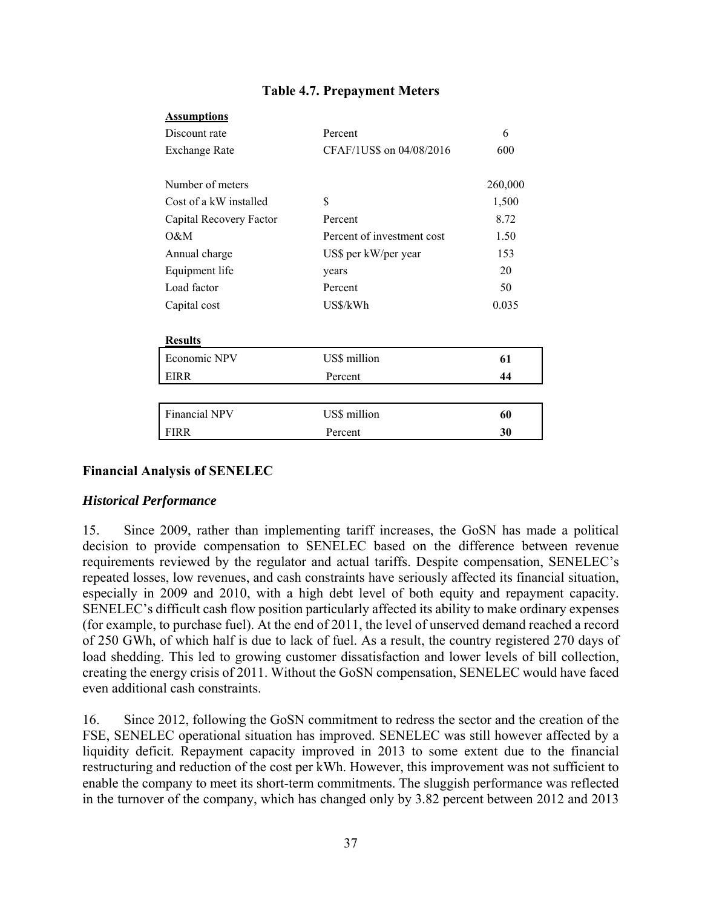**Table 4.7. Prepayment Meters**

| **Assumptions** | | |
|---|---|---|
| Discount rate | Percent | 6 |
| Exchange Rate | CFAF/1US$ on 04/08/2016 | 600 |
| | | |
| Number of meters | | 260,000 |
| Cost of a kW installed | $ | 1,500 |
| Capital Recovery Factor | Percent | 8.72 |
| O&M | Percent of investment cost | 1.50 |
| Annual charge | US$ per kW/per year | 153 |
| Equipment life | years | 20 |
| Load factor | Percent | 50 |
| Capital cost | US$/kWh | 0.035 |
| | | |
| **Results** | | |
| Economic NPV | US$ million | **61** |
| EIRR | Percent | **44** |
| | | |
| Financial NPV | US$ million | **60** |
| FIRR | Percent | **30** |

### Financial Analysis of SENELEC

#### *Historical Performance*

15. Since 2009, rather than implementing tariff increases, the GoSN has made a political decision to provide compensation to SENELEC based on the difference between revenue requirements reviewed by the regulator and actual tariffs. Despite compensation, SENELEC's repeated losses, low revenues, and cash constraints have seriously affected its financial situation, especially in 2009 and 2010, with a high debt level of both equity and repayment capacity. SENELEC's difficult cash flow position particularly affected its ability to make ordinary expenses (for example, to purchase fuel). At the end of 2011, the level of unserved demand reached a record of 250 GWh, of which half is due to lack of fuel. As a result, the country registered 270 days of load shedding. This led to growing customer dissatisfaction and lower levels of bill collection, creating the energy crisis of 2011. Without the GoSN compensation, SENELEC would have faced even additional cash constraints.

16. Since 2012, following the GoSN commitment to redress the sector and the creation of the FSE, SENELEC operational situation has improved. SENELEC was still however affected by a liquidity deficit. Repayment capacity improved in 2013 to some extent due to the financial restructuring and reduction of the cost per kWh. However, this improvement was not sufficient to enable the company to meet its short-term commitments. The sluggish performance was reflected in the turnover of the company, which has changed only by 3.82 percent between 2012 and 2013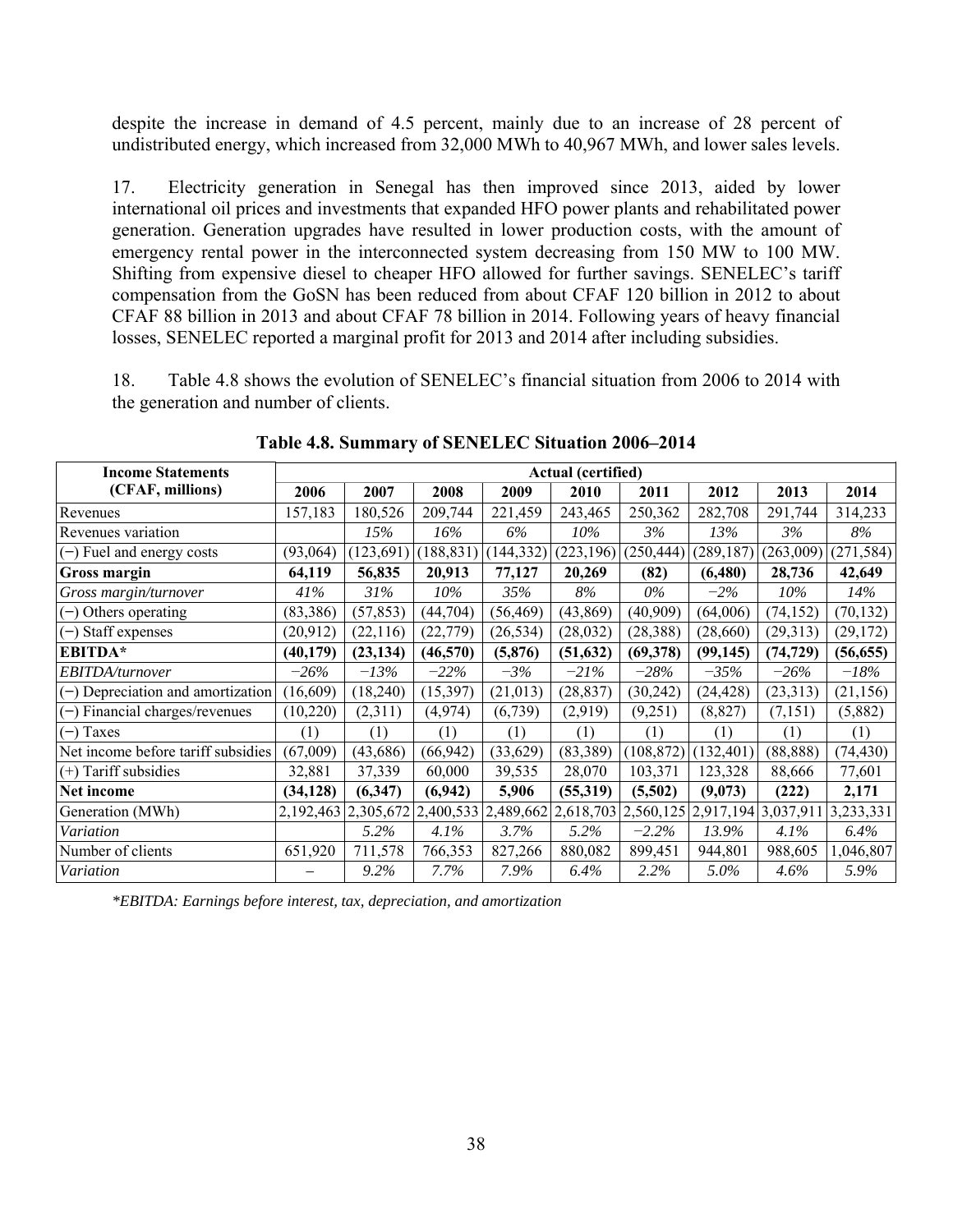despite the increase in demand of 4.5 percent, mainly due to an increase of 28 percent of undistributed energy, which increased from 32,000 MWh to 40,967 MWh, and lower sales levels.

17. Electricity generation in Senegal has then improved since 2013, aided by lower international oil prices and investments that expanded HFO power plants and rehabilitated power generation. Generation upgrades have resulted in lower production costs, with the amount of emergency rental power in the interconnected system decreasing from 150 MW to 100 MW. Shifting from expensive diesel to cheaper HFO allowed for further savings. SENELEC's tariff compensation from the GoSN has been reduced from about CFAF 120 billion in 2012 to about CFAF 88 billion in 2013 and about CFAF 78 billion in 2014. Following years of heavy financial losses, SENELEC reported a marginal profit for 2013 and 2014 after including subsidies.

18. Table 4.8 shows the evolution of SENELEC's financial situation from 2006 to 2014 with the generation and number of clients.

**Table 4.8. Summary of SENELEC Situation 2006–2014**

| Income Statements (CFAF, millions) | Actual (certified) | | | | | | | | |
|---|---|---|---|---|---|---|---|---|---|
| | 2006 | 2007 | 2008 | 2009 | 2010 | 2011 | 2012 | 2013 | 2014 |
| Revenues | 157,183 | 180,526 | 209,744 | 221,459 | 243,465 | 250,362 | 282,708 | 291,744 | 314,233 |
| Revenues variation | | *15%* | *16%* | *6%* | *10%* | *3%* | *13%* | *3%* | *8%* |
| (−) Fuel and energy costs | (93,064) | (123,691) | (188,831) | (144,332) | (223,196) | (250,444) | (289,187) | (263,009) | (271,584) |
| **Gross margin** | **64,119** | **56,835** | **20,913** | **77,127** | **20,269** | **(82)** | **(6,480)** | **28,736** | **42,649** |
| *Gross margin/turnover* | *41%* | *31%* | *10%* | *35%* | *8%* | *0%* | *−2%* | *10%* | *14%* |
| (−) Others operating | (83,386) | (57,853) | (44,704) | (56,469) | (43,869) | (40,909) | (64,006) | (74,152) | (70,132) |
| (−) Staff expenses | (20,912) | (22,116) | (22,779) | (26,534) | (28,032) | (28,388) | (28,660) | (29,313) | (29,172) |
| **EBITDA*** | **(40,179)** | **(23,134)** | **(46,570)** | **(5,876)** | **(51,632)** | **(69,378)** | **(99,145)** | **(74,729)** | **(56,655)** |
| *EBITDA/turnover* | *−26%* | *−13%* | *−22%* | *−3%* | *−21%* | *−28%* | *−35%* | *−26%* | *−18%* |
| (−) Depreciation and amortization | (16,609) | (18,240) | (15,397) | (21,013) | (28,837) | (30,242) | (24,428) | (23,313) | (21,156) |
| (−) Financial charges/revenues | (10,220) | (2,311) | (4,974) | (6,739) | (2,919) | (9,251) | (8,827) | (7,151) | (5,882) |
| (−) Taxes | (1) | (1) | (1) | (1) | (1) | (1) | (1) | (1) | (1) |
| Net income before tariff subsidies | (67,009) | (43,686) | (66,942) | (33,629) | (83,389) | (108,872) | (132,401) | (88,888) | (74,430) |
| (+) Tariff subsidies | 32,881 | 37,339 | 60,000 | 39,535 | 28,070 | 103,371 | 123,328 | 88,666 | 77,601 |
| **Net income** | **(34,128)** | **(6,347)** | **(6,942)** | **5,906** | **(55,319)** | **(5,502)** | **(9,073)** | **(222)** | **2,171** |
| Generation (MWh) | 2,192,463 | 2,305,672 | 2,400,533 | 2,489,662 | 2,618,703 | 2,560,125 | 2,917,194 | 3,037,911 | 3,233,331 |
| *Variation* | | *5.2%* | *4.1%* | *3.7%* | *5.2%* | *−2.2%* | *13.9%* | *4.1%* | *6.4%* |
| Number of clients | 651,920 | 711,578 | 766,353 | 827,266 | 880,082 | 899,451 | 944,801 | 988,605 | 1,046,807 |
| *Variation* | – | *9.2%* | *7.7%* | *7.9%* | *6.4%* | *2.2%* | *5.0%* | *4.6%* | *5.9%* |

*\*EBITDA: Earnings before interest, tax, depreciation, and amortization*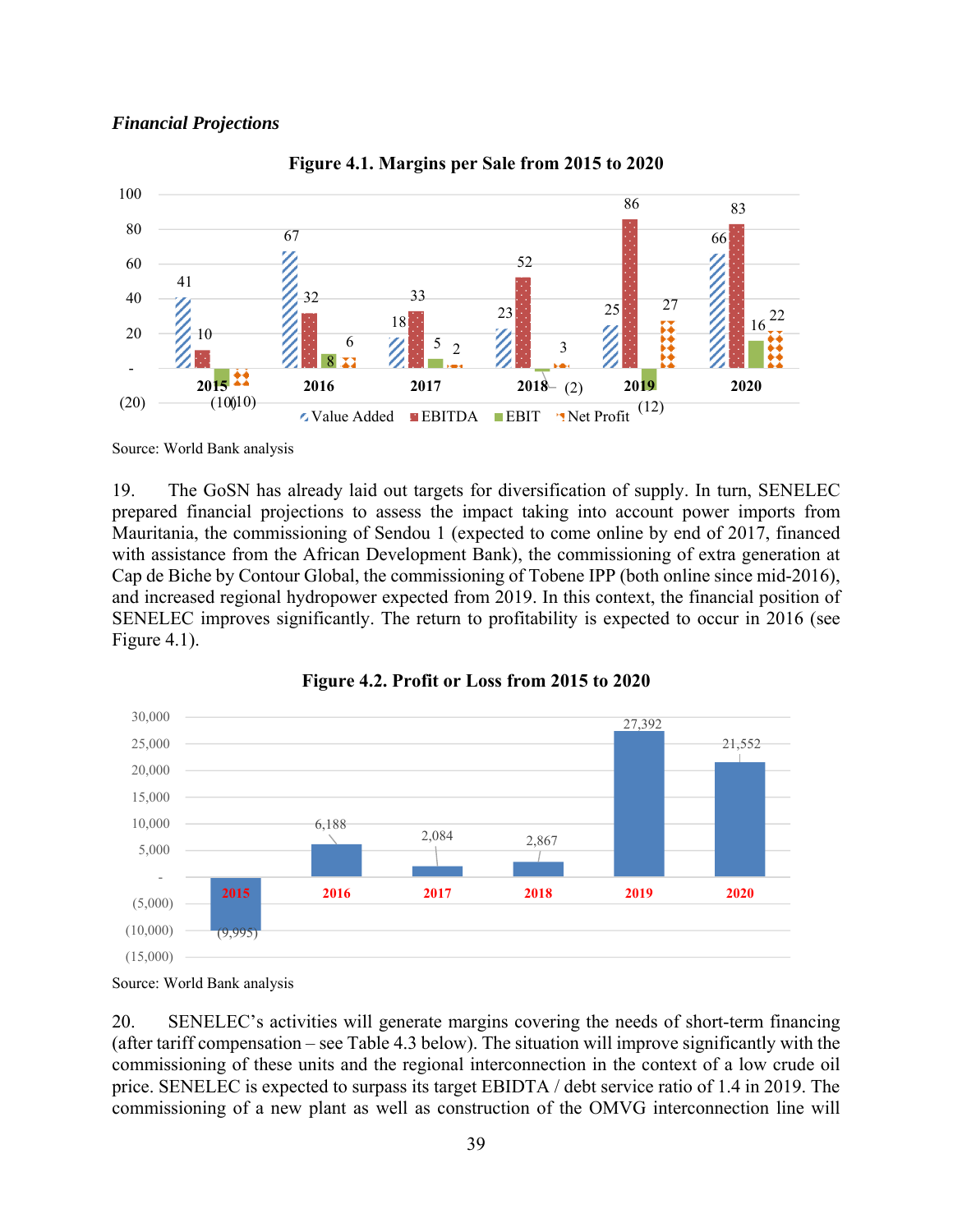***Financial Projections***

**Figure 4.1. Margins per Sale from 2015 to 2020**

| Year | Value Added | EBITDA | EBIT | Net Profit |
|---|---|---|---|---|
| 2015 | 41 | 10 | (10) | (10) |
| 2016 | 67 | 32 | 8 | 6 |
| 2017 | 18 | 33 | 5 | 2 |
| 2018 | 23 | 52 | (2) | 3 |
| 2019 | 25 | 86 | (12) | 27 |
| 2020 | 66 | 83 | 16 | 22 |

Source: World Bank analysis

19. The GoSN has already laid out targets for diversification of supply. In turn, SENELEC prepared financial projections to assess the impact taking into account power imports from Mauritania, the commissioning of Sendou 1 (expected to come online by end of 2017, financed with assistance from the African Development Bank), the commissioning of extra generation at Cap de Biche by Contour Global, the commissioning of Tobene IPP (both online since mid-2016), and increased regional hydropower expected from 2019. In this context, the financial position of SENELEC improves significantly. The return to profitability is expected to occur in 2016 (see Figure 4.1).

**Figure 4.2. Profit or Loss from 2015 to 2020**

| Year | Profit or Loss |
|---|---|
| 2015 | (9,995) |
| 2016 | 6,188 |
| 2017 | 2,084 |
| 2018 | 2,867 |
| 2019 | 27,392 |
| 2020 | 21,552 |

Source: World Bank analysis

20. SENELEC's activities will generate margins covering the needs of short-term financing (after tariff compensation – see Table 4.3 below). The situation will improve significantly with the commissioning of these units and the regional interconnection in the context of a low crude oil price. SENELEC is expected to surpass its target EBIDTA / debt service ratio of 1.4 in 2019. The commissioning of a new plant as well as construction of the OMVG interconnection line will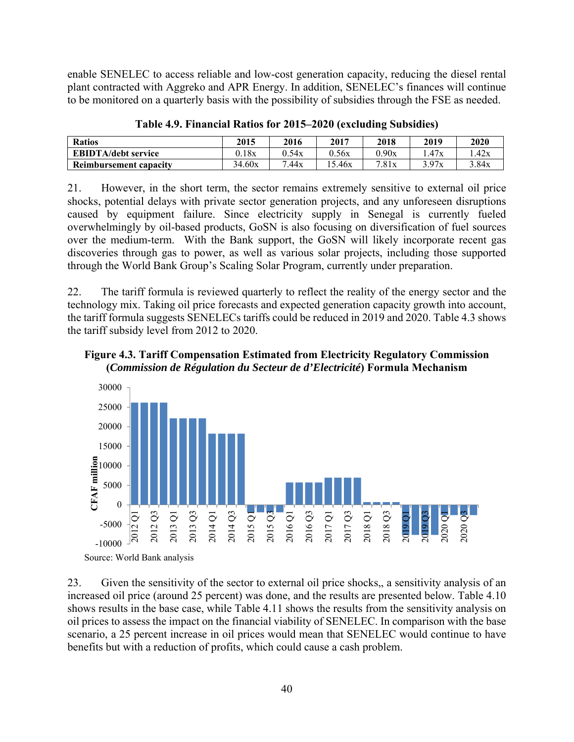enable SENELEC to access reliable and low-cost generation capacity, reducing the diesel rental plant contracted with Aggreko and APR Energy. In addition, SENELEC's finances will continue to be monitored on a quarterly basis with the possibility of subsidies through the FSE as needed.

**Table 4.9. Financial Ratios for 2015–2020 (excluding Subsidies)**

| Ratios | 2015 | 2016 | 2017 | 2018 | 2019 | 2020 |
|---|---|---|---|---|---|---|
| **EBIDTA/debt service** | 0.18x | 0.54x | 0.56x | 0.90x | 1.47x | 1.42x |
| **Reimbursement capacity** | 34.60x | 7.44x | 15.46x | 7.81x | 3.97x | 3.84x |

21. However, in the short term, the sector remains extremely sensitive to external oil price shocks, potential delays with private sector generation projects, and any unforeseen disruptions caused by equipment failure. Since electricity supply in Senegal is currently fueled overwhelmingly by oil-based products, GoSN is also focusing on diversification of fuel sources over the medium-term. With the Bank support, the GoSN will likely incorporate recent gas discoveries through gas to power, as well as various solar projects, including those supported through the World Bank Group's Scaling Solar Program, currently under preparation.

22. The tariff formula is reviewed quarterly to reflect the reality of the energy sector and the technology mix. Taking oil price forecasts and expected generation capacity growth into account, the tariff formula suggests SENELECs tariffs could be reduced in 2019 and 2020. Table 4.3 shows the tariff subsidy level from 2012 to 2020.

**Figure 4.3. Tariff Compensation Estimated from Electricity Regulatory Commission (*Commission de Régulation du Secteur de d'Electricité*) Formula Mechanism**

Source: World Bank analysis

23. Given the sensitivity of the sector to external oil price shocks,, a sensitivity analysis of an increased oil price (around 25 percent) was done, and the results are presented below. Table 4.10 shows results in the base case, while Table 4.11 shows the results from the sensitivity analysis on oil prices to assess the impact on the financial viability of SENELEC. In comparison with the base scenario, a 25 percent increase in oil prices would mean that SENELEC would continue to have benefits but with a reduction of profits, which could cause a cash problem.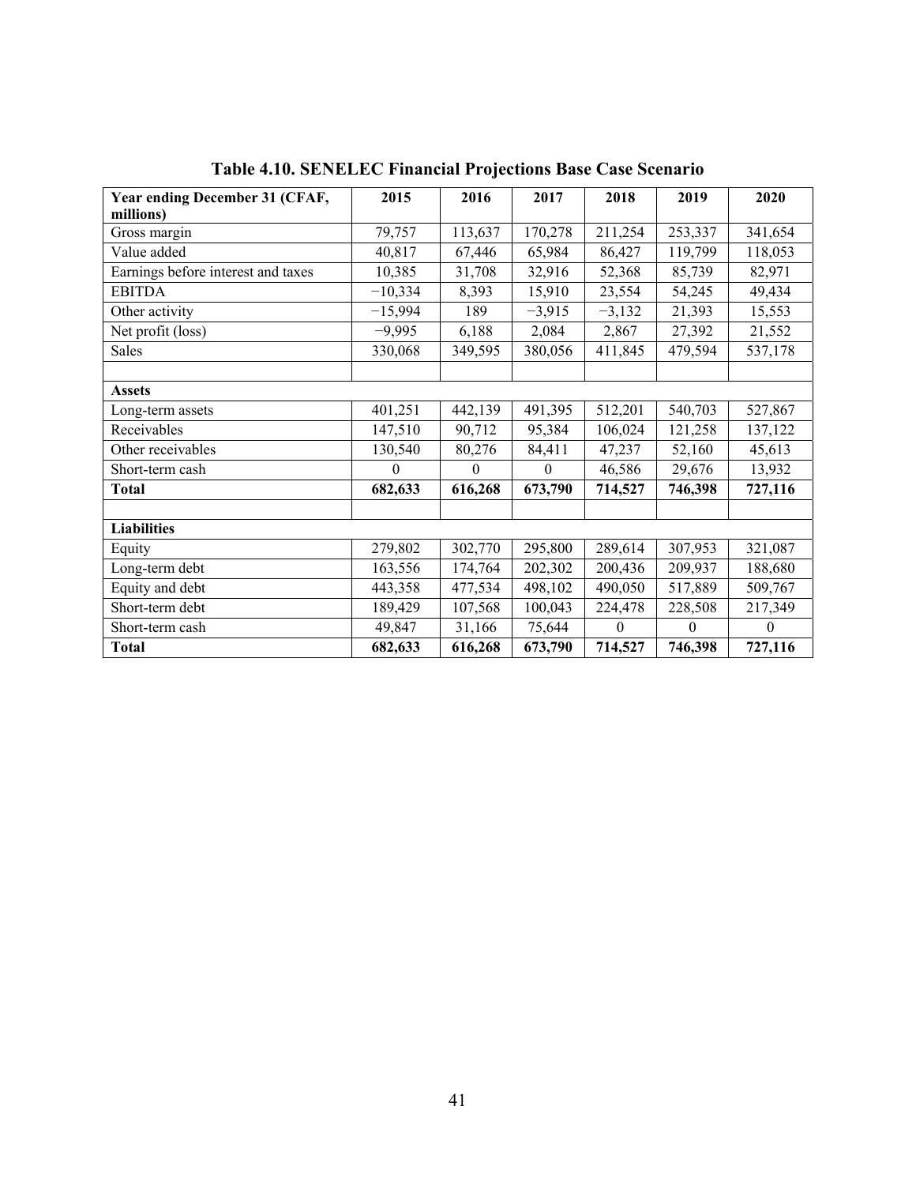**Table 4.10. SENELEC Financial Projections Base Case Scenario**

| Year ending December 31 (CFAF, millions) | 2015 | 2016 | 2017 | 2018 | 2019 | 2020 |
|---|---|---|---|---|---|---|
| Gross margin | 79,757 | 113,637 | 170,278 | 211,254 | 253,337 | 341,654 |
| Value added | 40,817 | 67,446 | 65,984 | 86,427 | 119,799 | 118,053 |
| Earnings before interest and taxes | 10,385 | 31,708 | 32,916 | 52,368 | 85,739 | 82,971 |
| EBITDA | −10,334 | 8,393 | 15,910 | 23,554 | 54,245 | 49,434 |
| Other activity | −15,994 | 189 | −3,915 | −3,132 | 21,393 | 15,553 |
| Net profit (loss) | −9,995 | 6,188 | 2,084 | 2,867 | 27,392 | 21,552 |
| Sales | 330,068 | 349,595 | 380,056 | 411,845 | 479,594 | 537,178 |
| | | | | | | |
| **Assets** | | | | | | |
| Long-term assets | 401,251 | 442,139 | 491,395 | 512,201 | 540,703 | 527,867 |
| Receivables | 147,510 | 90,712 | 95,384 | 106,024 | 121,258 | 137,122 |
| Other receivables | 130,540 | 80,276 | 84,411 | 47,237 | 52,160 | 45,613 |
| Short-term cash | 0 | 0 | 0 | 46,586 | 29,676 | 13,932 |
| **Total** | **682,633** | **616,268** | **673,790** | **714,527** | **746,398** | **727,116** |
| | | | | | | |
| **Liabilities** | | | | | | |
| Equity | 279,802 | 302,770 | 295,800 | 289,614 | 307,953 | 321,087 |
| Long-term debt | 163,556 | 174,764 | 202,302 | 200,436 | 209,937 | 188,680 |
| Equity and debt | 443,358 | 477,534 | 498,102 | 490,050 | 517,889 | 509,767 |
| Short-term debt | 189,429 | 107,568 | 100,043 | 224,478 | 228,508 | 217,349 |
| Short-term cash | 49,847 | 31,166 | 75,644 | 0 | 0 | 0 |
| **Total** | **682,633** | **616,268** | **673,790** | **714,527** | **746,398** | **727,116** |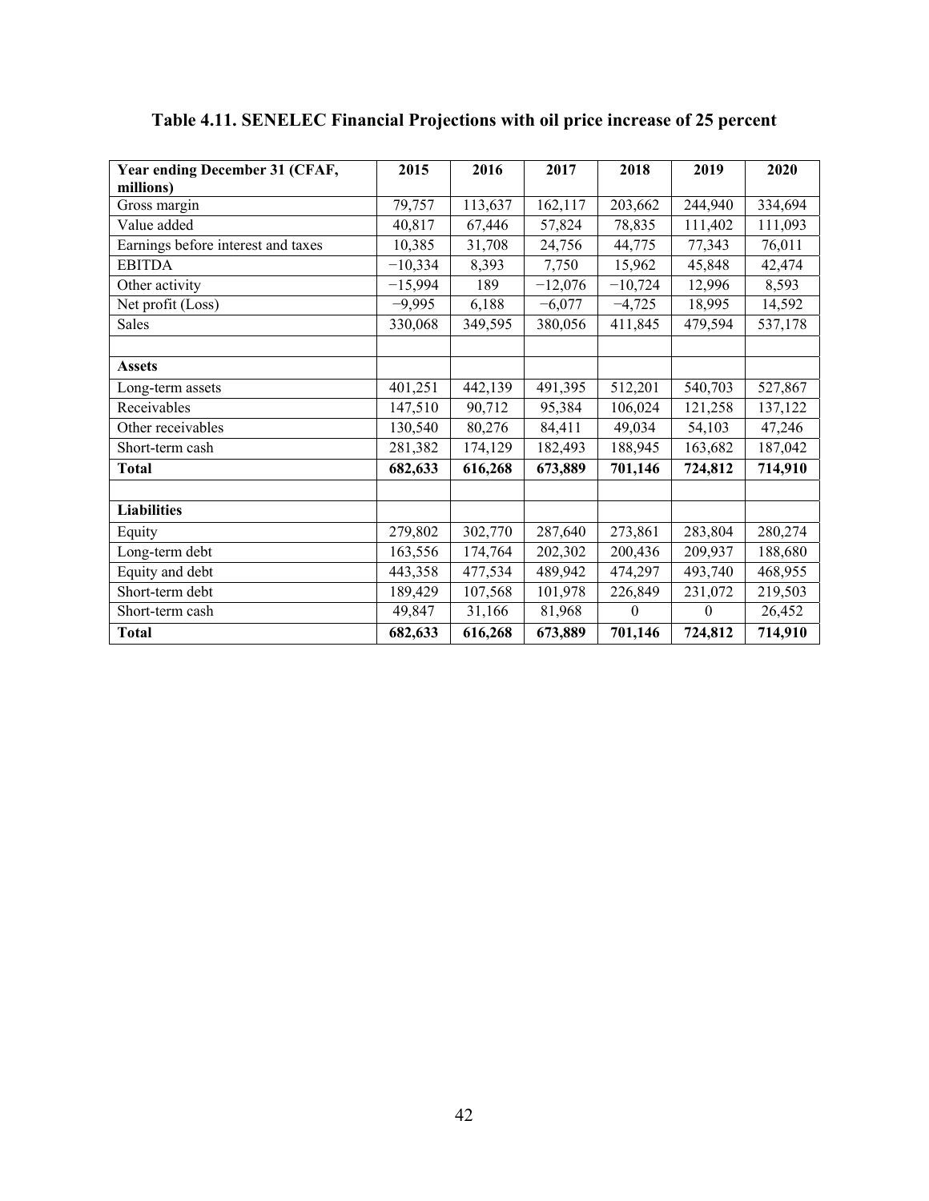**Table 4.11. SENELEC Financial Projections with oil price increase of 25 percent**

| Year ending December 31 (CFAF, millions) | 2015 | 2016 | 2017 | 2018 | 2019 | 2020 |
|---|---|---|---|---|---|---|
| Gross margin | 79,757 | 113,637 | 162,117 | 203,662 | 244,940 | 334,694 |
| Value added | 40,817 | 67,446 | 57,824 | 78,835 | 111,402 | 111,093 |
| Earnings before interest and taxes | 10,385 | 31,708 | 24,756 | 44,775 | 77,343 | 76,011 |
| EBITDA | −10,334 | 8,393 | 7,750 | 15,962 | 45,848 | 42,474 |
| Other activity | −15,994 | 189 | −12,076 | −10,724 | 12,996 | 8,593 |
| Net profit (Loss) | −9,995 | 6,188 | −6,077 | −4,725 | 18,995 | 14,592 |
| Sales | 330,068 | 349,595 | 380,056 | 411,845 | 479,594 | 537,178 |
| | | | | | | |
| **Assets** | | | | | | |
| Long-term assets | 401,251 | 442,139 | 491,395 | 512,201 | 540,703 | 527,867 |
| Receivables | 147,510 | 90,712 | 95,384 | 106,024 | 121,258 | 137,122 |
| Other receivables | 130,540 | 80,276 | 84,411 | 49,034 | 54,103 | 47,246 |
| Short-term cash | 281,382 | 174,129 | 182,493 | 188,945 | 163,682 | 187,042 |
| **Total** | **682,633** | **616,268** | **673,889** | **701,146** | **724,812** | **714,910** |
| | | | | | | |
| **Liabilities** | | | | | | |
| Equity | 279,802 | 302,770 | 287,640 | 273,861 | 283,804 | 280,274 |
| Long-term debt | 163,556 | 174,764 | 202,302 | 200,436 | 209,937 | 188,680 |
| Equity and debt | 443,358 | 477,534 | 489,942 | 474,297 | 493,740 | 468,955 |
| Short-term debt | 189,429 | 107,568 | 101,978 | 226,849 | 231,072 | 219,503 |
| Short-term cash | 49,847 | 31,166 | 81,968 | 0 | 0 | 26,452 |
| **Total** | **682,633** | **616,268** | **673,889** | **701,146** | **724,812** | **714,910** |